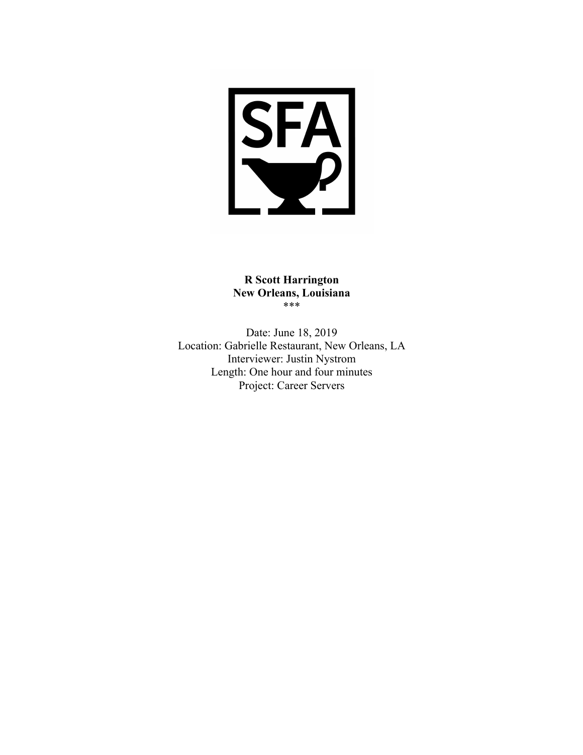SFA

**R Scott Harrington**
**New Orleans, Louisiana**
***

Date: June 18, 2019
Location: Gabrielle Restaurant, New Orleans, LA
Interviewer: Justin Nystrom
Length: One hour and four minutes
Project: Career Servers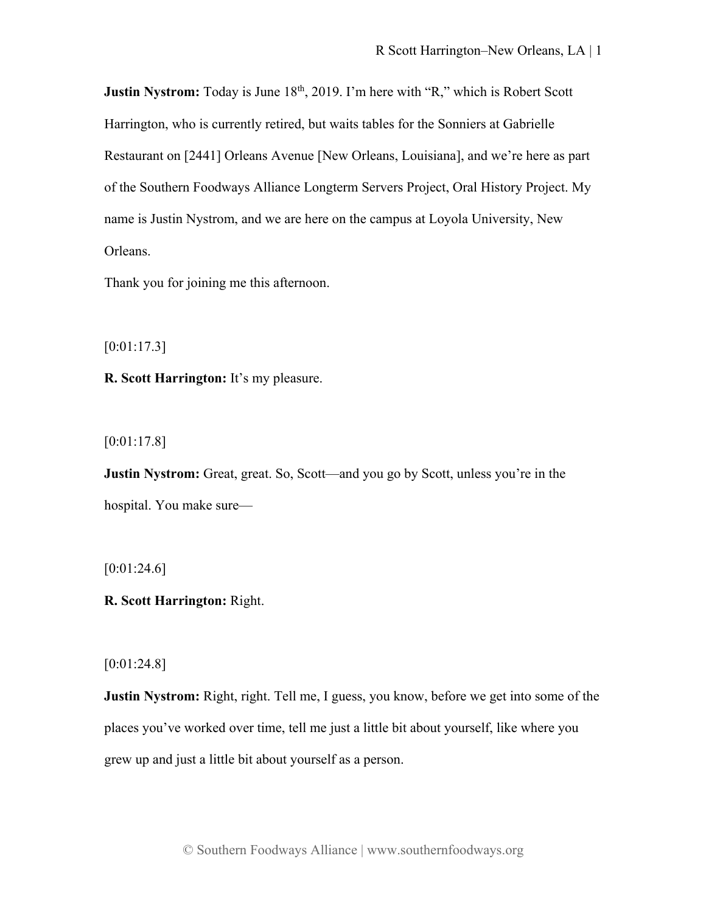**Justin Nystrom:** Today is June 18th, 2019. I'm here with "R," which is Robert Scott Harrington, who is currently retired, but waits tables for the Sonniers at Gabrielle Restaurant on [2441] Orleans Avenue [New Orleans, Louisiana], and we're here as part of the Southern Foodways Alliance Longterm Servers Project, Oral History Project. My name is Justin Nystrom, and we are here on the campus at Loyola University, New Orleans.

Thank you for joining me this afternoon.

[0:01:17.3]

**R. Scott Harrington:** It's my pleasure.

[0:01:17.8]

**Justin Nystrom:** Great, great. So, Scott—and you go by Scott, unless you're in the hospital. You make sure—

[0:01:24.6]

**R. Scott Harrington:** Right.

[0:01:24.8]

**Justin Nystrom:** Right, right. Tell me, I guess, you know, before we get into some of the places you've worked over time, tell me just a little bit about yourself, like where you grew up and just a little bit about yourself as a person.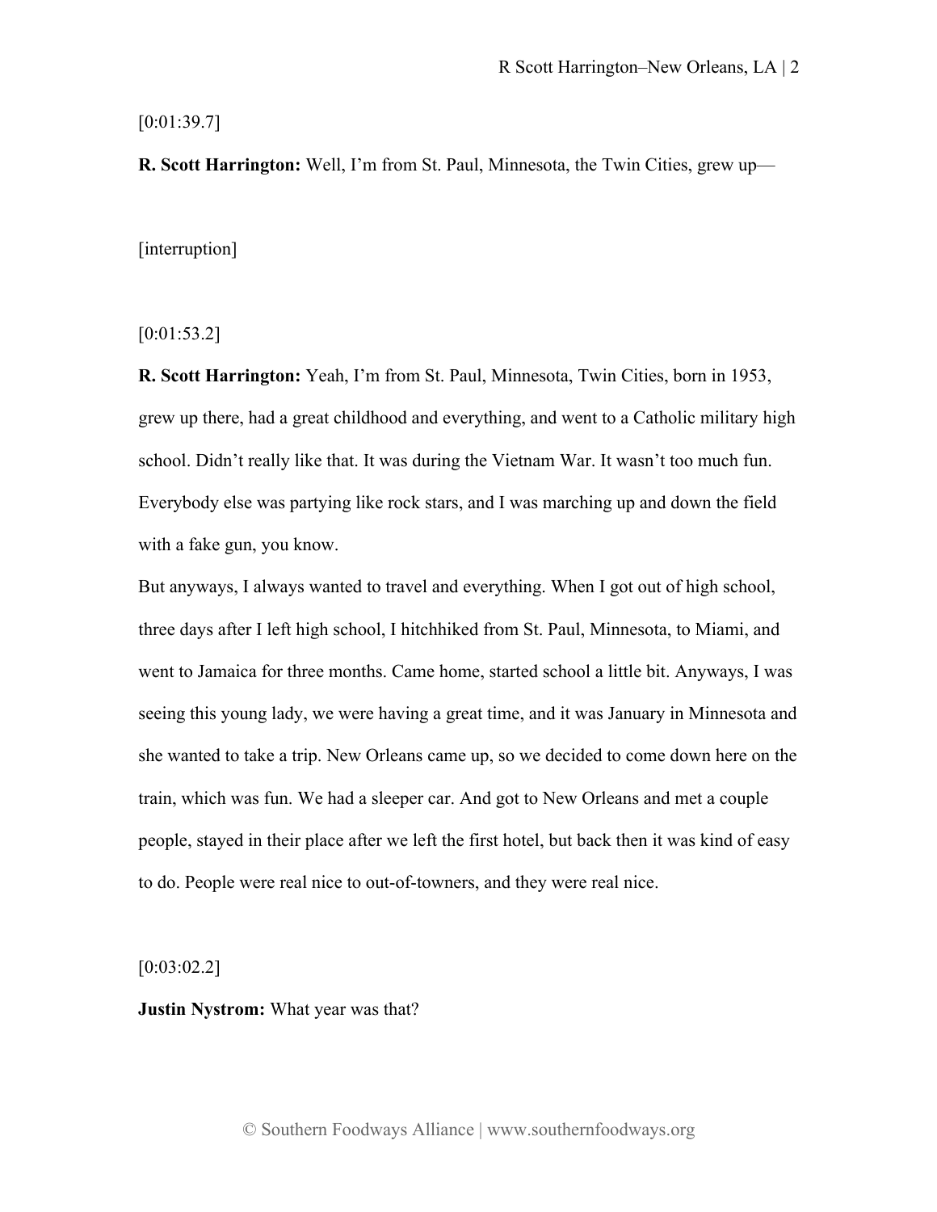[0:01:39.7]

**R. Scott Harrington:** Well, I'm from St. Paul, Minnesota, the Twin Cities, grew up—

[interruption]

[0:01:53.2]

**R. Scott Harrington:** Yeah, I'm from St. Paul, Minnesota, Twin Cities, born in 1953, grew up there, had a great childhood and everything, and went to a Catholic military high school. Didn't really like that. It was during the Vietnam War. It wasn't too much fun. Everybody else was partying like rock stars, and I was marching up and down the field with a fake gun, you know.

But anyways, I always wanted to travel and everything. When I got out of high school, three days after I left high school, I hitchhiked from St. Paul, Minnesota, to Miami, and went to Jamaica for three months. Came home, started school a little bit. Anyways, I was seeing this young lady, we were having a great time, and it was January in Minnesota and she wanted to take a trip. New Orleans came up, so we decided to come down here on the train, which was fun. We had a sleeper car. And got to New Orleans and met a couple people, stayed in their place after we left the first hotel, but back then it was kind of easy to do. People were real nice to out-of-towners, and they were real nice.

[0:03:02.2]

**Justin Nystrom:** What year was that?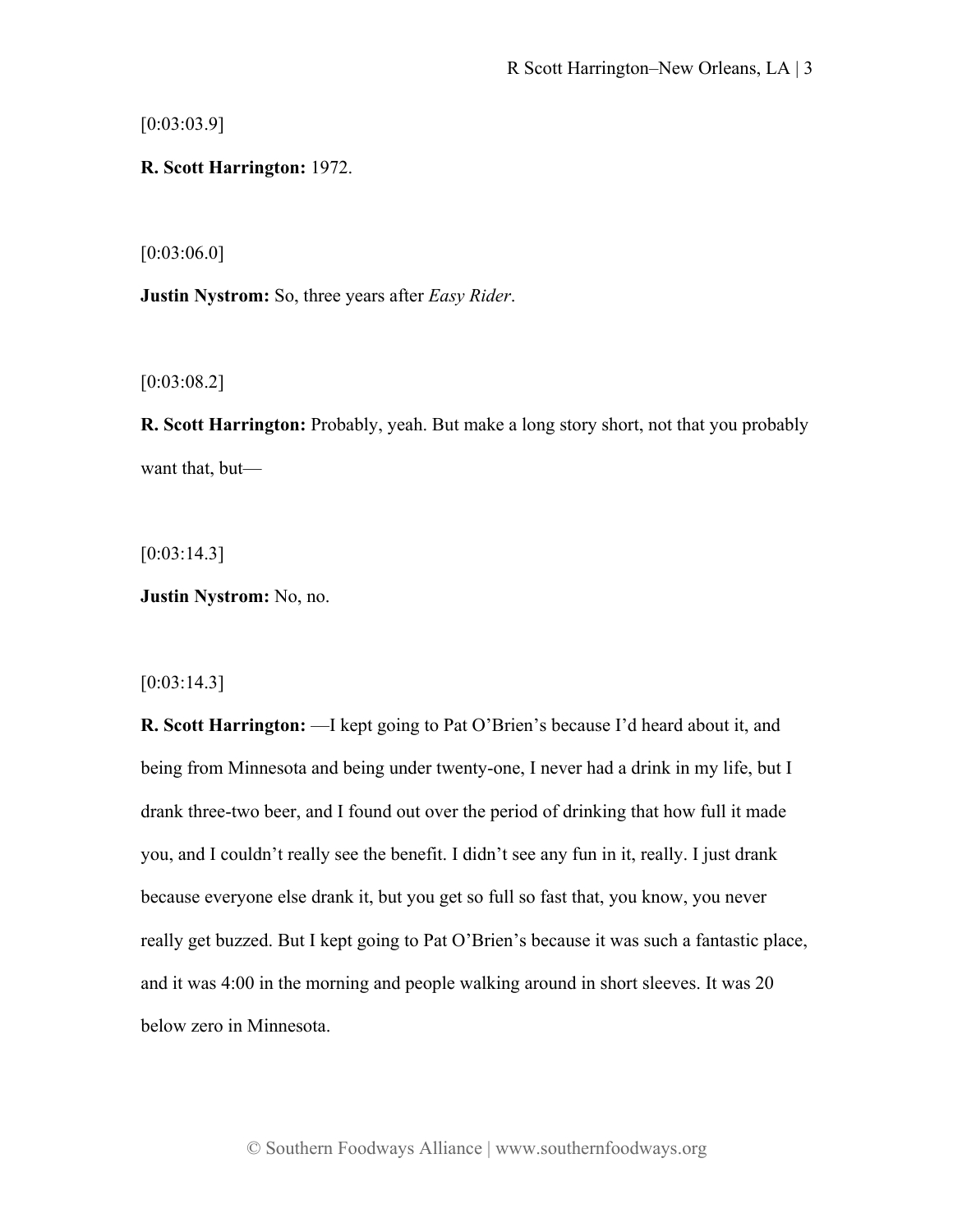[0:03:03.9]

**R. Scott Harrington:** 1972.

[0:03:06.0]

**Justin Nystrom:** So, three years after *Easy Rider*.

[0:03:08.2]

**R. Scott Harrington:** Probably, yeah. But make a long story short, not that you probably want that, but—

[0:03:14.3]

**Justin Nystrom:** No, no.

[0:03:14.3]

**R. Scott Harrington:** —I kept going to Pat O'Brien's because I'd heard about it, and being from Minnesota and being under twenty-one, I never had a drink in my life, but I drank three-two beer, and I found out over the period of drinking that how full it made you, and I couldn't really see the benefit. I didn't see any fun in it, really. I just drank because everyone else drank it, but you get so full so fast that, you know, you never really get buzzed. But I kept going to Pat O'Brien's because it was such a fantastic place, and it was 4:00 in the morning and people walking around in short sleeves. It was 20 below zero in Minnesota.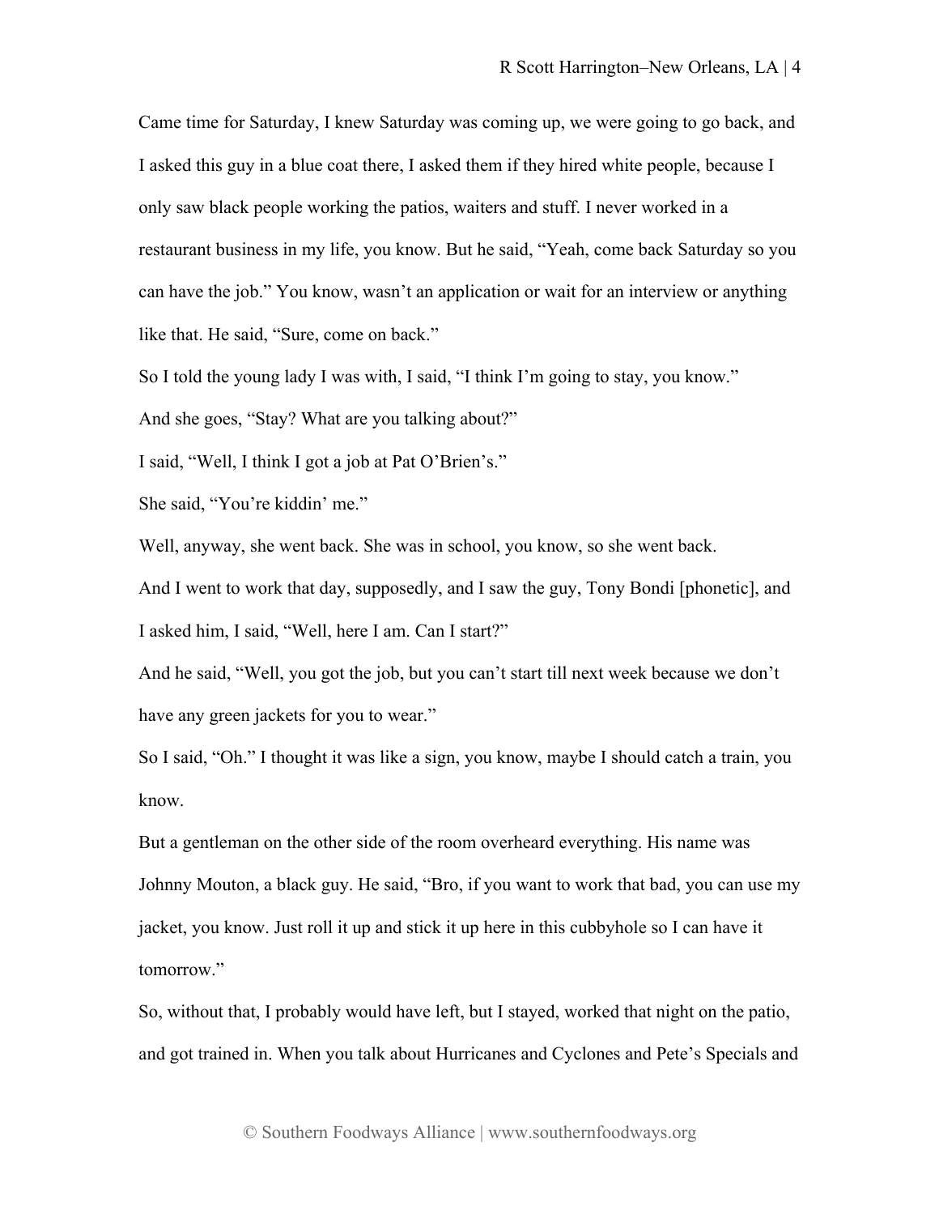Came time for Saturday, I knew Saturday was coming up, we were going to go back, and I asked this guy in a blue coat there, I asked them if they hired white people, because I only saw black people working the patios, waiters and stuff. I never worked in a restaurant business in my life, you know. But he said, "Yeah, come back Saturday so you can have the job." You know, wasn't an application or wait for an interview or anything like that. He said, "Sure, come on back."

So I told the young lady I was with, I said, "I think I'm going to stay, you know."

And she goes, "Stay? What are you talking about?"

I said, "Well, I think I got a job at Pat O'Brien's."

She said, "You're kiddin' me."

Well, anyway, she went back. She was in school, you know, so she went back.

And I went to work that day, supposedly, and I saw the guy, Tony Bondi [phonetic], and I asked him, I said, "Well, here I am. Can I start?"

And he said, "Well, you got the job, but you can't start till next week because we don't have any green jackets for you to wear."

So I said, "Oh." I thought it was like a sign, you know, maybe I should catch a train, you know.

But a gentleman on the other side of the room overheard everything. His name was Johnny Mouton, a black guy. He said, "Bro, if you want to work that bad, you can use my jacket, you know. Just roll it up and stick it up here in this cubbyhole so I can have it tomorrow."

So, without that, I probably would have left, but I stayed, worked that night on the patio, and got trained in. When you talk about Hurricanes and Cyclones and Pete's Specials and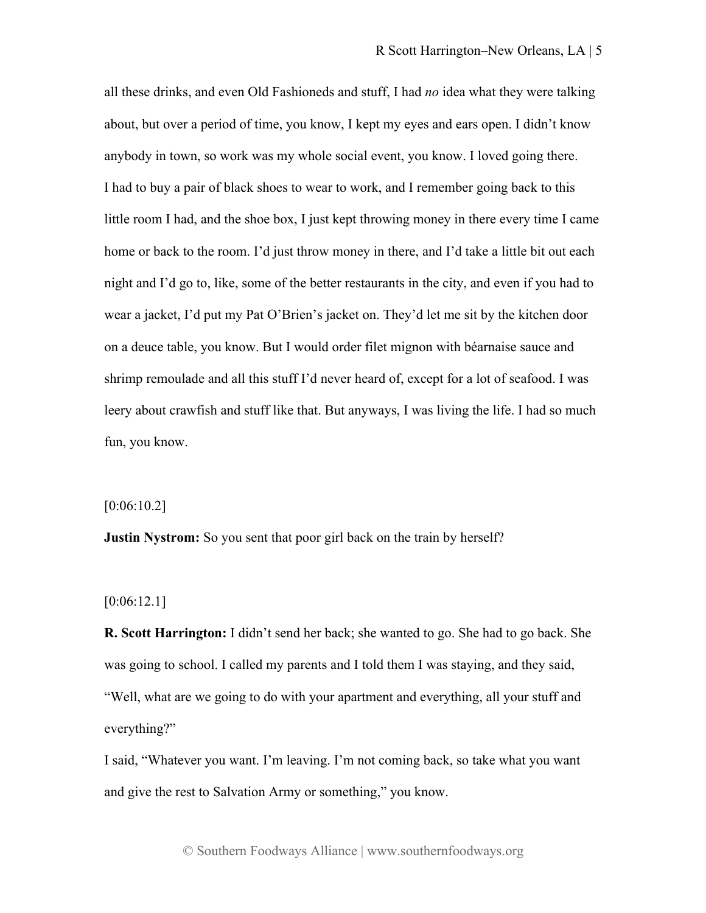all these drinks, and even Old Fashioneds and stuff, I had *no* idea what they were talking about, but over a period of time, you know, I kept my eyes and ears open. I didn't know anybody in town, so work was my whole social event, you know. I loved going there. I had to buy a pair of black shoes to wear to work, and I remember going back to this little room I had, and the shoe box, I just kept throwing money in there every time I came home or back to the room. I'd just throw money in there, and I'd take a little bit out each night and I'd go to, like, some of the better restaurants in the city, and even if you had to wear a jacket, I'd put my Pat O'Brien's jacket on. They'd let me sit by the kitchen door on a deuce table, you know. But I would order filet mignon with béarnaise sauce and shrimp remoulade and all this stuff I'd never heard of, except for a lot of seafood. I was leery about crawfish and stuff like that. But anyways, I was living the life. I had so much fun, you know.

[0:06:10.2]

**Justin Nystrom:** So you sent that poor girl back on the train by herself?

[0:06:12.1]

**R. Scott Harrington:** I didn't send her back; she wanted to go. She had to go back. She was going to school. I called my parents and I told them I was staying, and they said, "Well, what are we going to do with your apartment and everything, all your stuff and everything?"

I said, "Whatever you want. I'm leaving. I'm not coming back, so take what you want and give the rest to Salvation Army or something," you know.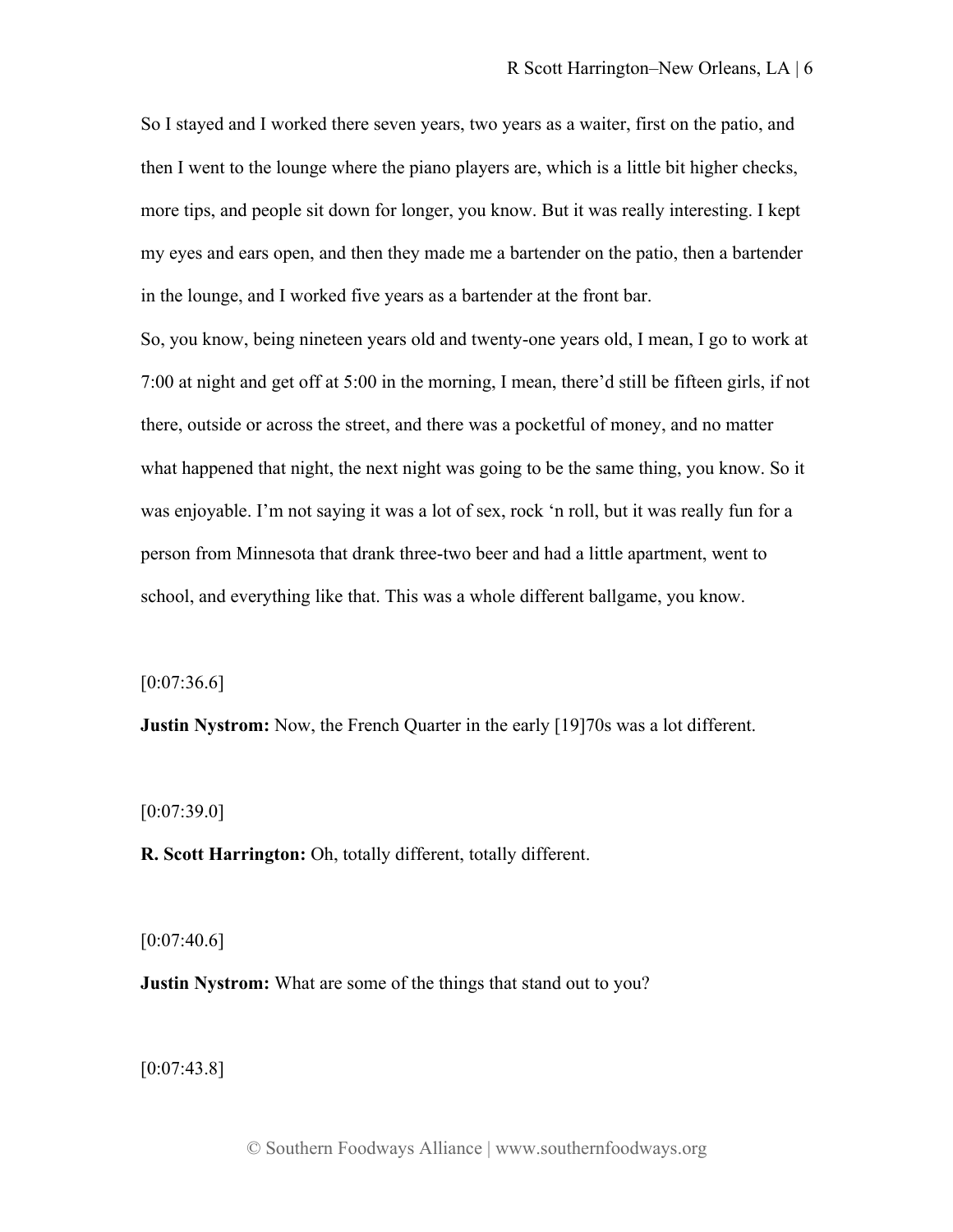So I stayed and I worked there seven years, two years as a waiter, first on the patio, and then I went to the lounge where the piano players are, which is a little bit higher checks, more tips, and people sit down for longer, you know. But it was really interesting. I kept my eyes and ears open, and then they made me a bartender on the patio, then a bartender in the lounge, and I worked five years as a bartender at the front bar.

So, you know, being nineteen years old and twenty-one years old, I mean, I go to work at 7:00 at night and get off at 5:00 in the morning, I mean, there'd still be fifteen girls, if not there, outside or across the street, and there was a pocketful of money, and no matter what happened that night, the next night was going to be the same thing, you know. So it was enjoyable. I'm not saying it was a lot of sex, rock 'n roll, but it was really fun for a person from Minnesota that drank three-two beer and had a little apartment, went to school, and everything like that. This was a whole different ballgame, you know.

[0:07:36.6]

**Justin Nystrom:** Now, the French Quarter in the early [19]70s was a lot different.

[0:07:39.0]

**R. Scott Harrington:** Oh, totally different, totally different.

[0:07:40.6]

**Justin Nystrom:** What are some of the things that stand out to you?

[0:07:43.8]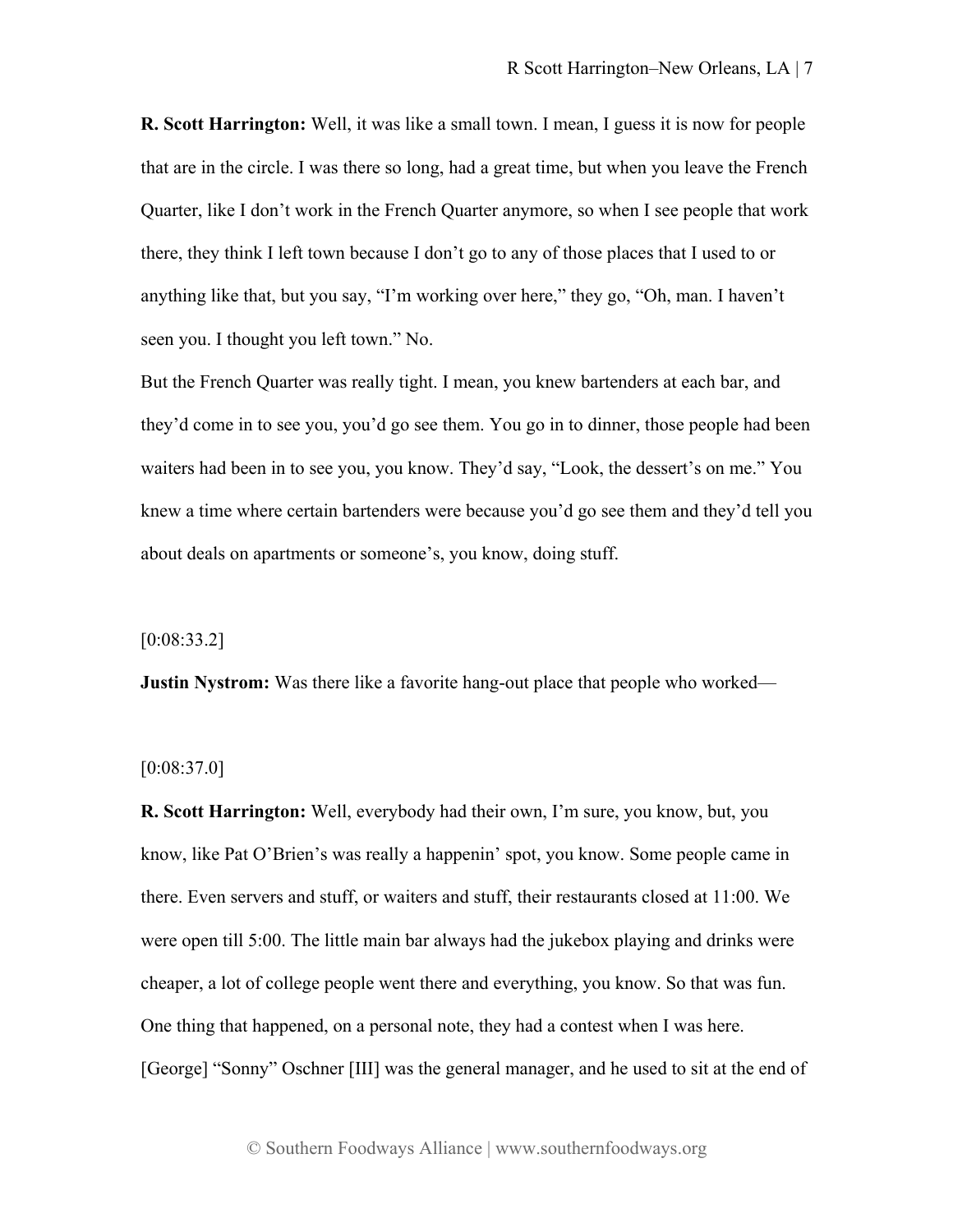**R. Scott Harrington:** Well, it was like a small town. I mean, I guess it is now for people that are in the circle. I was there so long, had a great time, but when you leave the French Quarter, like I don't work in the French Quarter anymore, so when I see people that work there, they think I left town because I don't go to any of those places that I used to or anything like that, but you say, "I'm working over here," they go, "Oh, man. I haven't seen you. I thought you left town." No.

But the French Quarter was really tight. I mean, you knew bartenders at each bar, and they'd come in to see you, you'd go see them. You go in to dinner, those people had been waiters had been in to see you, you know. They'd say, "Look, the dessert's on me." You knew a time where certain bartenders were because you'd go see them and they'd tell you about deals on apartments or someone's, you know, doing stuff.

[0:08:33.2]

**Justin Nystrom:** Was there like a favorite hang-out place that people who worked—

[0:08:37.0]

**R. Scott Harrington:** Well, everybody had their own, I'm sure, you know, but, you know, like Pat O'Brien's was really a happenin' spot, you know. Some people came in there. Even servers and stuff, or waiters and stuff, their restaurants closed at 11:00. We were open till 5:00. The little main bar always had the jukebox playing and drinks were cheaper, a lot of college people went there and everything, you know. So that was fun. One thing that happened, on a personal note, they had a contest when I was here. [George] "Sonny" Oschner [III] was the general manager, and he used to sit at the end of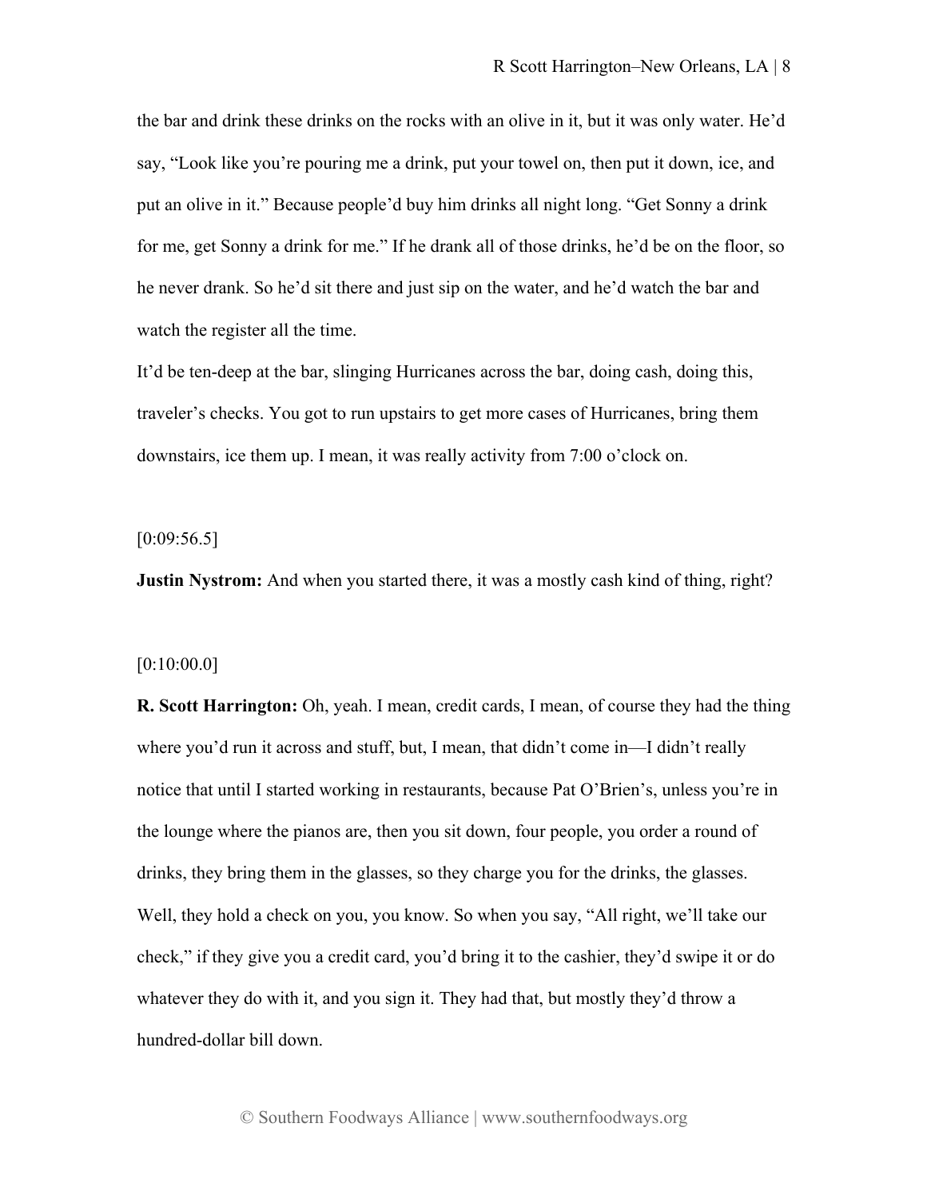the bar and drink these drinks on the rocks with an olive in it, but it was only water. He'd say, "Look like you're pouring me a drink, put your towel on, then put it down, ice, and put an olive in it." Because people'd buy him drinks all night long. "Get Sonny a drink for me, get Sonny a drink for me." If he drank all of those drinks, he'd be on the floor, so he never drank. So he'd sit there and just sip on the water, and he'd watch the bar and watch the register all the time.

It'd be ten-deep at the bar, slinging Hurricanes across the bar, doing cash, doing this, traveler's checks. You got to run upstairs to get more cases of Hurricanes, bring them downstairs, ice them up. I mean, it was really activity from 7:00 o'clock on.

[0:09:56.5]

**Justin Nystrom:** And when you started there, it was a mostly cash kind of thing, right?

[0:10:00.0]

**R. Scott Harrington:** Oh, yeah. I mean, credit cards, I mean, of course they had the thing where you'd run it across and stuff, but, I mean, that didn't come in—I didn't really notice that until I started working in restaurants, because Pat O'Brien's, unless you're in the lounge where the pianos are, then you sit down, four people, you order a round of drinks, they bring them in the glasses, so they charge you for the drinks, the glasses. Well, they hold a check on you, you know. So when you say, "All right, we'll take our check," if they give you a credit card, you'd bring it to the cashier, they'd swipe it or do whatever they do with it, and you sign it. They had that, but mostly they'd throw a hundred-dollar bill down.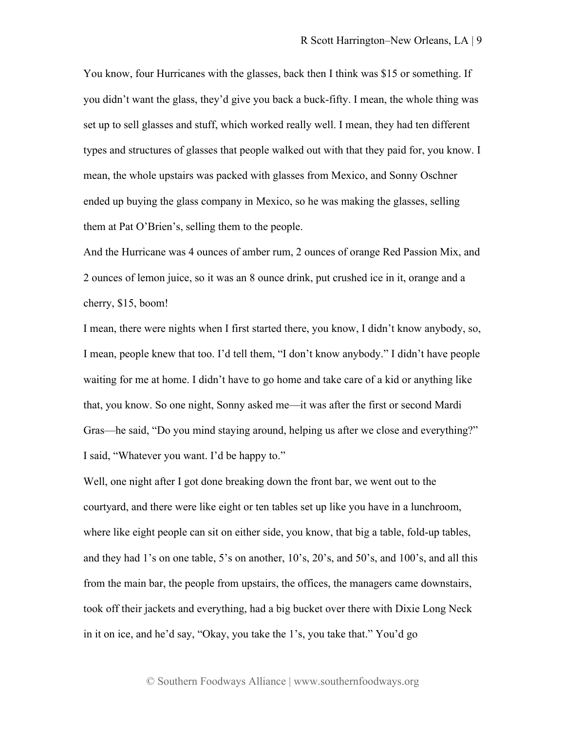You know, four Hurricanes with the glasses, back then I think was $15 or something. If you didn't want the glass, they'd give you back a buck-fifty. I mean, the whole thing was set up to sell glasses and stuff, which worked really well. I mean, they had ten different types and structures of glasses that people walked out with that they paid for, you know. I mean, the whole upstairs was packed with glasses from Mexico, and Sonny Oschner ended up buying the glass company in Mexico, so he was making the glasses, selling them at Pat O'Brien's, selling them to the people.

And the Hurricane was 4 ounces of amber rum, 2 ounces of orange Red Passion Mix, and 2 ounces of lemon juice, so it was an 8 ounce drink, put crushed ice in it, orange and a cherry, $15, boom!

I mean, there were nights when I first started there, you know, I didn't know anybody, so, I mean, people knew that too. I'd tell them, "I don't know anybody." I didn't have people waiting for me at home. I didn't have to go home and take care of a kid or anything like that, you know. So one night, Sonny asked me—it was after the first or second Mardi Gras—he said, "Do you mind staying around, helping us after we close and everything?" I said, "Whatever you want. I'd be happy to."

Well, one night after I got done breaking down the front bar, we went out to the courtyard, and there were like eight or ten tables set up like you have in a lunchroom, where like eight people can sit on either side, you know, that big a table, fold-up tables, and they had 1's on one table, 5's on another, 10's, 20's, and 50's, and 100's, and all this from the main bar, the people from upstairs, the offices, the managers came downstairs, took off their jackets and everything, had a big bucket over there with Dixie Long Neck in it on ice, and he'd say, "Okay, you take the 1's, you take that." You'd go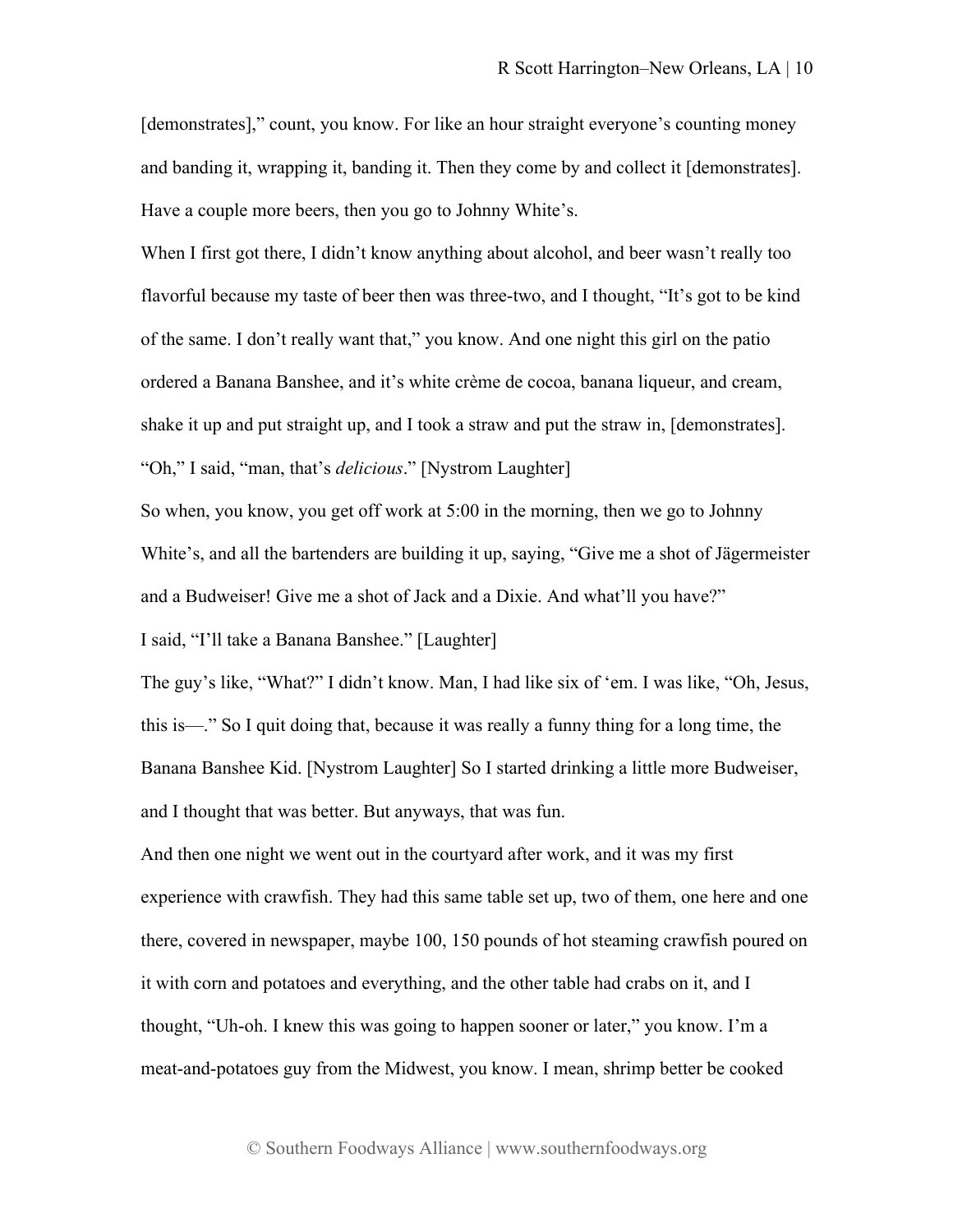[demonstrates],” count, you know. For like an hour straight everyone’s counting money and banding it, wrapping it, banding it. Then they come by and collect it [demonstrates]. Have a couple more beers, then you go to Johnny White’s.

When I first got there, I didn’t know anything about alcohol, and beer wasn’t really too flavorful because my taste of beer then was three-two, and I thought, “It’s got to be kind of the same. I don’t really want that,” you know. And one night this girl on the patio ordered a Banana Banshee, and it’s white crème de cocoa, banana liqueur, and cream, shake it up and put straight up, and I took a straw and put the straw in, [demonstrates]. “Oh,” I said, “man, that’s *delicious*.” [Nystrom Laughter]

So when, you know, you get off work at 5:00 in the morning, then we go to Johnny White’s, and all the bartenders are building it up, saying, “Give me a shot of Jägermeister and a Budweiser! Give me a shot of Jack and a Dixie. And what’ll you have?”

I said, “I’ll take a Banana Banshee.” [Laughter]

The guy’s like, “What?” I didn’t know. Man, I had like six of ‘em. I was like, “Oh, Jesus, this is—.” So I quit doing that, because it was really a funny thing for a long time, the Banana Banshee Kid. [Nystrom Laughter] So I started drinking a little more Budweiser, and I thought that was better. But anyways, that was fun.

And then one night we went out in the courtyard after work, and it was my first experience with crawfish. They had this same table set up, two of them, one here and one there, covered in newspaper, maybe 100, 150 pounds of hot steaming crawfish poured on it with corn and potatoes and everything, and the other table had crabs on it, and I thought, “Uh-oh. I knew this was going to happen sooner or later,” you know. I’m a meat-and-potatoes guy from the Midwest, you know. I mean, shrimp better be cooked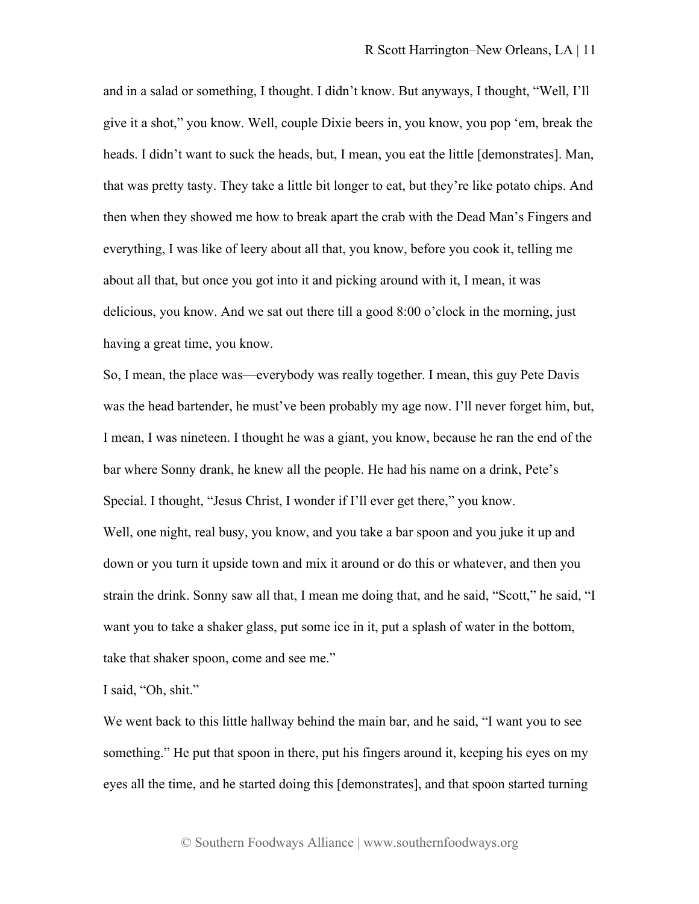and in a salad or something, I thought. I didn't know. But anyways, I thought, "Well, I'll give it a shot," you know. Well, couple Dixie beers in, you know, you pop 'em, break the heads. I didn't want to suck the heads, but, I mean, you eat the little [demonstrates]. Man, that was pretty tasty. They take a little bit longer to eat, but they're like potato chips. And then when they showed me how to break apart the crab with the Dead Man's Fingers and everything, I was like of leery about all that, you know, before you cook it, telling me about all that, but once you got into it and picking around with it, I mean, it was delicious, you know. And we sat out there till a good 8:00 o'clock in the morning, just having a great time, you know.

So, I mean, the place was—everybody was really together. I mean, this guy Pete Davis was the head bartender, he must've been probably my age now. I'll never forget him, but, I mean, I was nineteen. I thought he was a giant, you know, because he ran the end of the bar where Sonny drank, he knew all the people. He had his name on a drink, Pete's Special. I thought, "Jesus Christ, I wonder if I'll ever get there," you know.

Well, one night, real busy, you know, and you take a bar spoon and you juke it up and down or you turn it upside town and mix it around or do this or whatever, and then you strain the drink. Sonny saw all that, I mean me doing that, and he said, "Scott," he said, "I want you to take a shaker glass, put some ice in it, put a splash of water in the bottom, take that shaker spoon, come and see me."

I said, "Oh, shit."

We went back to this little hallway behind the main bar, and he said, "I want you to see something." He put that spoon in there, put his fingers around it, keeping his eyes on my eyes all the time, and he started doing this [demonstrates], and that spoon started turning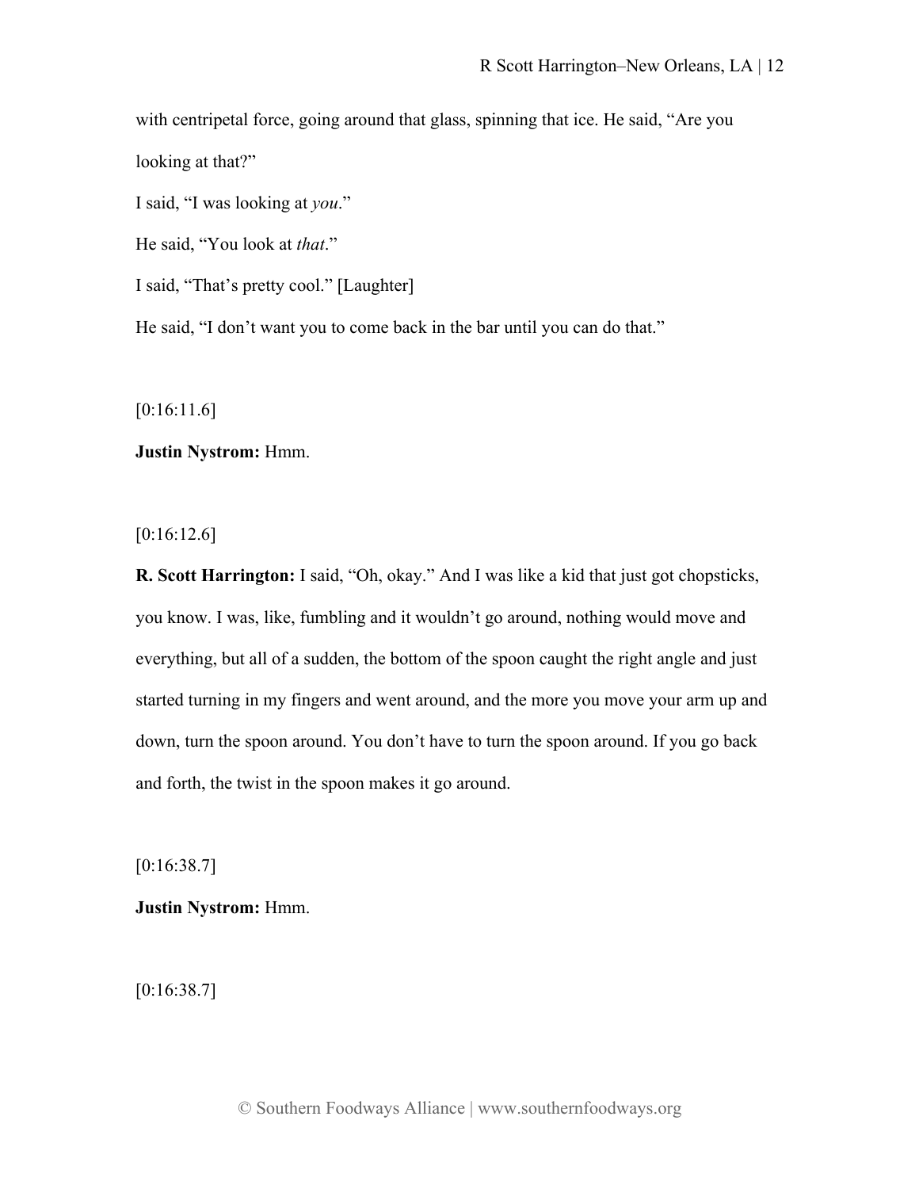with centripetal force, going around that glass, spinning that ice. He said, "Are you looking at that?"

I said, "I was looking at *you*."

He said, "You look at *that*."

I said, "That's pretty cool." [Laughter]

He said, "I don't want you to come back in the bar until you can do that."

[0:16:11.6]

**Justin Nystrom:** Hmm.

[0:16:12.6]

**R. Scott Harrington:** I said, "Oh, okay." And I was like a kid that just got chopsticks, you know. I was, like, fumbling and it wouldn't go around, nothing would move and everything, but all of a sudden, the bottom of the spoon caught the right angle and just started turning in my fingers and went around, and the more you move your arm up and down, turn the spoon around. You don't have to turn the spoon around. If you go back and forth, the twist in the spoon makes it go around.

[0:16:38.7]

**Justin Nystrom:** Hmm.

[0:16:38.7]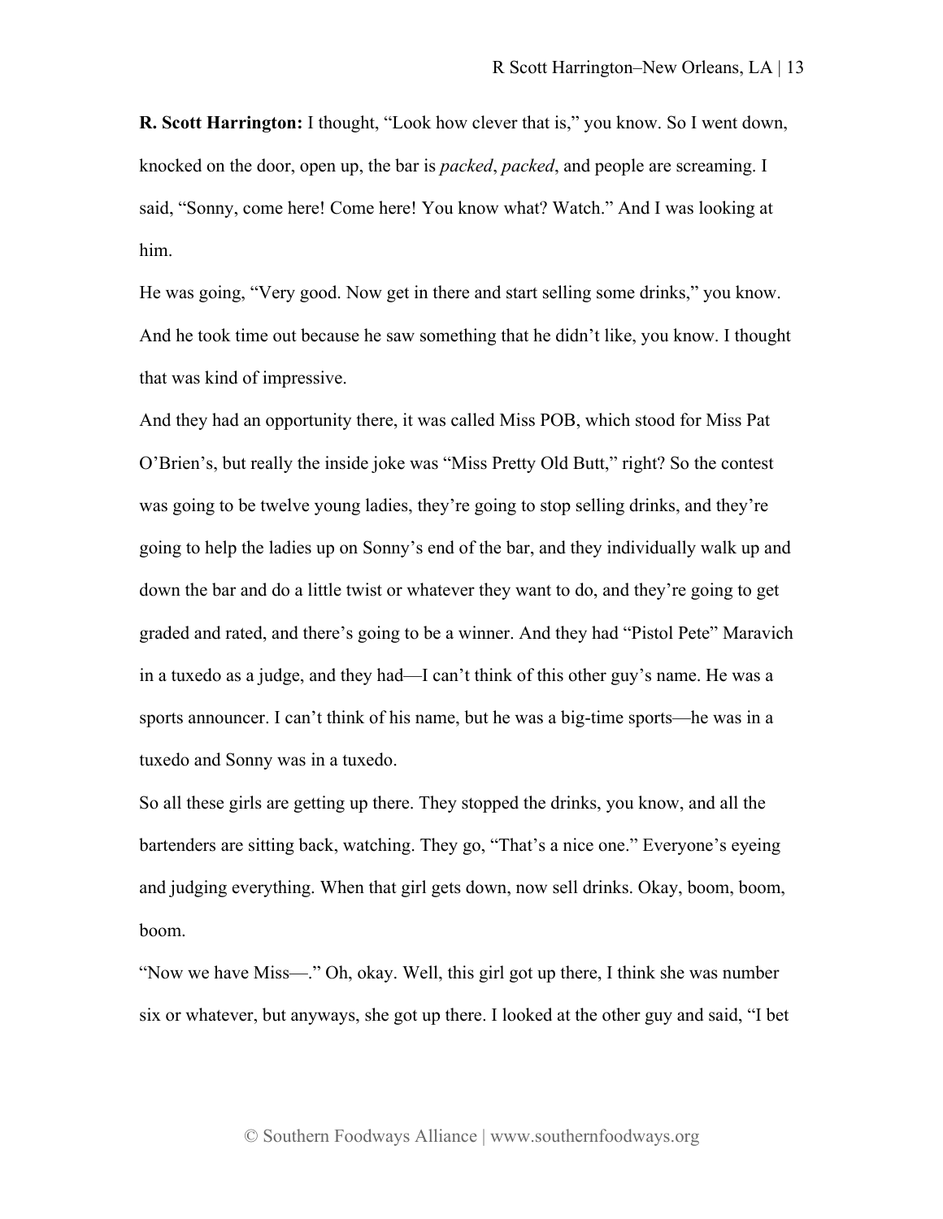**R. Scott Harrington:** I thought, "Look how clever that is," you know. So I went down, knocked on the door, open up, the bar is *packed*, *packed*, and people are screaming. I said, "Sonny, come here! Come here! You know what? Watch." And I was looking at him.

He was going, "Very good. Now get in there and start selling some drinks," you know. And he took time out because he saw something that he didn't like, you know. I thought that was kind of impressive.

And they had an opportunity there, it was called Miss POB, which stood for Miss Pat O'Brien's, but really the inside joke was "Miss Pretty Old Butt," right? So the contest was going to be twelve young ladies, they're going to stop selling drinks, and they're going to help the ladies up on Sonny's end of the bar, and they individually walk up and down the bar and do a little twist or whatever they want to do, and they're going to get graded and rated, and there's going to be a winner. And they had "Pistol Pete" Maravich in a tuxedo as a judge, and they had—I can't think of this other guy's name. He was a sports announcer. I can't think of his name, but he was a big-time sports—he was in a tuxedo and Sonny was in a tuxedo.

So all these girls are getting up there. They stopped the drinks, you know, and all the bartenders are sitting back, watching. They go, "That's a nice one." Everyone's eyeing and judging everything. When that girl gets down, now sell drinks. Okay, boom, boom, boom.

"Now we have Miss—." Oh, okay. Well, this girl got up there, I think she was number six or whatever, but anyways, she got up there. I looked at the other guy and said, "I bet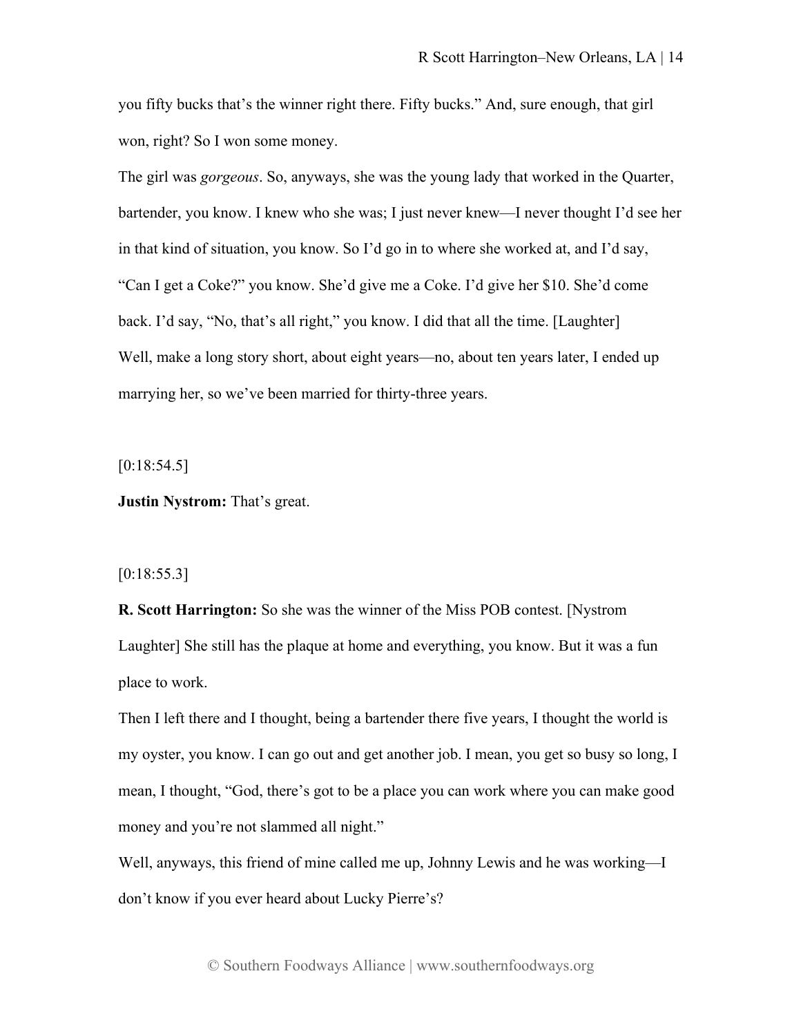you fifty bucks that's the winner right there. Fifty bucks." And, sure enough, that girl won, right? So I won some money.

The girl was *gorgeous*. So, anyways, she was the young lady that worked in the Quarter, bartender, you know. I knew who she was; I just never knew—I never thought I'd see her in that kind of situation, you know. So I'd go in to where she worked at, and I'd say, "Can I get a Coke?" you know. She'd give me a Coke. I'd give her $10. She'd come back. I'd say, "No, that's all right," you know. I did that all the time. [Laughter]

Well, make a long story short, about eight years—no, about ten years later, I ended up marrying her, so we've been married for thirty-three years.

[0:18:54.5]

**Justin Nystrom:** That's great.

[0:18:55.3]

**R. Scott Harrington:** So she was the winner of the Miss POB contest. [Nystrom Laughter] She still has the plaque at home and everything, you know. But it was a fun place to work.

Then I left there and I thought, being a bartender there five years, I thought the world is my oyster, you know. I can go out and get another job. I mean, you get so busy so long, I mean, I thought, "God, there's got to be a place you can work where you can make good money and you're not slammed all night."

Well, anyways, this friend of mine called me up, Johnny Lewis and he was working—I don't know if you ever heard about Lucky Pierre's?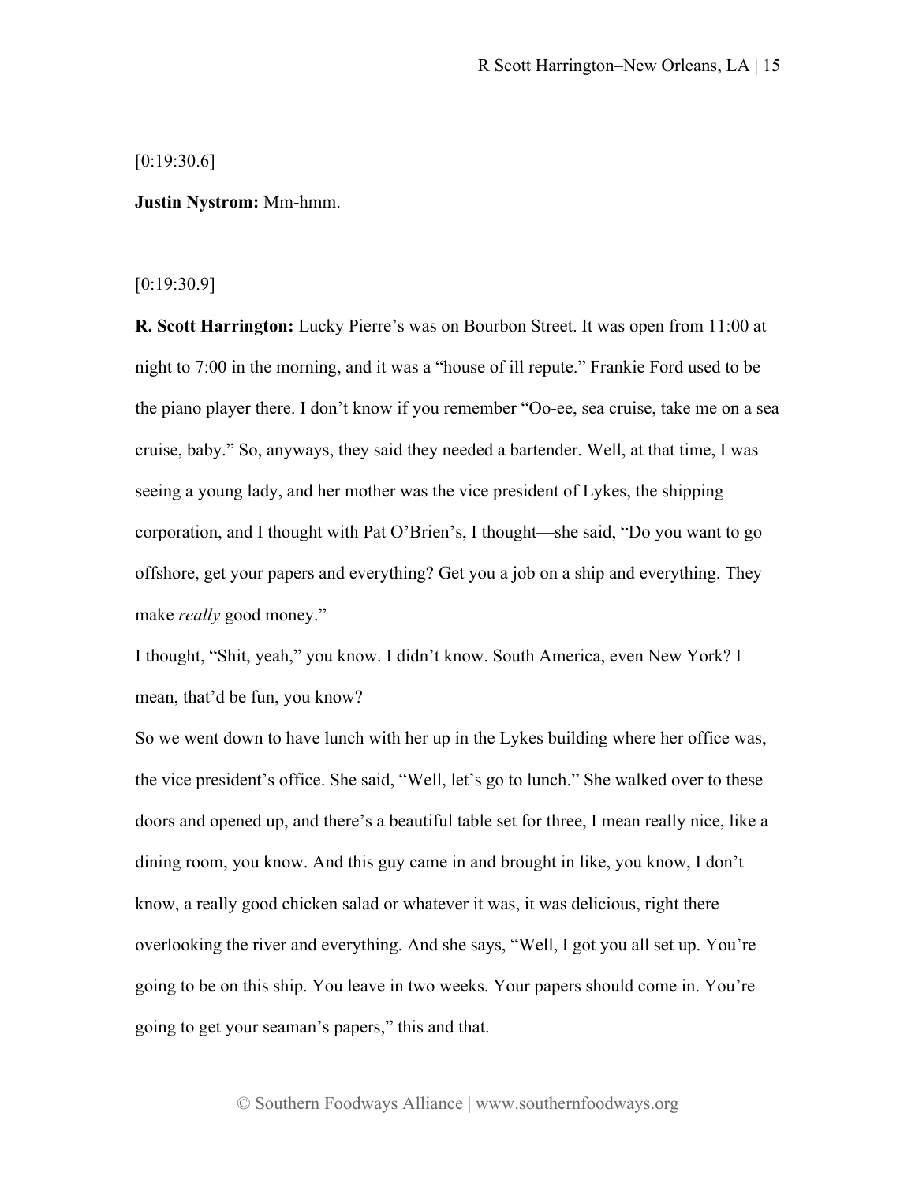[0:19:30.6]

**Justin Nystrom:** Mm-hmm.

[0:19:30.9]

**R. Scott Harrington:** Lucky Pierre's was on Bourbon Street. It was open from 11:00 at night to 7:00 in the morning, and it was a "house of ill repute." Frankie Ford used to be the piano player there. I don't know if you remember "Oo-ee, sea cruise, take me on a sea cruise, baby." So, anyways, they said they needed a bartender. Well, at that time, I was seeing a young lady, and her mother was the vice president of Lykes, the shipping corporation, and I thought with Pat O'Brien's, I thought—she said, "Do you want to go offshore, get your papers and everything? Get you a job on a ship and everything. They make *really* good money."

I thought, "Shit, yeah," you know. I didn't know. South America, even New York? I mean, that'd be fun, you know?

So we went down to have lunch with her up in the Lykes building where her office was, the vice president's office. She said, "Well, let's go to lunch." She walked over to these doors and opened up, and there's a beautiful table set for three, I mean really nice, like a dining room, you know. And this guy came in and brought in like, you know, I don't know, a really good chicken salad or whatever it was, it was delicious, right there overlooking the river and everything. And she says, "Well, I got you all set up. You're going to be on this ship. You leave in two weeks. Your papers should come in. You're going to get your seaman's papers," this and that.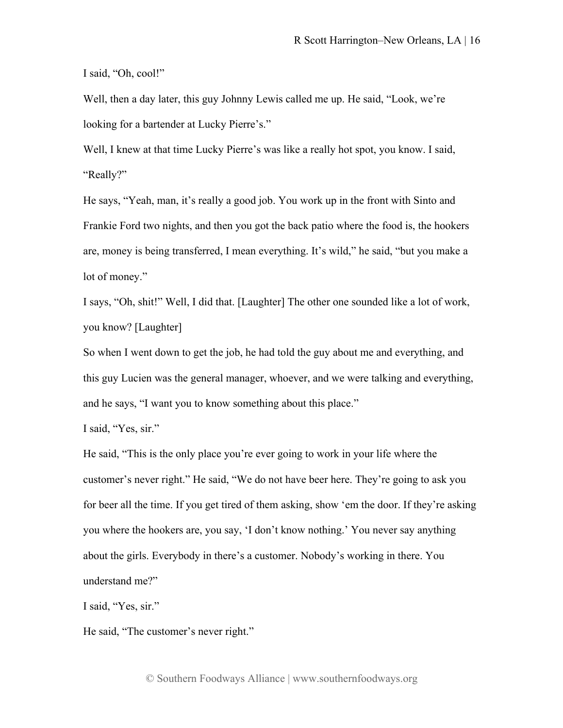I said, "Oh, cool!"

Well, then a day later, this guy Johnny Lewis called me up. He said, "Look, we're looking for a bartender at Lucky Pierre's."

Well, I knew at that time Lucky Pierre's was like a really hot spot, you know. I said, "Really?"

He says, "Yeah, man, it's really a good job. You work up in the front with Sinto and Frankie Ford two nights, and then you got the back patio where the food is, the hookers are, money is being transferred, I mean everything. It's wild," he said, "but you make a lot of money."

I says, "Oh, shit!" Well, I did that. [Laughter] The other one sounded like a lot of work, you know? [Laughter]

So when I went down to get the job, he had told the guy about me and everything, and this guy Lucien was the general manager, whoever, and we were talking and everything, and he says, "I want you to know something about this place."

I said, "Yes, sir."

He said, "This is the only place you're ever going to work in your life where the customer's never right." He said, "We do not have beer here. They're going to ask you for beer all the time. If you get tired of them asking, show 'em the door. If they're asking you where the hookers are, you say, 'I don't know nothing.' You never say anything about the girls. Everybody in there's a customer. Nobody's working in there. You understand me?"

I said, "Yes, sir."

He said, "The customer's never right."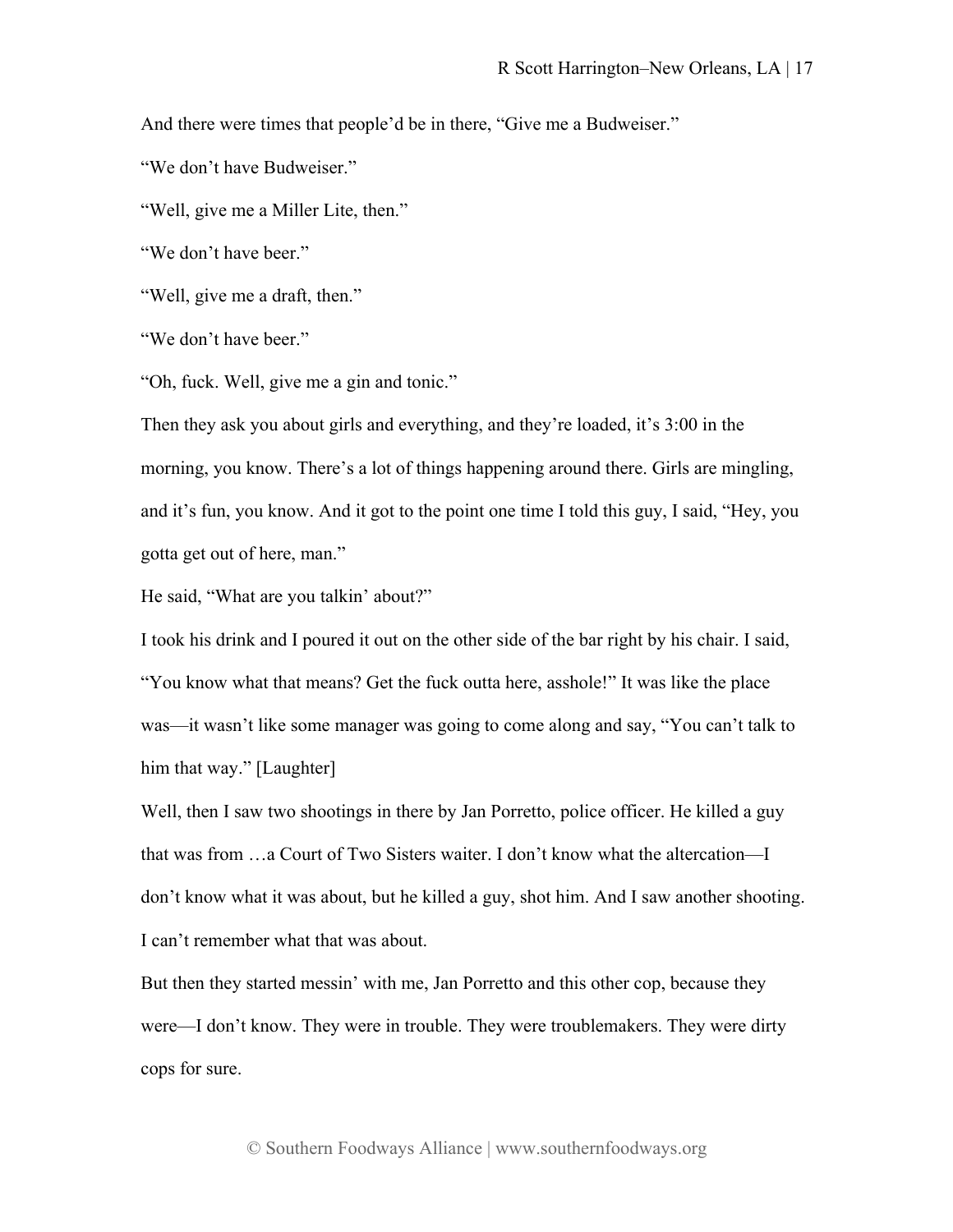And there were times that people'd be in there, "Give me a Budweiser."

"We don't have Budweiser."

"Well, give me a Miller Lite, then."

"We don't have beer."

"Well, give me a draft, then."

"We don't have beer."

"Oh, fuck. Well, give me a gin and tonic."

Then they ask you about girls and everything, and they're loaded, it's 3:00 in the morning, you know. There's a lot of things happening around there. Girls are mingling, and it's fun, you know. And it got to the point one time I told this guy, I said, "Hey, you gotta get out of here, man."

He said, "What are you talkin' about?"

I took his drink and I poured it out on the other side of the bar right by his chair. I said, "You know what that means? Get the fuck outta here, asshole!" It was like the place was—it wasn't like some manager was going to come along and say, "You can't talk to him that way." [Laughter]

Well, then I saw two shootings in there by Jan Porretto, police officer. He killed a guy that was from …a Court of Two Sisters waiter. I don't know what the altercation—I don't know what it was about, but he killed a guy, shot him. And I saw another shooting. I can't remember what that was about.

But then they started messin' with me, Jan Porretto and this other cop, because they were—I don't know. They were in trouble. They were troublemakers. They were dirty cops for sure.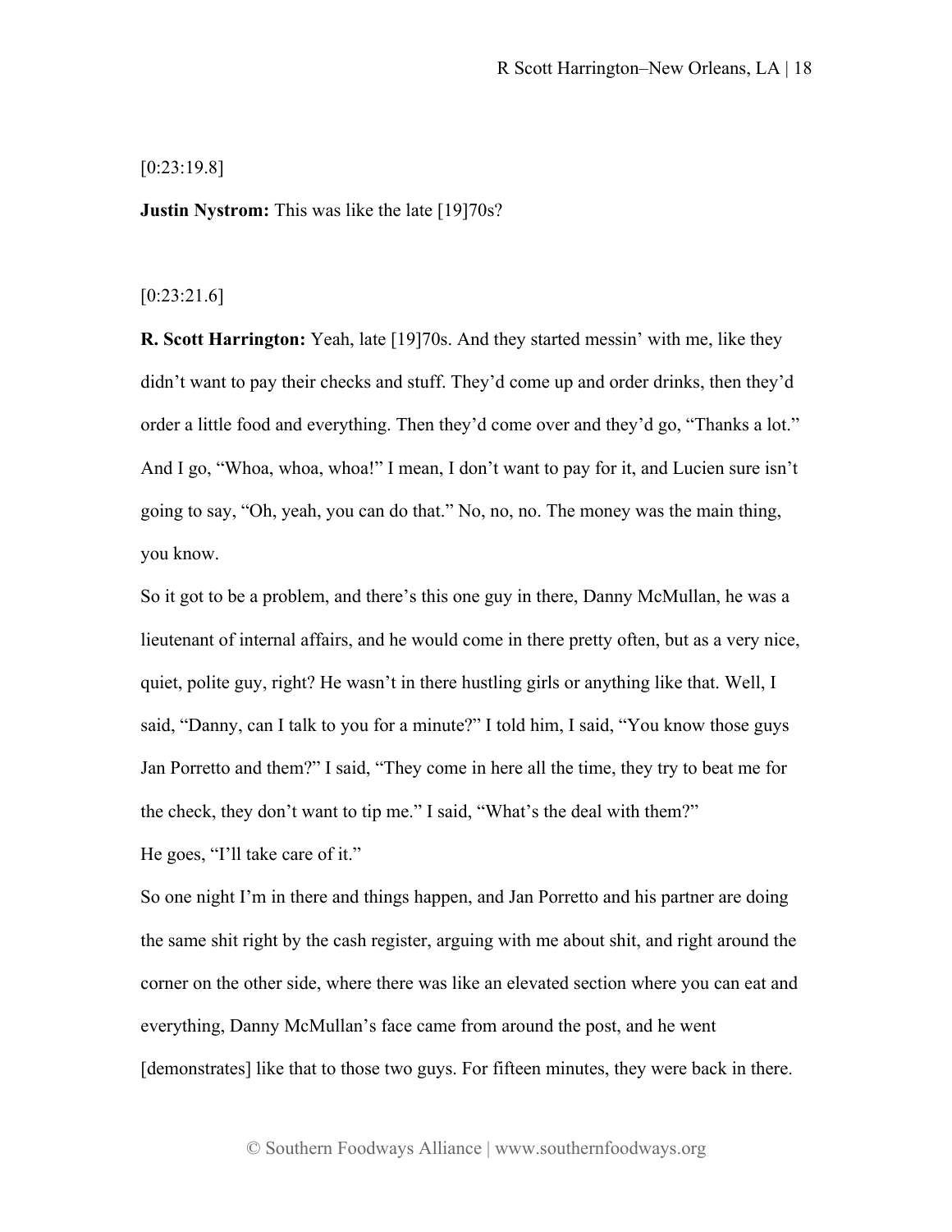[0:23:19.8]

**Justin Nystrom:** This was like the late [19]70s?

[0:23:21.6]

**R. Scott Harrington:** Yeah, late [19]70s. And they started messin' with me, like they didn't want to pay their checks and stuff. They'd come up and order drinks, then they'd order a little food and everything. Then they'd come over and they'd go, "Thanks a lot." And I go, "Whoa, whoa, whoa!" I mean, I don't want to pay for it, and Lucien sure isn't going to say, "Oh, yeah, you can do that." No, no, no. The money was the main thing, you know.

So it got to be a problem, and there's this one guy in there, Danny McMullan, he was a lieutenant of internal affairs, and he would come in there pretty often, but as a very nice, quiet, polite guy, right? He wasn't in there hustling girls or anything like that. Well, I said, "Danny, can I talk to you for a minute?" I told him, I said, "You know those guys Jan Porretto and them?" I said, "They come in here all the time, they try to beat me for the check, they don't want to tip me." I said, "What's the deal with them?"

He goes, "I'll take care of it."

So one night I'm in there and things happen, and Jan Porretto and his partner are doing the same shit right by the cash register, arguing with me about shit, and right around the corner on the other side, where there was like an elevated section where you can eat and everything, Danny McMullan's face came from around the post, and he went [demonstrates] like that to those two guys. For fifteen minutes, they were back in there.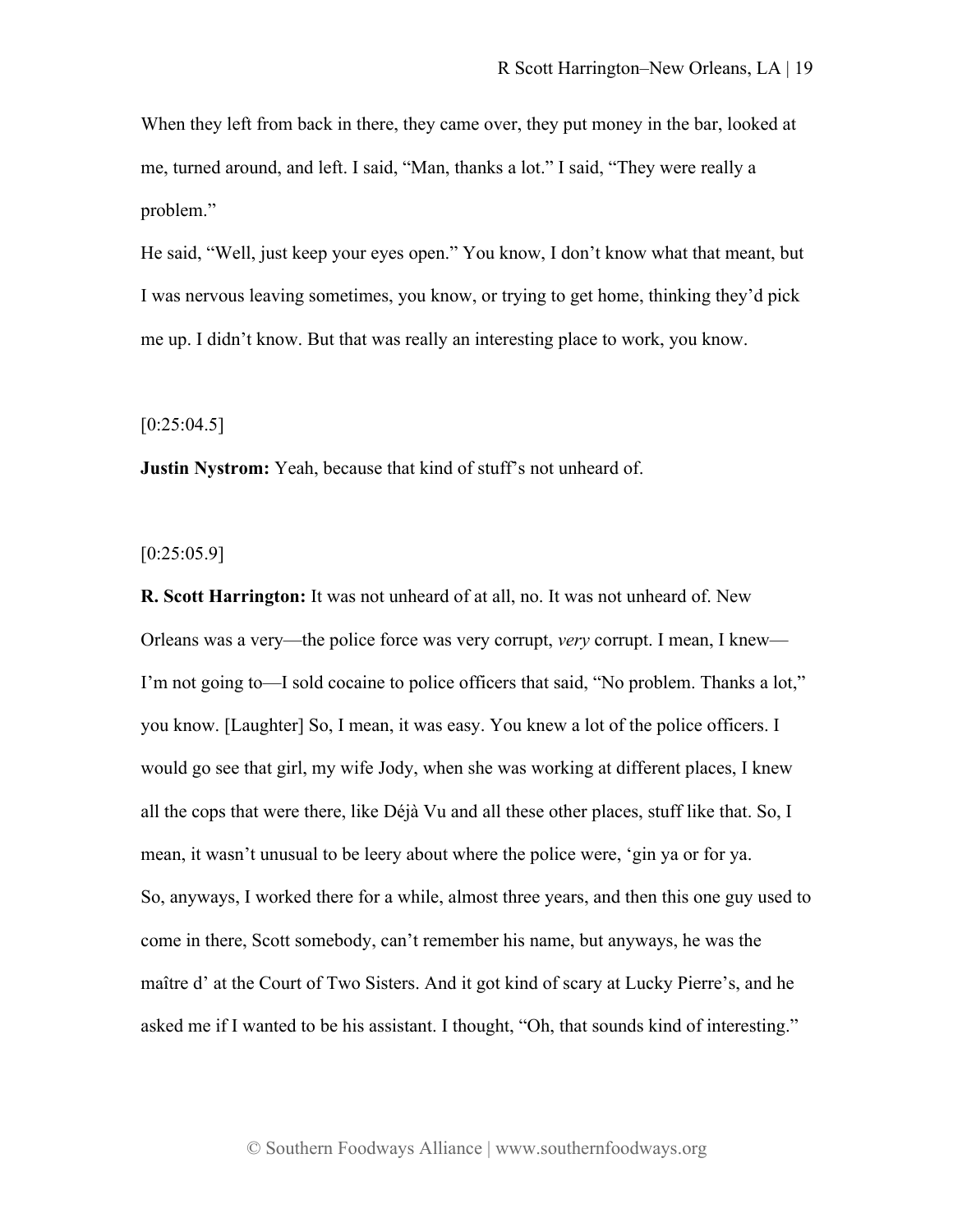When they left from back in there, they came over, they put money in the bar, looked at me, turned around, and left. I said, "Man, thanks a lot." I said, "They were really a problem."

He said, "Well, just keep your eyes open." You know, I don't know what that meant, but I was nervous leaving sometimes, you know, or trying to get home, thinking they'd pick me up. I didn't know. But that was really an interesting place to work, you know.

[0:25:04.5]

**Justin Nystrom:** Yeah, because that kind of stuff's not unheard of.

[0:25:05.9]

**R. Scott Harrington:** It was not unheard of at all, no. It was not unheard of. New Orleans was a very—the police force was very corrupt, *very* corrupt. I mean, I knew—I'm not going to—I sold cocaine to police officers that said, "No problem. Thanks a lot," you know. [Laughter] So, I mean, it was easy. You knew a lot of the police officers. I would go see that girl, my wife Jody, when she was working at different places, I knew all the cops that were there, like Déjà Vu and all these other places, stuff like that. So, I mean, it wasn't unusual to be leery about where the police were, 'gin ya or for ya.

So, anyways, I worked there for a while, almost three years, and then this one guy used to come in there, Scott somebody, can't remember his name, but anyways, he was the maître d' at the Court of Two Sisters. And it got kind of scary at Lucky Pierre's, and he asked me if I wanted to be his assistant. I thought, "Oh, that sounds kind of interesting."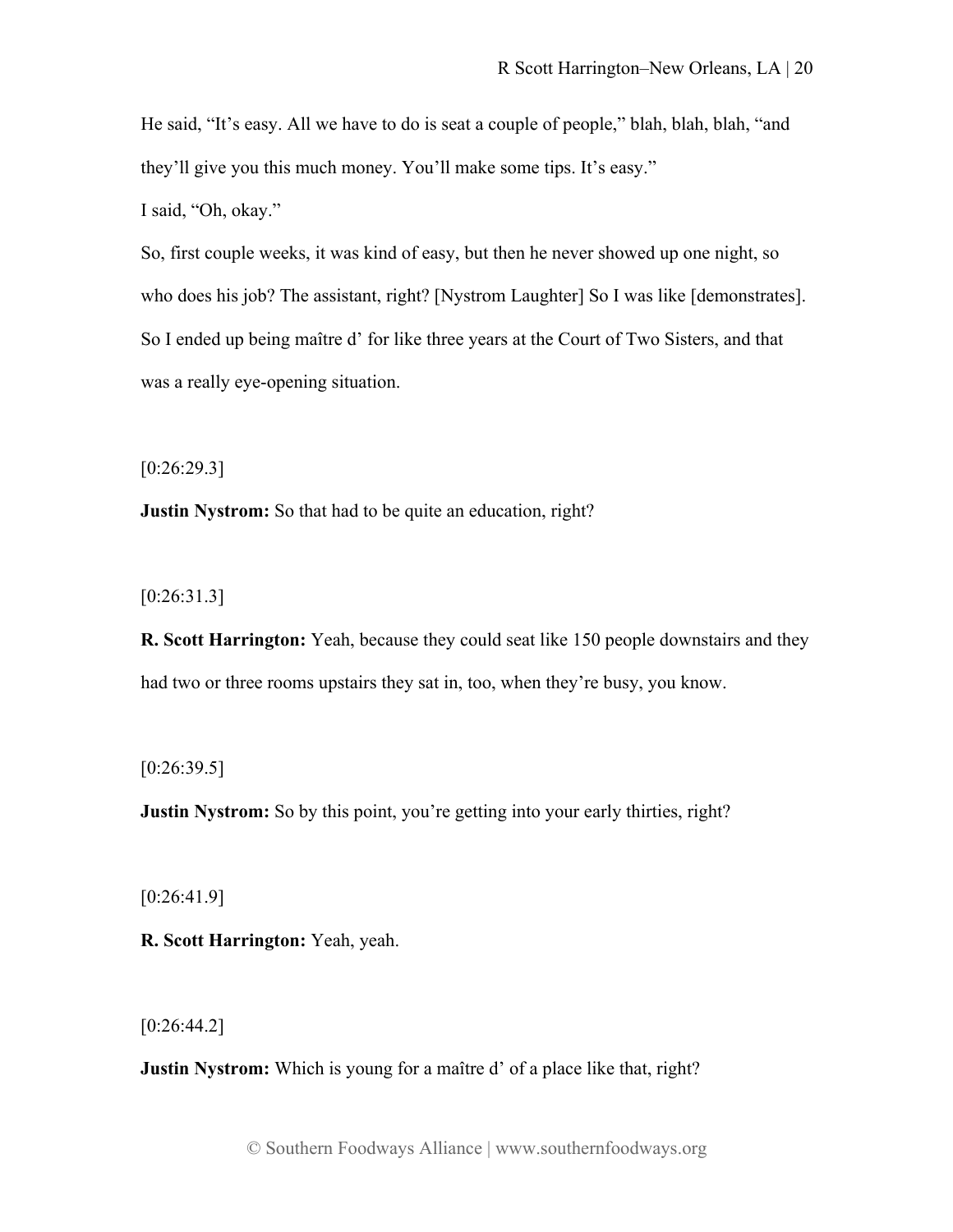He said, "It's easy. All we have to do is seat a couple of people," blah, blah, blah, "and they'll give you this much money. You'll make some tips. It's easy."

I said, "Oh, okay."

So, first couple weeks, it was kind of easy, but then he never showed up one night, so who does his job? The assistant, right? [Nystrom Laughter] So I was like [demonstrates]. So I ended up being maître d' for like three years at the Court of Two Sisters, and that was a really eye-opening situation.

[0:26:29.3]

**Justin Nystrom:** So that had to be quite an education, right?

[0:26:31.3]

**R. Scott Harrington:** Yeah, because they could seat like 150 people downstairs and they had two or three rooms upstairs they sat in, too, when they're busy, you know.

[0:26:39.5]

**Justin Nystrom:** So by this point, you're getting into your early thirties, right?

[0:26:41.9]

**R. Scott Harrington:** Yeah, yeah.

[0:26:44.2]

**Justin Nystrom:** Which is young for a maître d' of a place like that, right?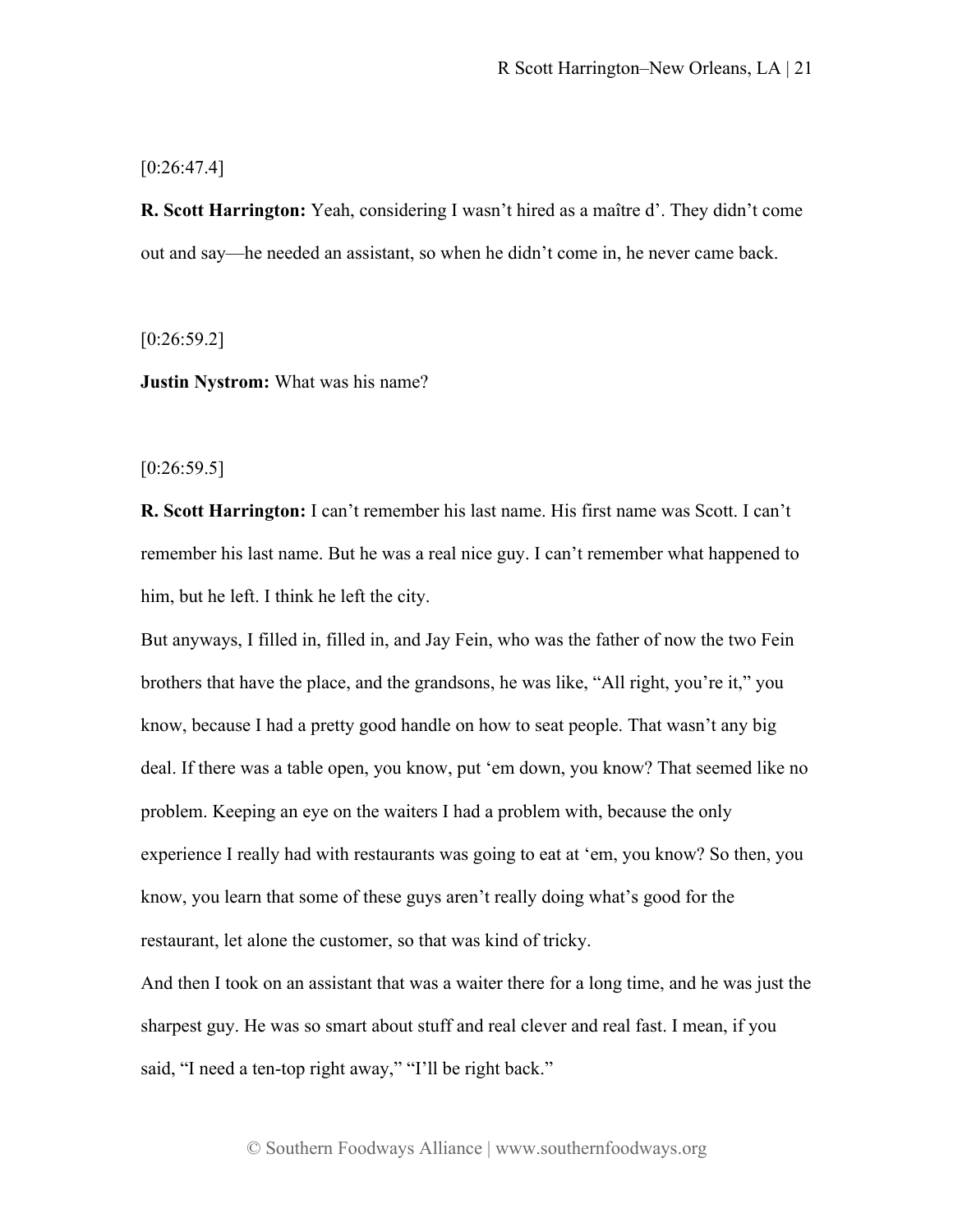[0:26:47.4]

**R. Scott Harrington:** Yeah, considering I wasn't hired as a maître d'. They didn't come out and say—he needed an assistant, so when he didn't come in, he never came back.

[0:26:59.2]

**Justin Nystrom:** What was his name?

[0:26:59.5]

**R. Scott Harrington:** I can't remember his last name. His first name was Scott. I can't remember his last name. But he was a real nice guy. I can't remember what happened to him, but he left. I think he left the city.

But anyways, I filled in, filled in, and Jay Fein, who was the father of now the two Fein brothers that have the place, and the grandsons, he was like, "All right, you're it," you know, because I had a pretty good handle on how to seat people. That wasn't any big deal. If there was a table open, you know, put 'em down, you know? That seemed like no problem. Keeping an eye on the waiters I had a problem with, because the only experience I really had with restaurants was going to eat at 'em, you know? So then, you know, you learn that some of these guys aren't really doing what's good for the restaurant, let alone the customer, so that was kind of tricky.

And then I took on an assistant that was a waiter there for a long time, and he was just the sharpest guy. He was so smart about stuff and real clever and real fast. I mean, if you said, "I need a ten-top right away," "I'll be right back."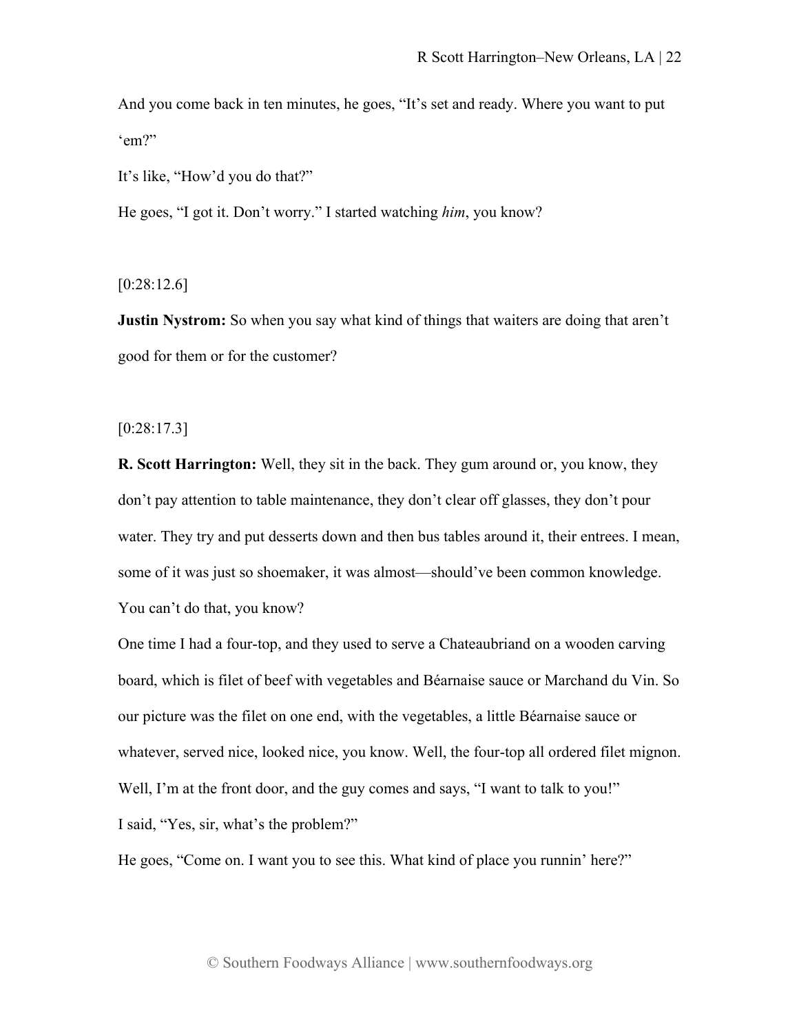And you come back in ten minutes, he goes, "It's set and ready. Where you want to put 'em?"

It's like, "How'd you do that?"

He goes, "I got it. Don't worry." I started watching *him*, you know?

[0:28:12.6]

**Justin Nystrom:** So when you say what kind of things that waiters are doing that aren't good for them or for the customer?

[0:28:17.3]

**R. Scott Harrington:** Well, they sit in the back. They gum around or, you know, they don't pay attention to table maintenance, they don't clear off glasses, they don't pour water. They try and put desserts down and then bus tables around it, their entrees. I mean, some of it was just so shoemaker, it was almost—should've been common knowledge. You can't do that, you know?

One time I had a four-top, and they used to serve a Chateaubriand on a wooden carving board, which is filet of beef with vegetables and Béarnaise sauce or Marchand du Vin. So our picture was the filet on one end, with the vegetables, a little Béarnaise sauce or whatever, served nice, looked nice, you know. Well, the four-top all ordered filet mignon. Well, I'm at the front door, and the guy comes and says, "I want to talk to you!"

I said, "Yes, sir, what's the problem?"

He goes, "Come on. I want you to see this. What kind of place you runnin' here?"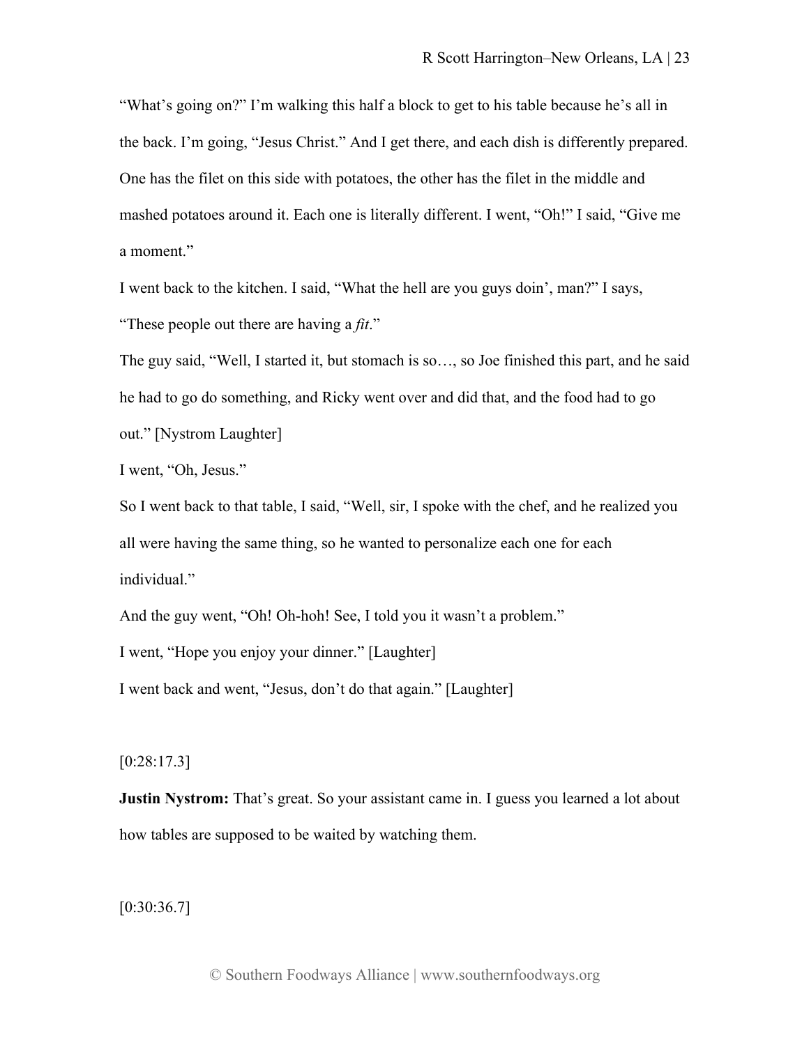"What's going on?" I'm walking this half a block to get to his table because he's all in the back. I'm going, "Jesus Christ." And I get there, and each dish is differently prepared. One has the filet on this side with potatoes, the other has the filet in the middle and mashed potatoes around it. Each one is literally different. I went, "Oh!" I said, "Give me a moment."

I went back to the kitchen. I said, "What the hell are you guys doin', man?" I says, "These people out there are having a *fit*."

The guy said, "Well, I started it, but stomach is so…, so Joe finished this part, and he said he had to go do something, and Ricky went over and did that, and the food had to go out." [Nystrom Laughter]

I went, "Oh, Jesus."

So I went back to that table, I said, "Well, sir, I spoke with the chef, and he realized you all were having the same thing, so he wanted to personalize each one for each individual."

And the guy went, "Oh! Oh-hoh! See, I told you it wasn't a problem."

I went, "Hope you enjoy your dinner." [Laughter]

I went back and went, "Jesus, don't do that again." [Laughter]

[0:28:17.3]

**Justin Nystrom:** That's great. So your assistant came in. I guess you learned a lot about how tables are supposed to be waited by watching them.

[0:30:36.7]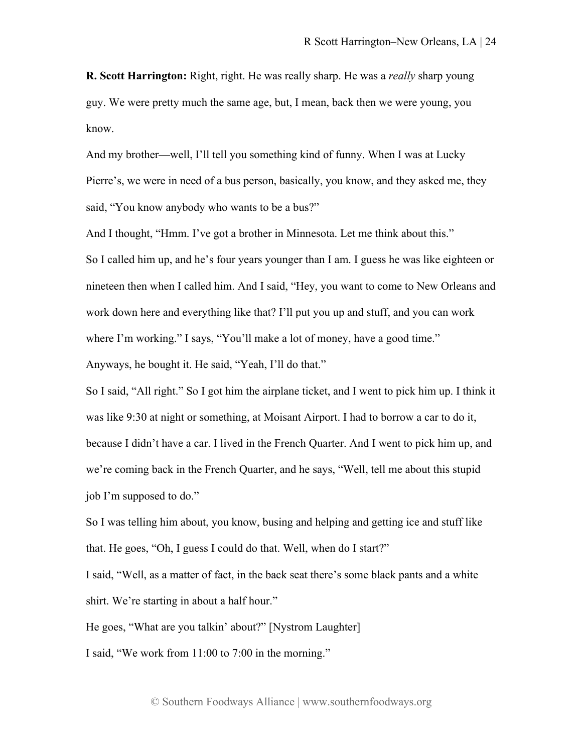**R. Scott Harrington:** Right, right. He was really sharp. He was a *really* sharp young guy. We were pretty much the same age, but, I mean, back then we were young, you know.

And my brother—well, I'll tell you something kind of funny. When I was at Lucky Pierre's, we were in need of a bus person, basically, you know, and they asked me, they said, "You know anybody who wants to be a bus?"

And I thought, "Hmm. I've got a brother in Minnesota. Let me think about this."

So I called him up, and he's four years younger than I am. I guess he was like eighteen or nineteen then when I called him. And I said, "Hey, you want to come to New Orleans and work down here and everything like that? I'll put you up and stuff, and you can work where I'm working." I says, "You'll make a lot of money, have a good time."

Anyways, he bought it. He said, "Yeah, I'll do that."

So I said, "All right." So I got him the airplane ticket, and I went to pick him up. I think it was like 9:30 at night or something, at Moisant Airport. I had to borrow a car to do it, because I didn't have a car. I lived in the French Quarter. And I went to pick him up, and we're coming back in the French Quarter, and he says, "Well, tell me about this stupid job I'm supposed to do."

So I was telling him about, you know, busing and helping and getting ice and stuff like that. He goes, "Oh, I guess I could do that. Well, when do I start?"

I said, "Well, as a matter of fact, in the back seat there's some black pants and a white shirt. We're starting in about a half hour."

He goes, "What are you talkin' about?" [Nystrom Laughter]

I said, "We work from 11:00 to 7:00 in the morning."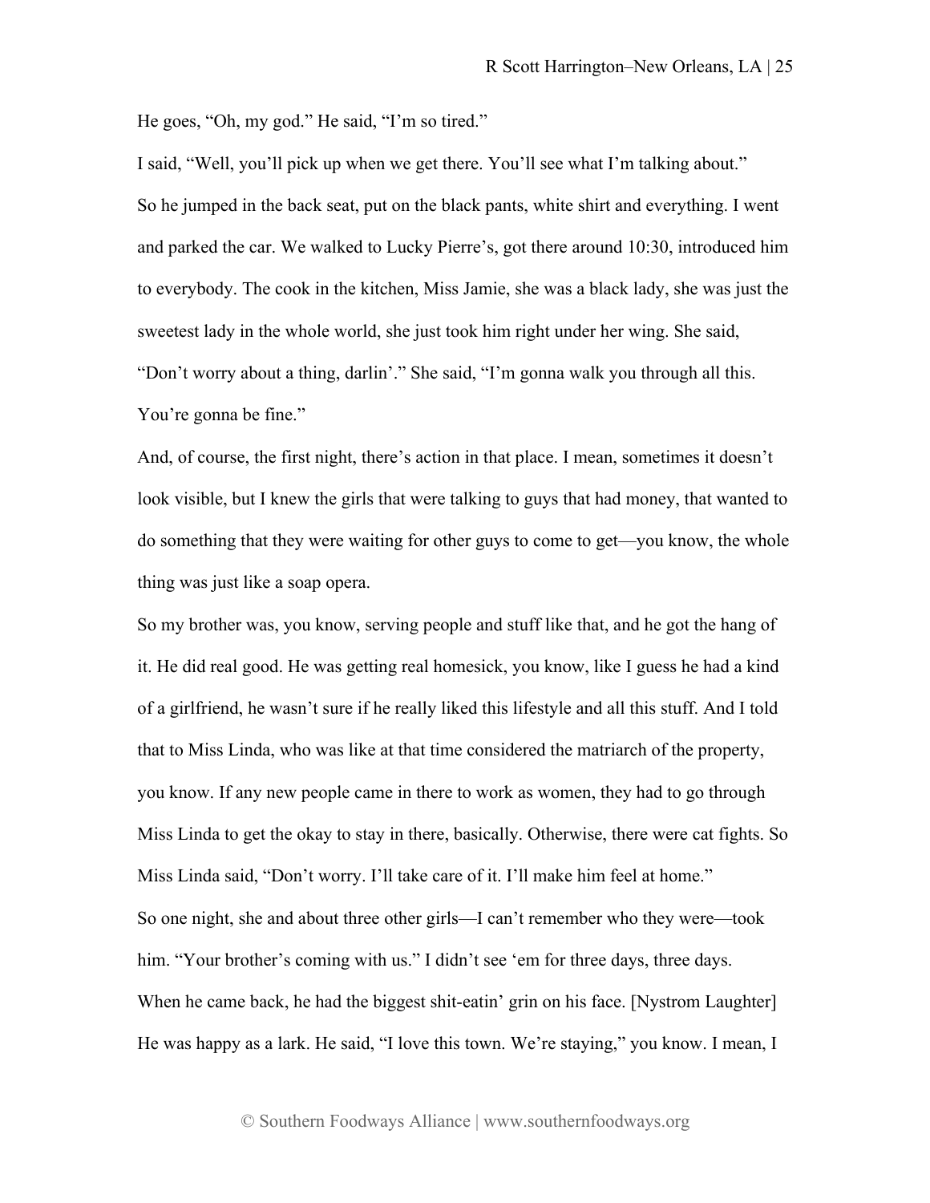He goes, "Oh, my god." He said, "I'm so tired."

I said, "Well, you'll pick up when we get there. You'll see what I'm talking about."

So he jumped in the back seat, put on the black pants, white shirt and everything. I went and parked the car. We walked to Lucky Pierre's, got there around 10:30, introduced him to everybody. The cook in the kitchen, Miss Jamie, she was a black lady, she was just the sweetest lady in the whole world, she just took him right under her wing. She said, "Don't worry about a thing, darlin'." She said, "I'm gonna walk you through all this. You're gonna be fine."

And, of course, the first night, there's action in that place. I mean, sometimes it doesn't look visible, but I knew the girls that were talking to guys that had money, that wanted to do something that they were waiting for other guys to come to get—you know, the whole thing was just like a soap opera.

So my brother was, you know, serving people and stuff like that, and he got the hang of it. He did real good. He was getting real homesick, you know, like I guess he had a kind of a girlfriend, he wasn't sure if he really liked this lifestyle and all this stuff. And I told that to Miss Linda, who was like at that time considered the matriarch of the property, you know. If any new people came in there to work as women, they had to go through Miss Linda to get the okay to stay in there, basically. Otherwise, there were cat fights. So Miss Linda said, "Don't worry. I'll take care of it. I'll make him feel at home."

So one night, she and about three other girls—I can't remember who they were—took him. "Your brother's coming with us." I didn't see 'em for three days, three days. When he came back, he had the biggest shit-eatin' grin on his face. [Nystrom Laughter] He was happy as a lark. He said, "I love this town. We're staying," you know. I mean, I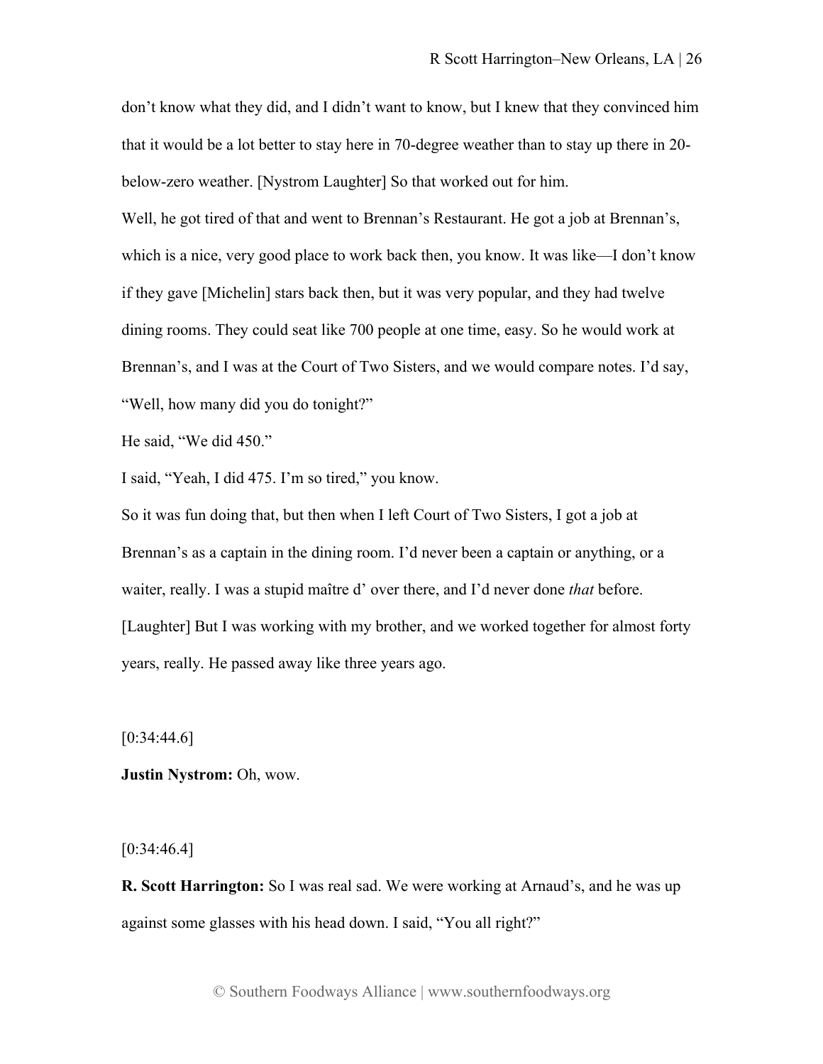don't know what they did, and I didn't want to know, but I knew that they convinced him that it would be a lot better to stay here in 70-degree weather than to stay up there in 20-below-zero weather. [Nystrom Laughter] So that worked out for him.

Well, he got tired of that and went to Brennan's Restaurant. He got a job at Brennan's, which is a nice, very good place to work back then, you know. It was like—I don't know if they gave [Michelin] stars back then, but it was very popular, and they had twelve dining rooms. They could seat like 700 people at one time, easy. So he would work at Brennan's, and I was at the Court of Two Sisters, and we would compare notes. I'd say, "Well, how many did you do tonight?"

He said, "We did 450."

I said, "Yeah, I did 475. I'm so tired," you know.

So it was fun doing that, but then when I left Court of Two Sisters, I got a job at Brennan's as a captain in the dining room. I'd never been a captain or anything, or a waiter, really. I was a stupid maître d' over there, and I'd never done *that* before. [Laughter] But I was working with my brother, and we worked together for almost forty years, really. He passed away like three years ago.

[0:34:44.6]

**Justin Nystrom:** Oh, wow.

[0:34:46.4]

**R. Scott Harrington:** So I was real sad. We were working at Arnaud's, and he was up against some glasses with his head down. I said, "You all right?"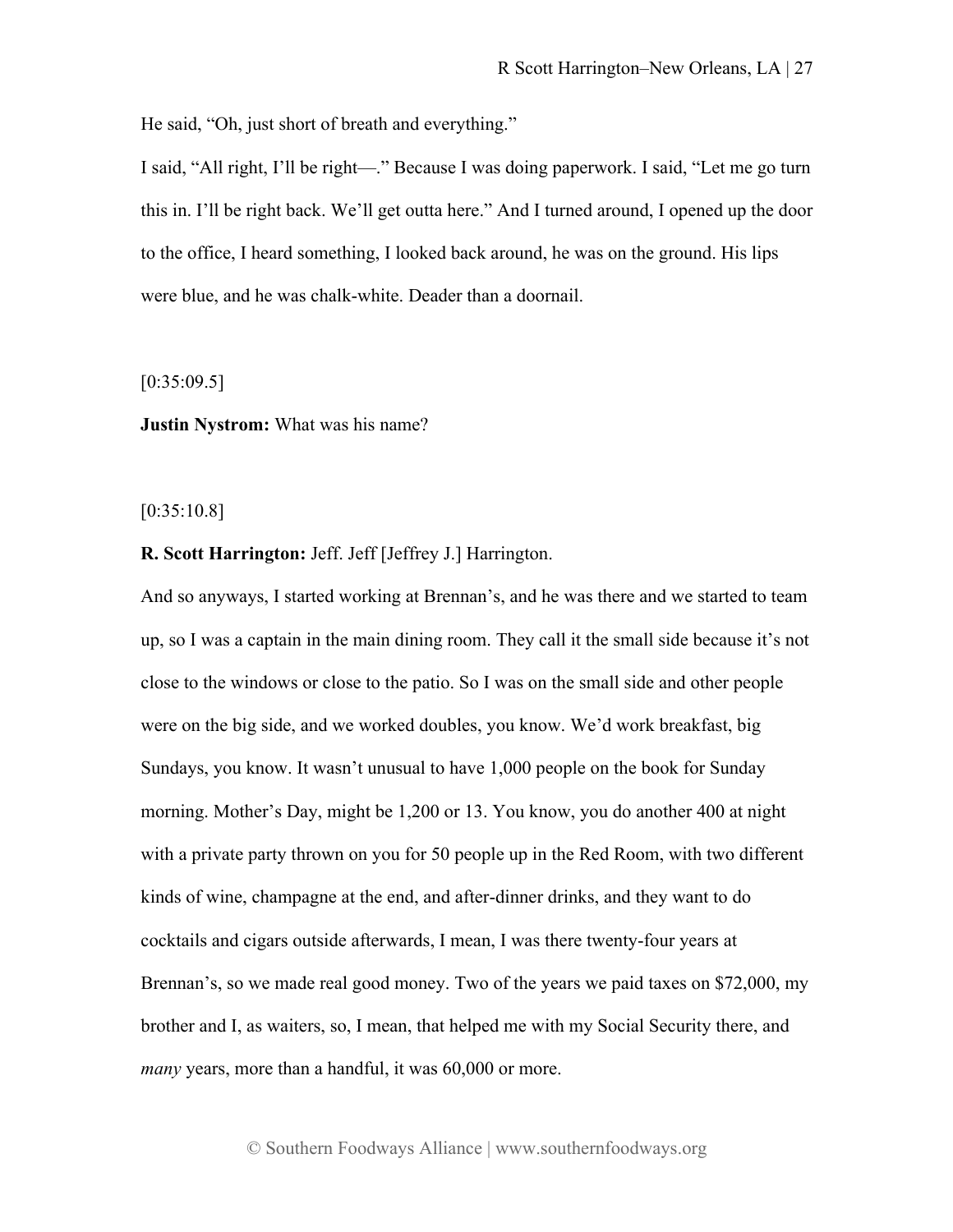He said, "Oh, just short of breath and everything."

I said, "All right, I'll be right—." Because I was doing paperwork. I said, "Let me go turn this in. I'll be right back. We'll get outta here." And I turned around, I opened up the door to the office, I heard something, I looked back around, he was on the ground. His lips were blue, and he was chalk-white. Deader than a doornail.

[0:35:09.5]

**Justin Nystrom:** What was his name?

[0:35:10.8]

**R. Scott Harrington:** Jeff. Jeff [Jeffrey J.] Harrington.

And so anyways, I started working at Brennan's, and he was there and we started to team up, so I was a captain in the main dining room. They call it the small side because it's not close to the windows or close to the patio. So I was on the small side and other people were on the big side, and we worked doubles, you know. We'd work breakfast, big Sundays, you know. It wasn't unusual to have 1,000 people on the book for Sunday morning. Mother's Day, might be 1,200 or 13. You know, you do another 400 at night with a private party thrown on you for 50 people up in the Red Room, with two different kinds of wine, champagne at the end, and after-dinner drinks, and they want to do cocktails and cigars outside afterwards, I mean, I was there twenty-four years at Brennan's, so we made real good money. Two of the years we paid taxes on $72,000, my brother and I, as waiters, so, I mean, that helped me with my Social Security there, and *many* years, more than a handful, it was 60,000 or more.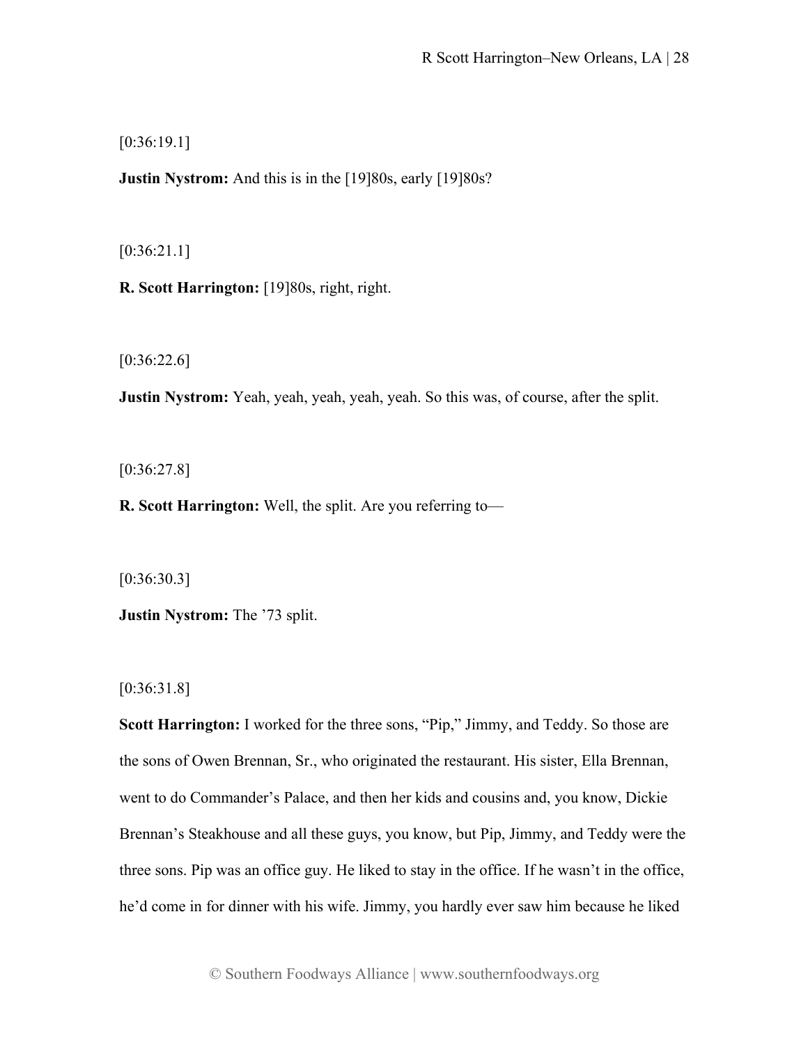[0:36:19.1]

**Justin Nystrom:** And this is in the [19]80s, early [19]80s?

[0:36:21.1]

**R. Scott Harrington:** [19]80s, right, right.

[0:36:22.6]

**Justin Nystrom:** Yeah, yeah, yeah, yeah, yeah. So this was, of course, after the split.

[0:36:27.8]

**R. Scott Harrington:** Well, the split. Are you referring to—

[0:36:30.3]

**Justin Nystrom:** The '73 split.

[0:36:31.8]

**Scott Harrington:** I worked for the three sons, "Pip," Jimmy, and Teddy. So those are the sons of Owen Brennan, Sr., who originated the restaurant. His sister, Ella Brennan, went to do Commander's Palace, and then her kids and cousins and, you know, Dickie Brennan's Steakhouse and all these guys, you know, but Pip, Jimmy, and Teddy were the three sons. Pip was an office guy. He liked to stay in the office. If he wasn't in the office, he'd come in for dinner with his wife. Jimmy, you hardly ever saw him because he liked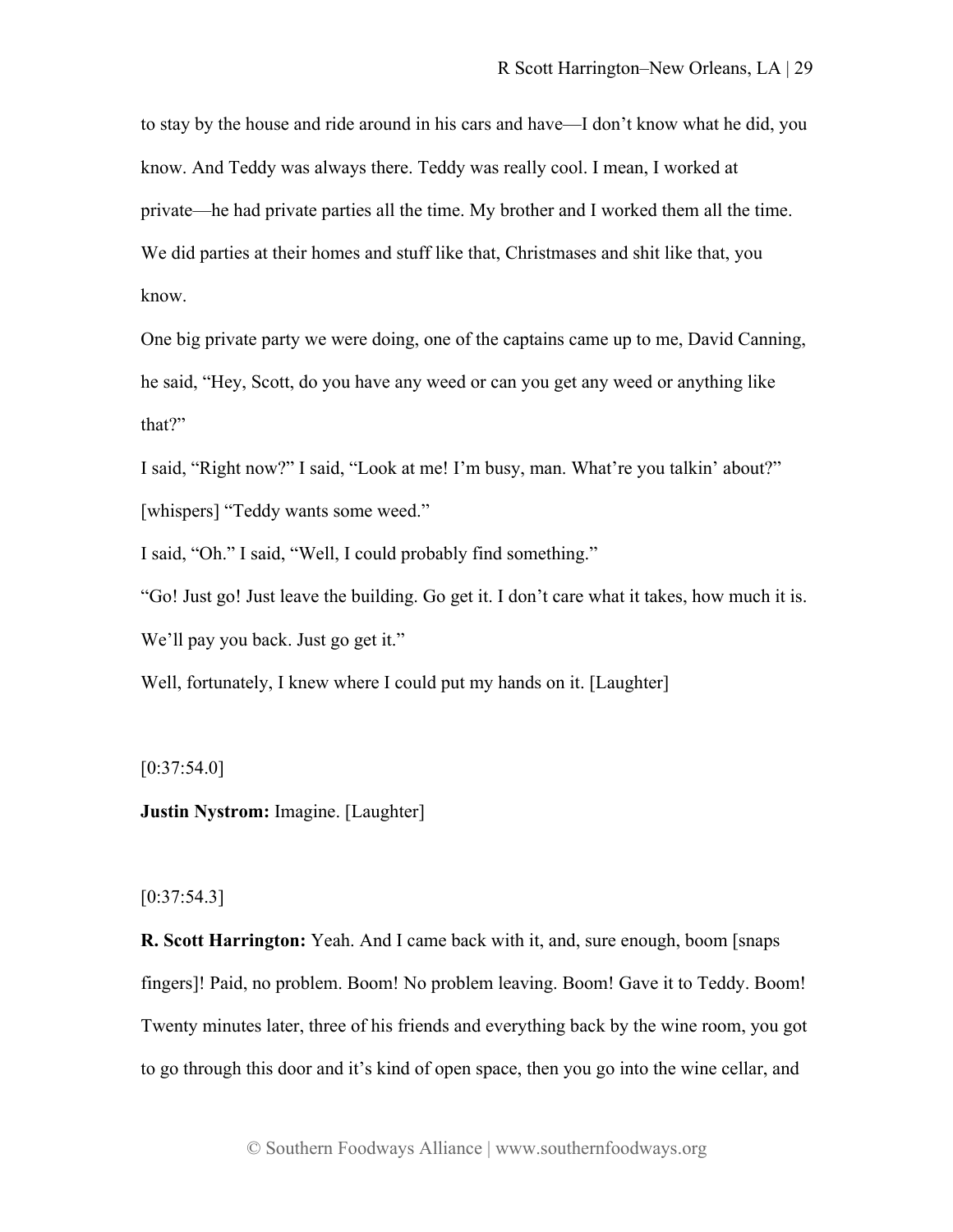to stay by the house and ride around in his cars and have—I don't know what he did, you know. And Teddy was always there. Teddy was really cool. I mean, I worked at private—he had private parties all the time. My brother and I worked them all the time. We did parties at their homes and stuff like that, Christmases and shit like that, you know.

One big private party we were doing, one of the captains came up to me, David Canning, he said, "Hey, Scott, do you have any weed or can you get any weed or anything like that?"

I said, "Right now?" I said, "Look at me! I'm busy, man. What're you talkin' about?"

[whispers] "Teddy wants some weed."

I said, "Oh." I said, "Well, I could probably find something."

"Go! Just go! Just leave the building. Go get it. I don't care what it takes, how much it is. We'll pay you back. Just go get it."

Well, fortunately, I knew where I could put my hands on it. [Laughter]

[0:37:54.0]

**Justin Nystrom:** Imagine. [Laughter]

[0:37:54.3]

**R. Scott Harrington:** Yeah. And I came back with it, and, sure enough, boom [snaps fingers]! Paid, no problem. Boom! No problem leaving. Boom! Gave it to Teddy. Boom! Twenty minutes later, three of his friends and everything back by the wine room, you got to go through this door and it's kind of open space, then you go into the wine cellar, and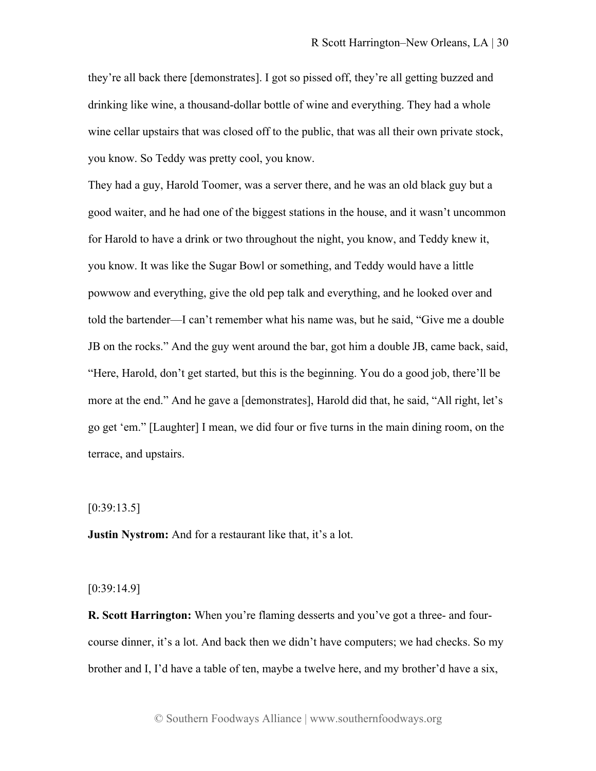they're all back there [demonstrates]. I got so pissed off, they're all getting buzzed and drinking like wine, a thousand-dollar bottle of wine and everything. They had a whole wine cellar upstairs that was closed off to the public, that was all their own private stock, you know. So Teddy was pretty cool, you know.

They had a guy, Harold Toomer, was a server there, and he was an old black guy but a good waiter, and he had one of the biggest stations in the house, and it wasn't uncommon for Harold to have a drink or two throughout the night, you know, and Teddy knew it, you know. It was like the Sugar Bowl or something, and Teddy would have a little powwow and everything, give the old pep talk and everything, and he looked over and told the bartender—I can't remember what his name was, but he said, "Give me a double JB on the rocks." And the guy went around the bar, got him a double JB, came back, said, "Here, Harold, don't get started, but this is the beginning. You do a good job, there'll be more at the end." And he gave a [demonstrates], Harold did that, he said, "All right, let's go get 'em." [Laughter] I mean, we did four or five turns in the main dining room, on the terrace, and upstairs.

[0:39:13.5]

**Justin Nystrom:** And for a restaurant like that, it's a lot.

[0:39:14.9]

**R. Scott Harrington:** When you're flaming desserts and you've got a three- and four-course dinner, it's a lot. And back then we didn't have computers; we had checks. So my brother and I, I'd have a table of ten, maybe a twelve here, and my brother'd have a six,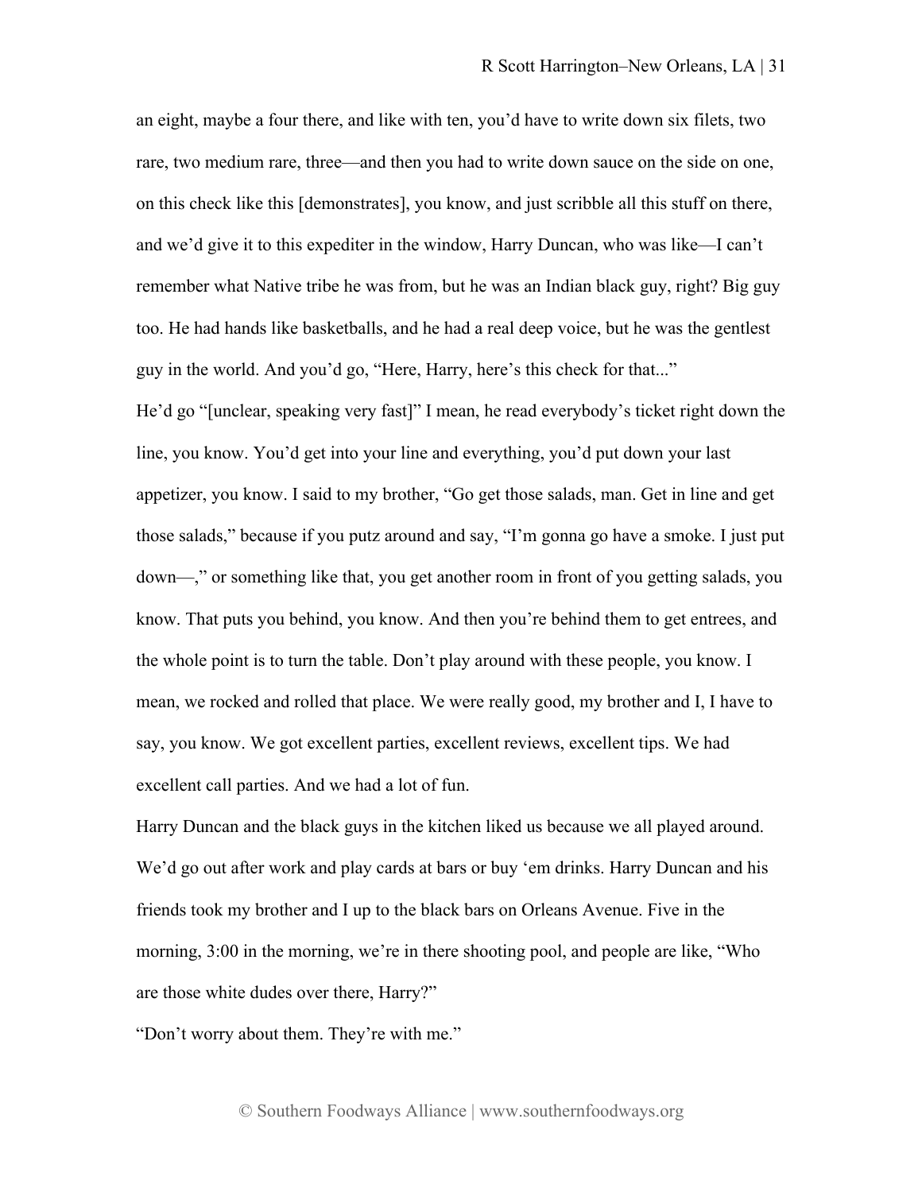an eight, maybe a four there, and like with ten, you'd have to write down six filets, two rare, two medium rare, three—and then you had to write down sauce on the side on one, on this check like this [demonstrates], you know, and just scribble all this stuff on there, and we'd give it to this expediter in the window, Harry Duncan, who was like—I can't remember what Native tribe he was from, but he was an Indian black guy, right? Big guy too. He had hands like basketballs, and he had a real deep voice, but he was the gentlest guy in the world. And you'd go, "Here, Harry, here's this check for that..."

He'd go "[unclear, speaking very fast]" I mean, he read everybody's ticket right down the line, you know. You'd get into your line and everything, you'd put down your last appetizer, you know. I said to my brother, "Go get those salads, man. Get in line and get those salads," because if you putz around and say, "I'm gonna go have a smoke. I just put down—," or something like that, you get another room in front of you getting salads, you know. That puts you behind, you know. And then you're behind them to get entrees, and the whole point is to turn the table. Don't play around with these people, you know. I mean, we rocked and rolled that place. We were really good, my brother and I, I have to say, you know. We got excellent parties, excellent reviews, excellent tips. We had excellent call parties. And we had a lot of fun.

Harry Duncan and the black guys in the kitchen liked us because we all played around. We'd go out after work and play cards at bars or buy 'em drinks. Harry Duncan and his friends took my brother and I up to the black bars on Orleans Avenue. Five in the morning, 3:00 in the morning, we're in there shooting pool, and people are like, "Who are those white dudes over there, Harry?"

"Don't worry about them. They're with me."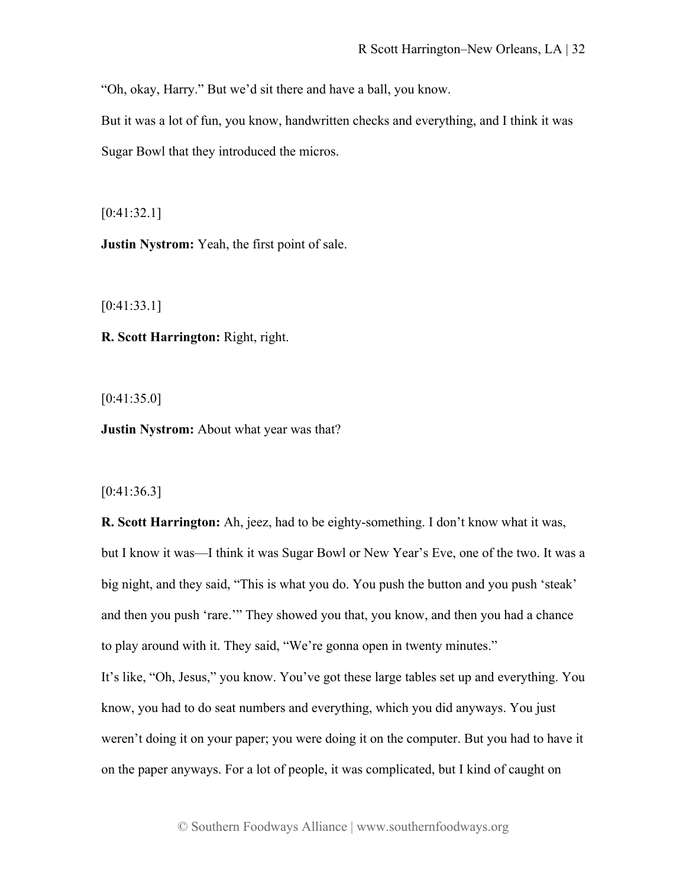"Oh, okay, Harry." But we'd sit there and have a ball, you know.

But it was a lot of fun, you know, handwritten checks and everything, and I think it was Sugar Bowl that they introduced the micros.

[0:41:32.1]

**Justin Nystrom:** Yeah, the first point of sale.

[0:41:33.1]

**R. Scott Harrington:** Right, right.

[0:41:35.0]

**Justin Nystrom:** About what year was that?

[0:41:36.3]

**R. Scott Harrington:** Ah, jeez, had to be eighty-something. I don't know what it was, but I know it was—I think it was Sugar Bowl or New Year's Eve, one of the two. It was a big night, and they said, "This is what you do. You push the button and you push 'steak' and then you push 'rare.'" They showed you that, you know, and then you had a chance to play around with it. They said, "We're gonna open in twenty minutes."

It's like, "Oh, Jesus," you know. You've got these large tables set up and everything. You know, you had to do seat numbers and everything, which you did anyways. You just weren't doing it on your paper; you were doing it on the computer. But you had to have it on the paper anyways. For a lot of people, it was complicated, but I kind of caught on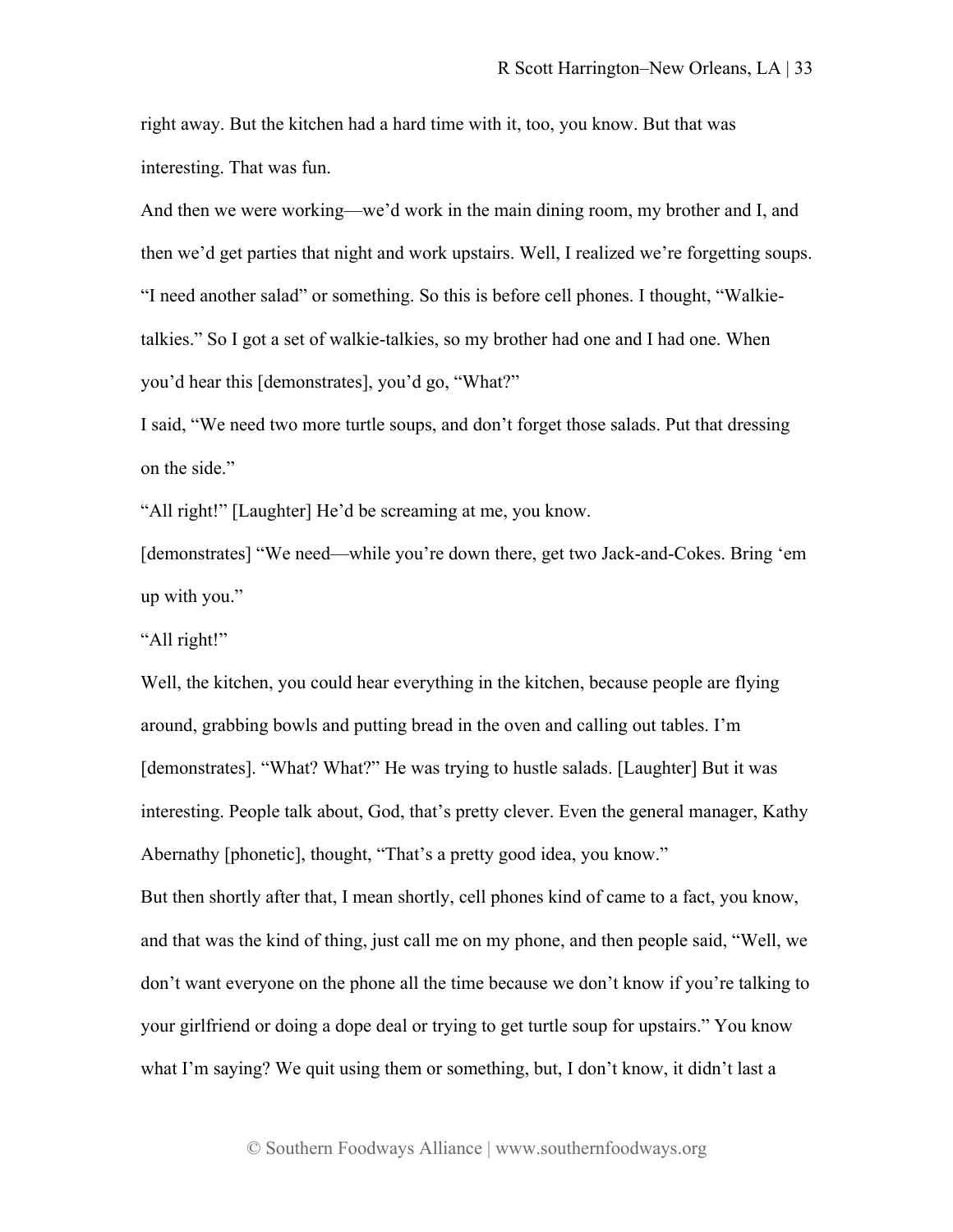right away. But the kitchen had a hard time with it, too, you know. But that was interesting. That was fun.

And then we were working—we'd work in the main dining room, my brother and I, and then we'd get parties that night and work upstairs. Well, I realized we're forgetting soups. "I need another salad" or something. So this is before cell phones. I thought, "Walkie-talkies." So I got a set of walkie-talkies, so my brother had one and I had one. When you'd hear this [demonstrates], you'd go, "What?"

I said, "We need two more turtle soups, and don't forget those salads. Put that dressing on the side."

"All right!" [Laughter] He'd be screaming at me, you know.

[demonstrates] "We need—while you're down there, get two Jack-and-Cokes. Bring 'em up with you."

"All right!"

Well, the kitchen, you could hear everything in the kitchen, because people are flying around, grabbing bowls and putting bread in the oven and calling out tables. I'm [demonstrates]. "What? What?" He was trying to hustle salads. [Laughter] But it was interesting. People talk about, God, that's pretty clever. Even the general manager, Kathy Abernathy [phonetic], thought, "That's a pretty good idea, you know."

But then shortly after that, I mean shortly, cell phones kind of came to a fact, you know, and that was the kind of thing, just call me on my phone, and then people said, "Well, we don't want everyone on the phone all the time because we don't know if you're talking to your girlfriend or doing a dope deal or trying to get turtle soup for upstairs." You know what I'm saying? We quit using them or something, but, I don't know, it didn't last a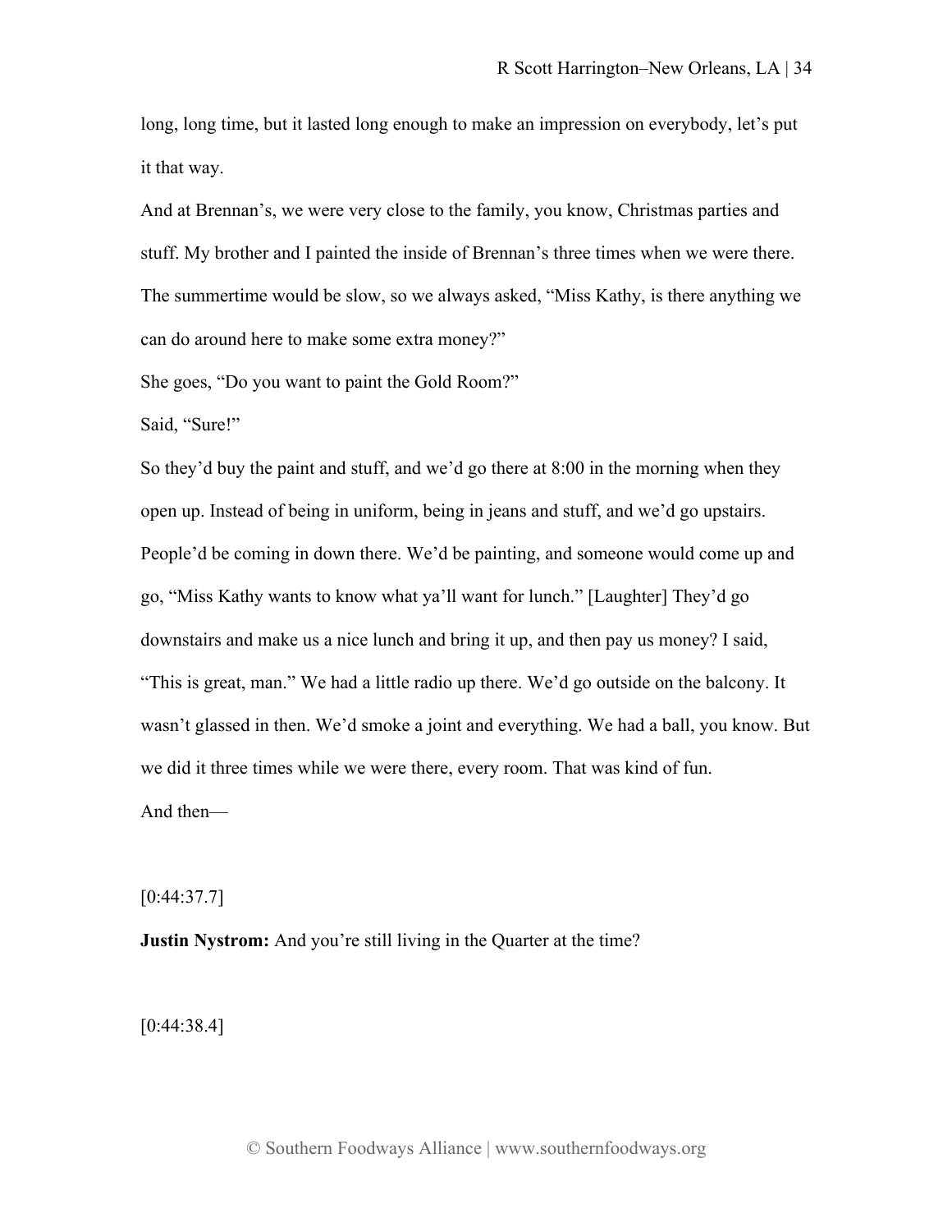long, long time, but it lasted long enough to make an impression on everybody, let's put it that way.

And at Brennan's, we were very close to the family, you know, Christmas parties and stuff. My brother and I painted the inside of Brennan's three times when we were there. The summertime would be slow, so we always asked, "Miss Kathy, is there anything we can do around here to make some extra money?"

She goes, "Do you want to paint the Gold Room?"

Said, "Sure!"

So they'd buy the paint and stuff, and we'd go there at 8:00 in the morning when they open up. Instead of being in uniform, being in jeans and stuff, and we'd go upstairs. People'd be coming in down there. We'd be painting, and someone would come up and go, "Miss Kathy wants to know what ya'll want for lunch." [Laughter] They'd go downstairs and make us a nice lunch and bring it up, and then pay us money? I said, "This is great, man." We had a little radio up there. We'd go outside on the balcony. It wasn't glassed in then. We'd smoke a joint and everything. We had a ball, you know. But we did it three times while we were there, every room. That was kind of fun.

And then—

[0:44:37.7]

**Justin Nystrom:** And you're still living in the Quarter at the time?

[0:44:38.4]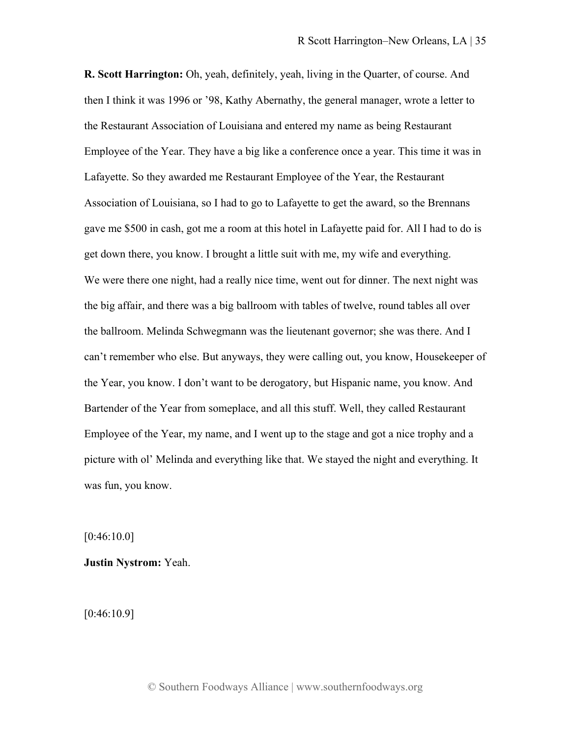**R. Scott Harrington:** Oh, yeah, definitely, yeah, living in the Quarter, of course. And then I think it was 1996 or '98, Kathy Abernathy, the general manager, wrote a letter to the Restaurant Association of Louisiana and entered my name as being Restaurant Employee of the Year. They have a big like a conference once a year. This time it was in Lafayette. So they awarded me Restaurant Employee of the Year, the Restaurant Association of Louisiana, so I had to go to Lafayette to get the award, so the Brennans gave me $500 in cash, got me a room at this hotel in Lafayette paid for. All I had to do is get down there, you know. I brought a little suit with me, my wife and everything. We were there one night, had a really nice time, went out for dinner. The next night was the big affair, and there was a big ballroom with tables of twelve, round tables all over the ballroom. Melinda Schwegmann was the lieutenant governor; she was there. And I can't remember who else. But anyways, they were calling out, you know, Housekeeper of the Year, you know. I don't want to be derogatory, but Hispanic name, you know. And Bartender of the Year from someplace, and all this stuff. Well, they called Restaurant Employee of the Year, my name, and I went up to the stage and got a nice trophy and a picture with ol' Melinda and everything like that. We stayed the night and everything. It was fun, you know.

[0:46:10.0]

**Justin Nystrom:** Yeah.

[0:46:10.9]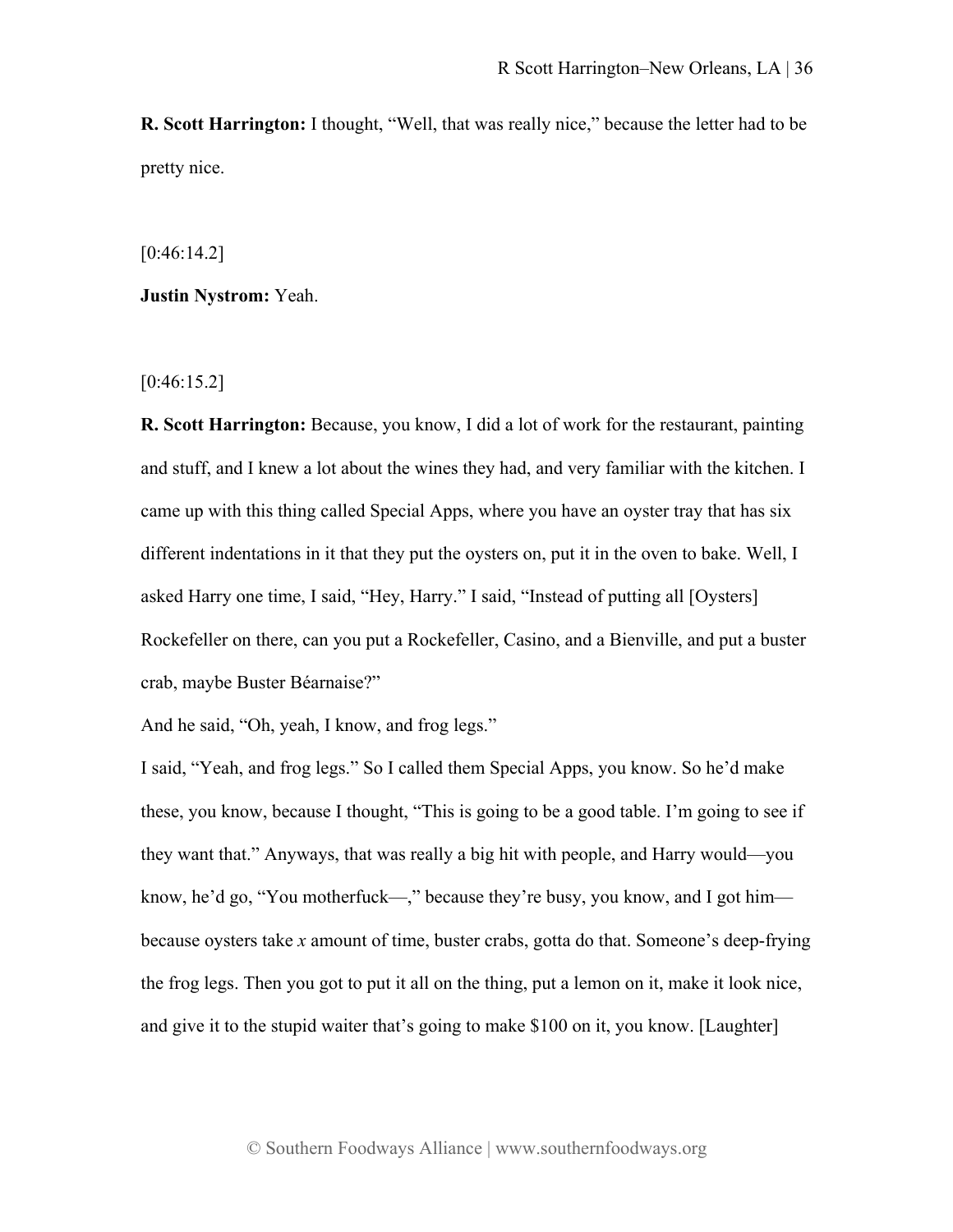**R. Scott Harrington:** I thought, "Well, that was really nice," because the letter had to be pretty nice.

[0:46:14.2]

**Justin Nystrom:** Yeah.

[0:46:15.2]

**R. Scott Harrington:** Because, you know, I did a lot of work for the restaurant, painting and stuff, and I knew a lot about the wines they had, and very familiar with the kitchen. I came up with this thing called Special Apps, where you have an oyster tray that has six different indentations in it that they put the oysters on, put it in the oven to bake. Well, I asked Harry one time, I said, "Hey, Harry." I said, "Instead of putting all [Oysters] Rockefeller on there, can you put a Rockefeller, Casino, and a Bienville, and put a buster crab, maybe Buster Béarnaise?"

And he said, "Oh, yeah, I know, and frog legs."

I said, "Yeah, and frog legs." So I called them Special Apps, you know. So he'd make these, you know, because I thought, "This is going to be a good table. I'm going to see if they want that." Anyways, that was really a big hit with people, and Harry would—you know, he'd go, "You motherfuck—," because they're busy, you know, and I got him—because oysters take *x* amount of time, buster crabs, gotta do that. Someone's deep-frying the frog legs. Then you got to put it all on the thing, put a lemon on it, make it look nice, and give it to the stupid waiter that's going to make $100 on it, you know. [Laughter]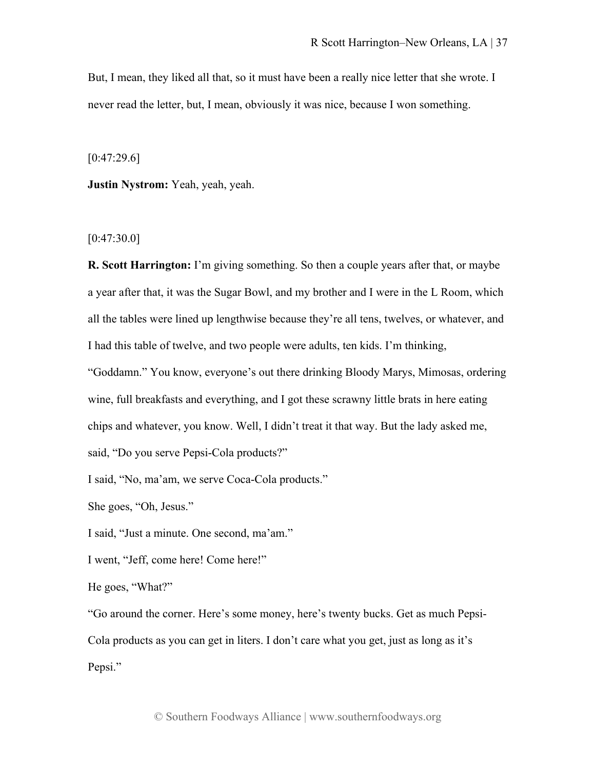But, I mean, they liked all that, so it must have been a really nice letter that she wrote. I never read the letter, but, I mean, obviously it was nice, because I won something.

[0:47:29.6]

**Justin Nystrom:** Yeah, yeah, yeah.

[0:47:30.0]

**R. Scott Harrington:** I'm giving something. So then a couple years after that, or maybe a year after that, it was the Sugar Bowl, and my brother and I were in the L Room, which all the tables were lined up lengthwise because they're all tens, twelves, or whatever, and I had this table of twelve, and two people were adults, ten kids. I'm thinking, "Goddamn." You know, everyone's out there drinking Bloody Marys, Mimosas, ordering wine, full breakfasts and everything, and I got these scrawny little brats in here eating chips and whatever, you know. Well, I didn't treat it that way. But the lady asked me, said, "Do you serve Pepsi-Cola products?"

I said, "No, ma'am, we serve Coca-Cola products."

She goes, "Oh, Jesus."

I said, "Just a minute. One second, ma'am."

I went, "Jeff, come here! Come here!"

He goes, "What?"

"Go around the corner. Here's some money, here's twenty bucks. Get as much Pepsi-Cola products as you can get in liters. I don't care what you get, just as long as it's Pepsi."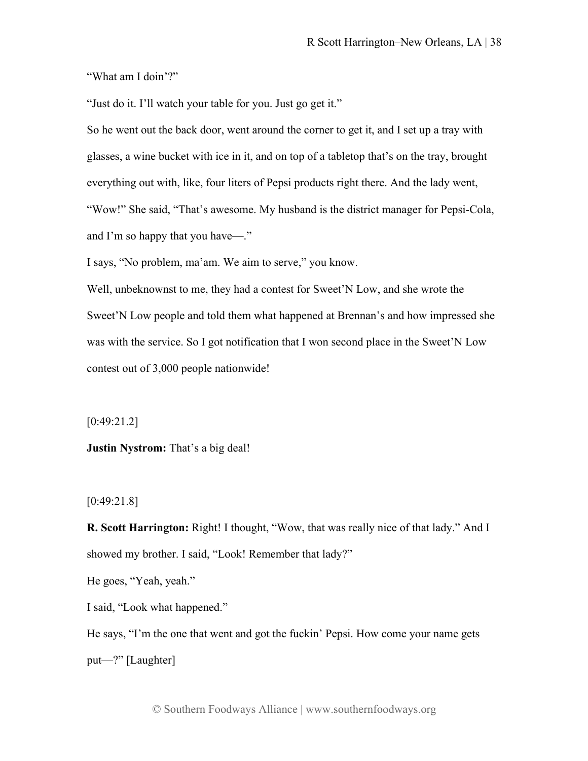"What am I doin'?"

"Just do it. I'll watch your table for you. Just go get it."

So he went out the back door, went around the corner to get it, and I set up a tray with glasses, a wine bucket with ice in it, and on top of a tabletop that's on the tray, brought everything out with, like, four liters of Pepsi products right there. And the lady went, "Wow!" She said, "That's awesome. My husband is the district manager for Pepsi-Cola, and I'm so happy that you have—."

I says, "No problem, ma'am. We aim to serve," you know.

Well, unbeknownst to me, they had a contest for Sweet'N Low, and she wrote the Sweet'N Low people and told them what happened at Brennan's and how impressed she was with the service. So I got notification that I won second place in the Sweet'N Low contest out of 3,000 people nationwide!

[0:49:21.2]

**Justin Nystrom:** That's a big deal!

[0:49:21.8]

**R. Scott Harrington:** Right! I thought, "Wow, that was really nice of that lady." And I showed my brother. I said, "Look! Remember that lady?"

He goes, "Yeah, yeah."

I said, "Look what happened."

He says, "I'm the one that went and got the fuckin' Pepsi. How come your name gets put—?" [Laughter]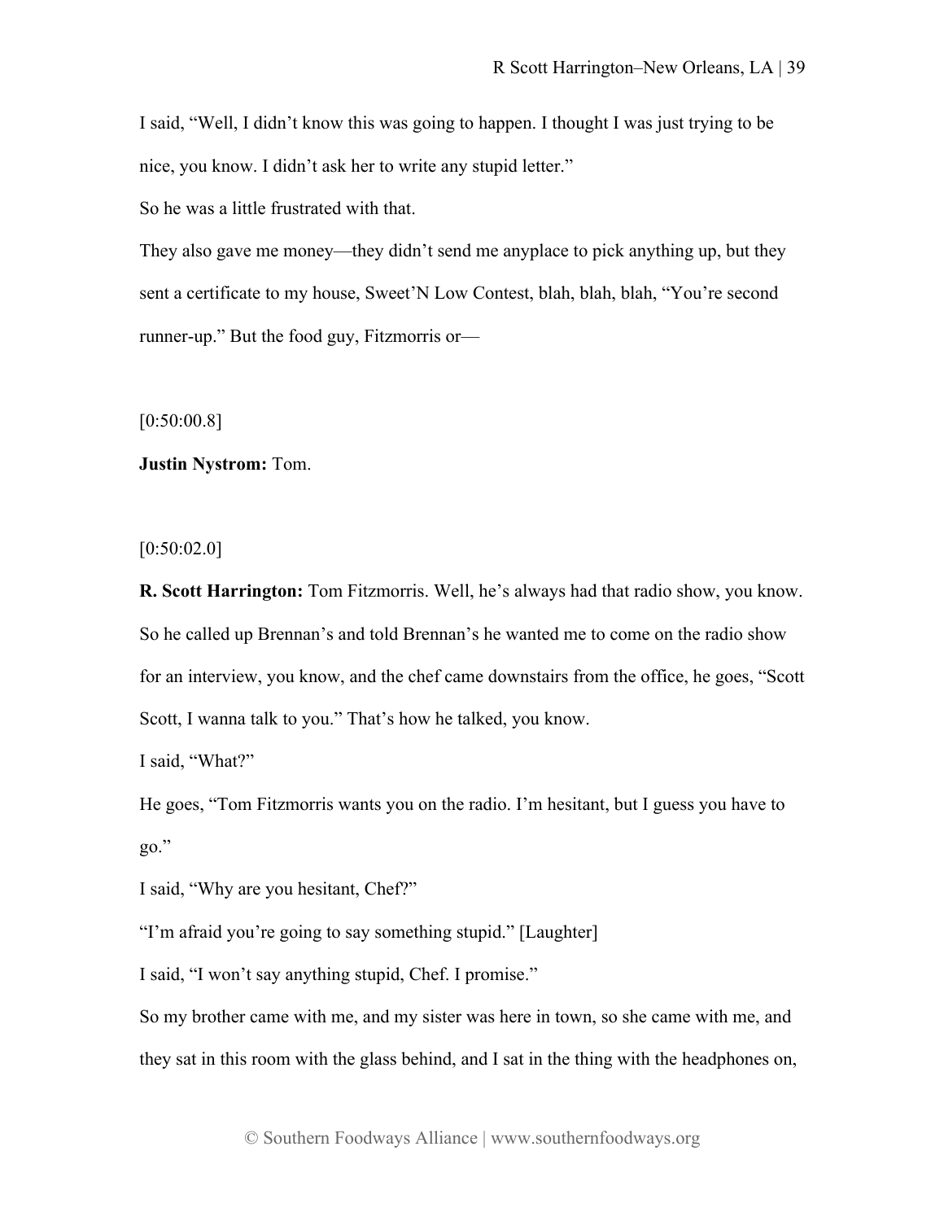I said, “Well, I didn’t know this was going to happen. I thought I was just trying to be nice, you know. I didn’t ask her to write any stupid letter.”

So he was a little frustrated with that.

They also gave me money—they didn’t send me anyplace to pick anything up, but they sent a certificate to my house, Sweet’N Low Contest, blah, blah, blah, “You’re second runner-up.” But the food guy, Fitzmorris or—

[0:50:00.8]

**Justin Nystrom:** Tom.

[0:50:02.0]

**R. Scott Harrington:** Tom Fitzmorris. Well, he’s always had that radio show, you know. So he called up Brennan’s and told Brennan’s he wanted me to come on the radio show for an interview, you know, and the chef came downstairs from the office, he goes, “Scott Scott, I wanna talk to you.” That’s how he talked, you know.

I said, “What?”

He goes, “Tom Fitzmorris wants you on the radio. I’m hesitant, but I guess you have to go.”

I said, “Why are you hesitant, Chef?”

“I’m afraid you’re going to say something stupid.” [Laughter]

I said, “I won’t say anything stupid, Chef. I promise.”

So my brother came with me, and my sister was here in town, so she came with me, and they sat in this room with the glass behind, and I sat in the thing with the headphones on,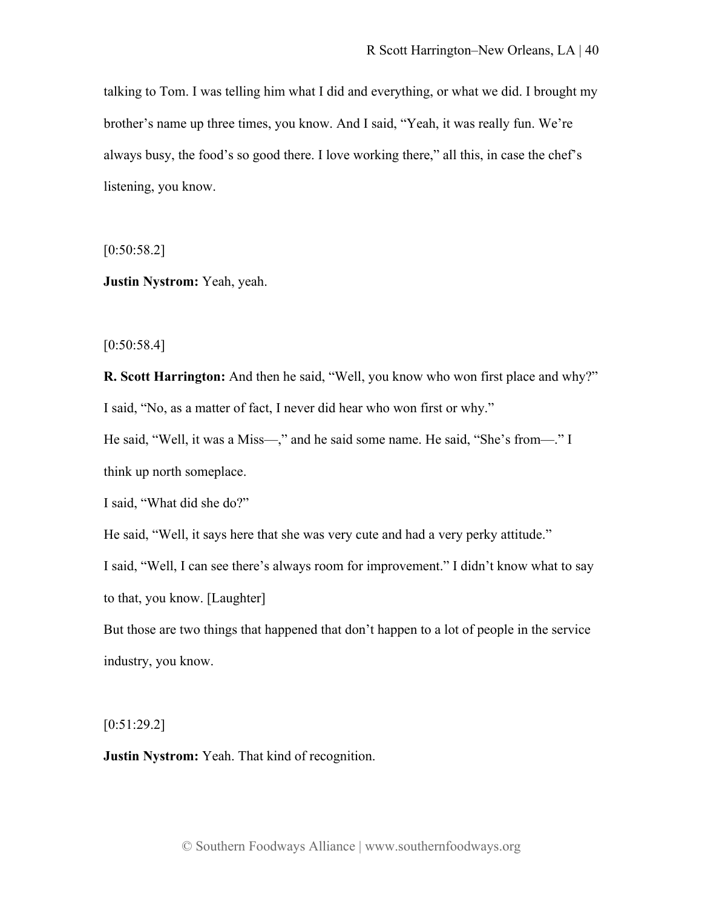talking to Tom. I was telling him what I did and everything, or what we did. I brought my brother's name up three times, you know. And I said, "Yeah, it was really fun. We're always busy, the food's so good there. I love working there," all this, in case the chef's listening, you know.

[0:50:58.2]

**Justin Nystrom:** Yeah, yeah.

[0:50:58.4]

**R. Scott Harrington:** And then he said, "Well, you know who won first place and why?" I said, "No, as a matter of fact, I never did hear who won first or why."

He said, "Well, it was a Miss—," and he said some name. He said, "She's from—." I think up north someplace.

I said, "What did she do?"

He said, "Well, it says here that she was very cute and had a very perky attitude."

I said, "Well, I can see there's always room for improvement." I didn't know what to say to that, you know. [Laughter]

But those are two things that happened that don't happen to a lot of people in the service industry, you know.

[0:51:29.2]

**Justin Nystrom:** Yeah. That kind of recognition.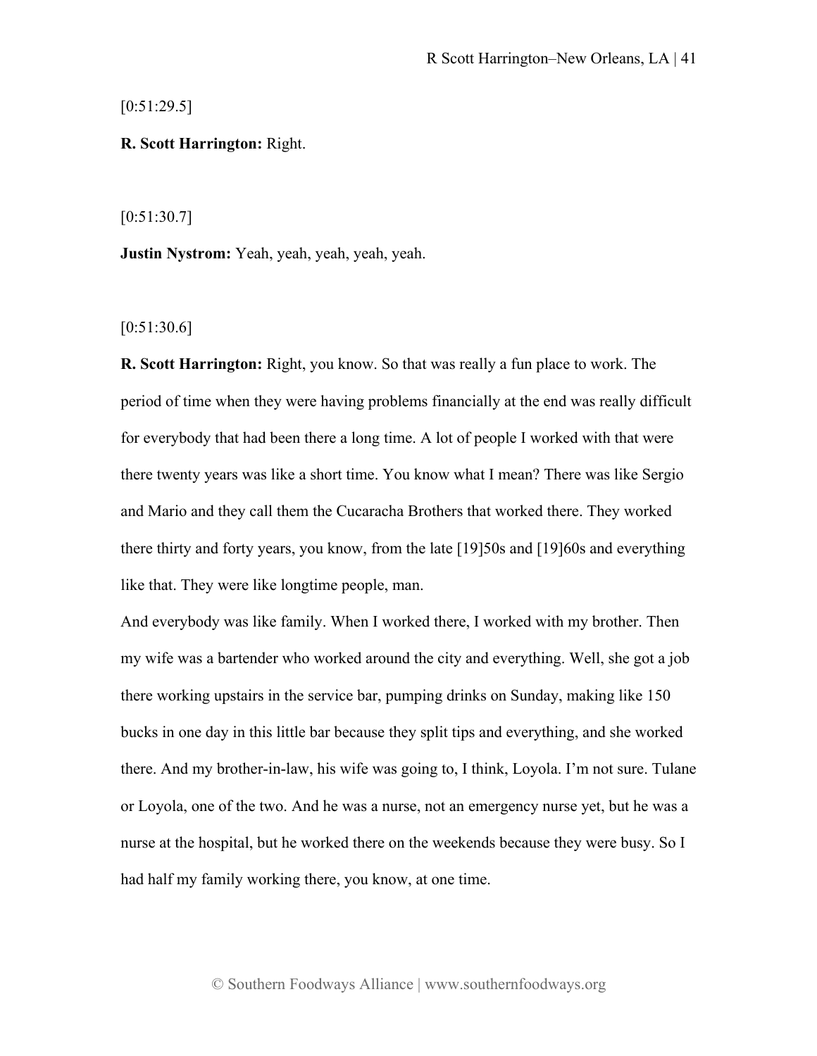[0:51:29.5]

**R. Scott Harrington:** Right.

[0:51:30.7]

**Justin Nystrom:** Yeah, yeah, yeah, yeah, yeah.

[0:51:30.6]

**R. Scott Harrington:** Right, you know. So that was really a fun place to work. The period of time when they were having problems financially at the end was really difficult for everybody that had been there a long time. A lot of people I worked with that were there twenty years was like a short time. You know what I mean? There was like Sergio and Mario and they call them the Cucaracha Brothers that worked there. They worked there thirty and forty years, you know, from the late [19]50s and [19]60s and everything like that. They were like longtime people, man.

And everybody was like family. When I worked there, I worked with my brother. Then my wife was a bartender who worked around the city and everything. Well, she got a job there working upstairs in the service bar, pumping drinks on Sunday, making like 150 bucks in one day in this little bar because they split tips and everything, and she worked there. And my brother-in-law, his wife was going to, I think, Loyola. I'm not sure. Tulane or Loyola, one of the two. And he was a nurse, not an emergency nurse yet, but he was a nurse at the hospital, but he worked there on the weekends because they were busy. So I had half my family working there, you know, at one time.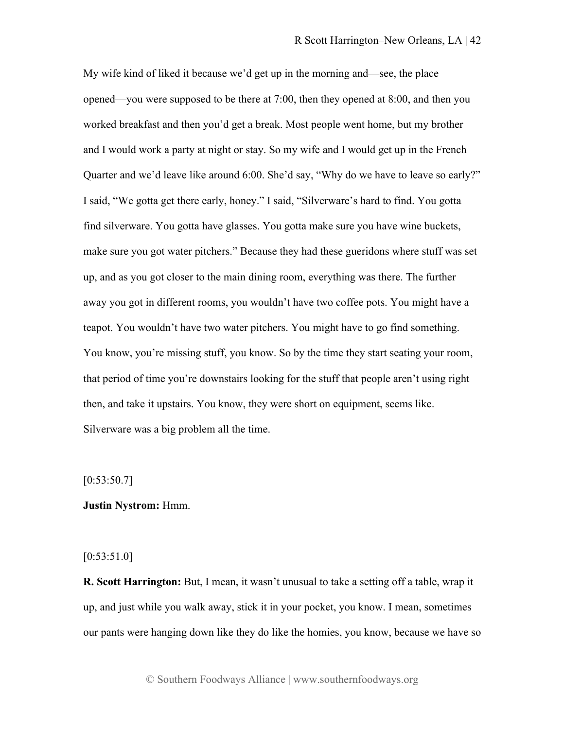My wife kind of liked it because we'd get up in the morning and—see, the place opened—you were supposed to be there at 7:00, then they opened at 8:00, and then you worked breakfast and then you'd get a break. Most people went home, but my brother and I would work a party at night or stay. So my wife and I would get up in the French Quarter and we'd leave like around 6:00. She'd say, "Why do we have to leave so early?" I said, "We gotta get there early, honey." I said, "Silverware's hard to find. You gotta find silverware. You gotta have glasses. You gotta make sure you have wine buckets, make sure you got water pitchers." Because they had these gueridons where stuff was set up, and as you got closer to the main dining room, everything was there. The further away you got in different rooms, you wouldn't have two coffee pots. You might have a teapot. You wouldn't have two water pitchers. You might have to go find something. You know, you're missing stuff, you know. So by the time they start seating your room, that period of time you're downstairs looking for the stuff that people aren't using right then, and take it upstairs. You know, they were short on equipment, seems like. Silverware was a big problem all the time.

[0:53:50.7]

**Justin Nystrom:** Hmm.

[0:53:51.0]

**R. Scott Harrington:** But, I mean, it wasn't unusual to take a setting off a table, wrap it up, and just while you walk away, stick it in your pocket, you know. I mean, sometimes our pants were hanging down like they do like the homies, you know, because we have so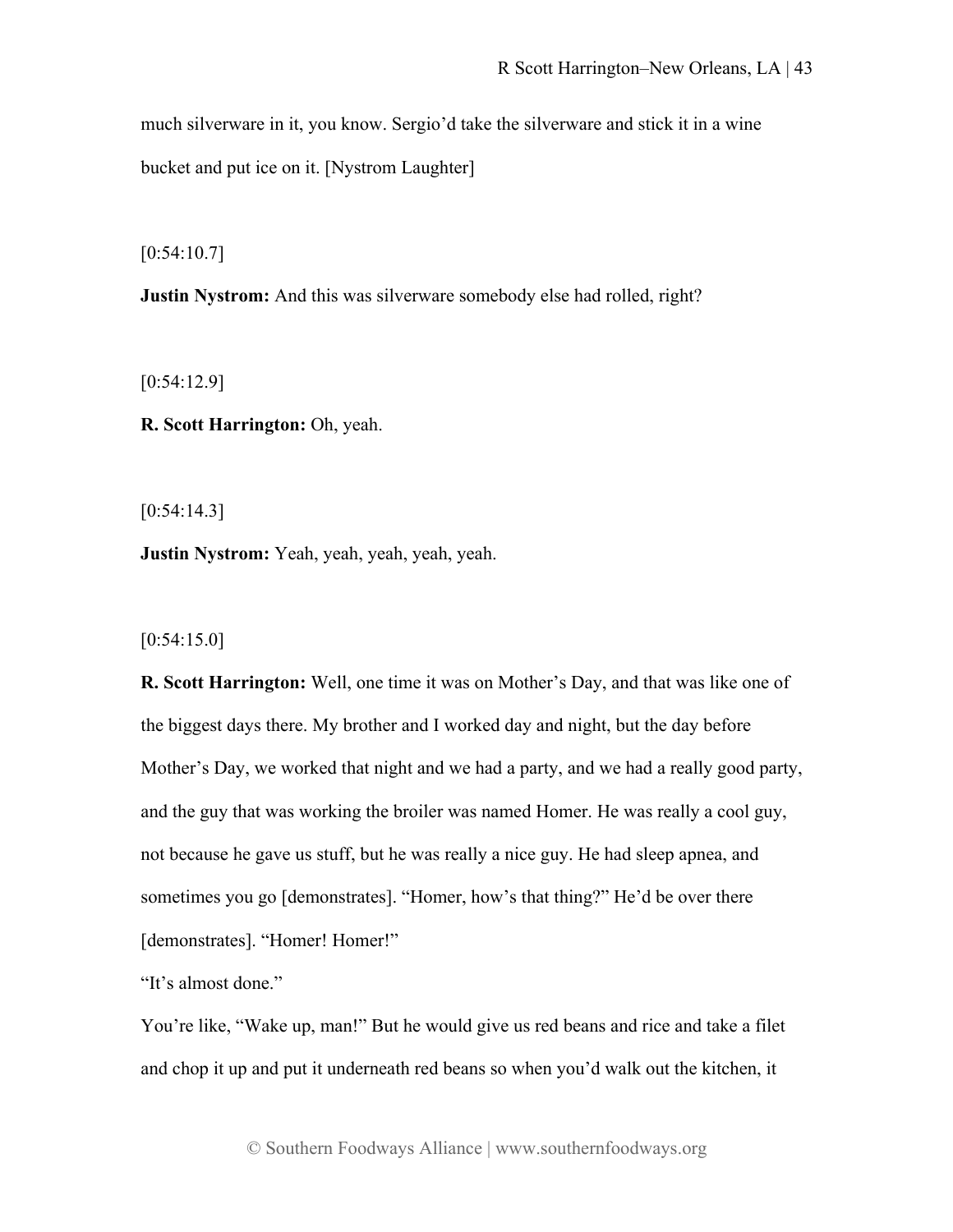much silverware in it, you know. Sergio'd take the silverware and stick it in a wine bucket and put ice on it. [Nystrom Laughter]

[0:54:10.7]

**Justin Nystrom:** And this was silverware somebody else had rolled, right?

[0:54:12.9]

**R. Scott Harrington:** Oh, yeah.

[0:54:14.3]

**Justin Nystrom:** Yeah, yeah, yeah, yeah, yeah.

[0:54:15.0]

**R. Scott Harrington:** Well, one time it was on Mother's Day, and that was like one of the biggest days there. My brother and I worked day and night, but the day before Mother's Day, we worked that night and we had a party, and we had a really good party, and the guy that was working the broiler was named Homer. He was really a cool guy, not because he gave us stuff, but he was really a nice guy. He had sleep apnea, and sometimes you go [demonstrates]. "Homer, how's that thing?" He'd be over there [demonstrates]. "Homer! Homer!"

"It's almost done."

You're like, "Wake up, man!" But he would give us red beans and rice and take a filet and chop it up and put it underneath red beans so when you'd walk out the kitchen, it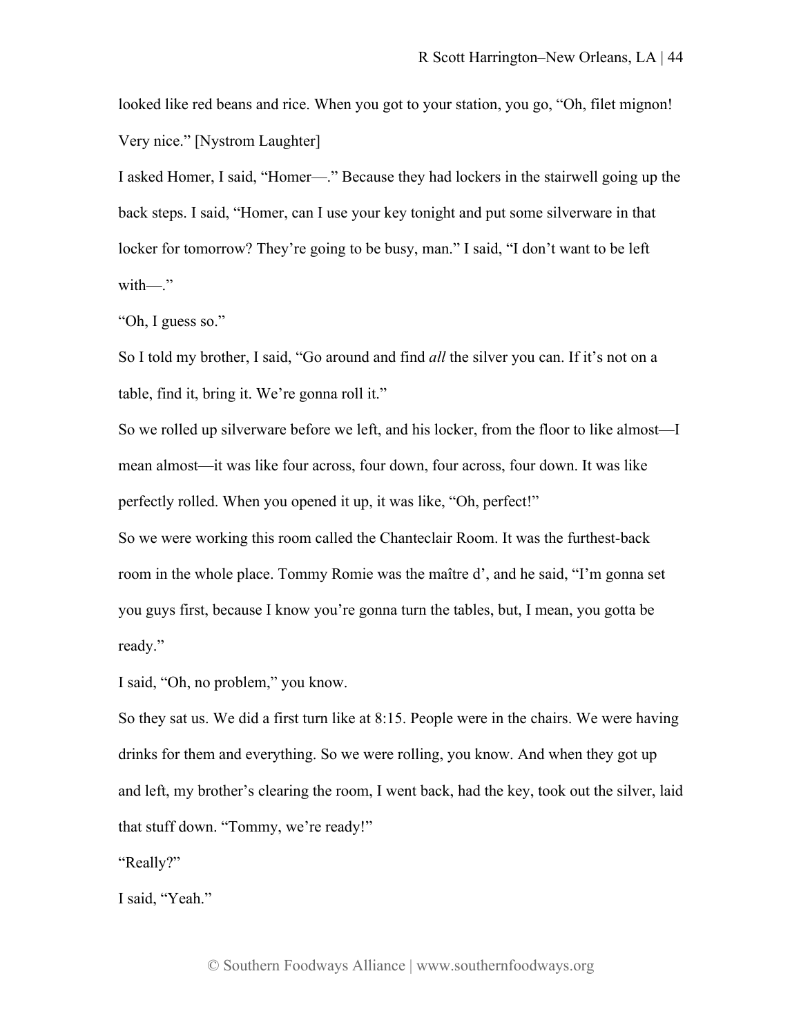looked like red beans and rice. When you got to your station, you go, "Oh, filet mignon! Very nice." [Nystrom Laughter]

I asked Homer, I said, "Homer—." Because they had lockers in the stairwell going up the back steps. I said, "Homer, can I use your key tonight and put some silverware in that locker for tomorrow? They're going to be busy, man." I said, "I don't want to be left with—."

"Oh, I guess so."

So I told my brother, I said, "Go around and find *all* the silver you can. If it's not on a table, find it, bring it. We're gonna roll it."

So we rolled up silverware before we left, and his locker, from the floor to like almost—I mean almost—it was like four across, four down, four across, four down. It was like perfectly rolled. When you opened it up, it was like, "Oh, perfect!"

So we were working this room called the Chanteclair Room. It was the furthest-back room in the whole place. Tommy Romie was the maître d', and he said, "I'm gonna set you guys first, because I know you're gonna turn the tables, but, I mean, you gotta be ready."

I said, "Oh, no problem," you know.

So they sat us. We did a first turn like at 8:15. People were in the chairs. We were having drinks for them and everything. So we were rolling, you know. And when they got up and left, my brother's clearing the room, I went back, had the key, took out the silver, laid that stuff down. "Tommy, we're ready!"

"Really?"

I said, "Yeah."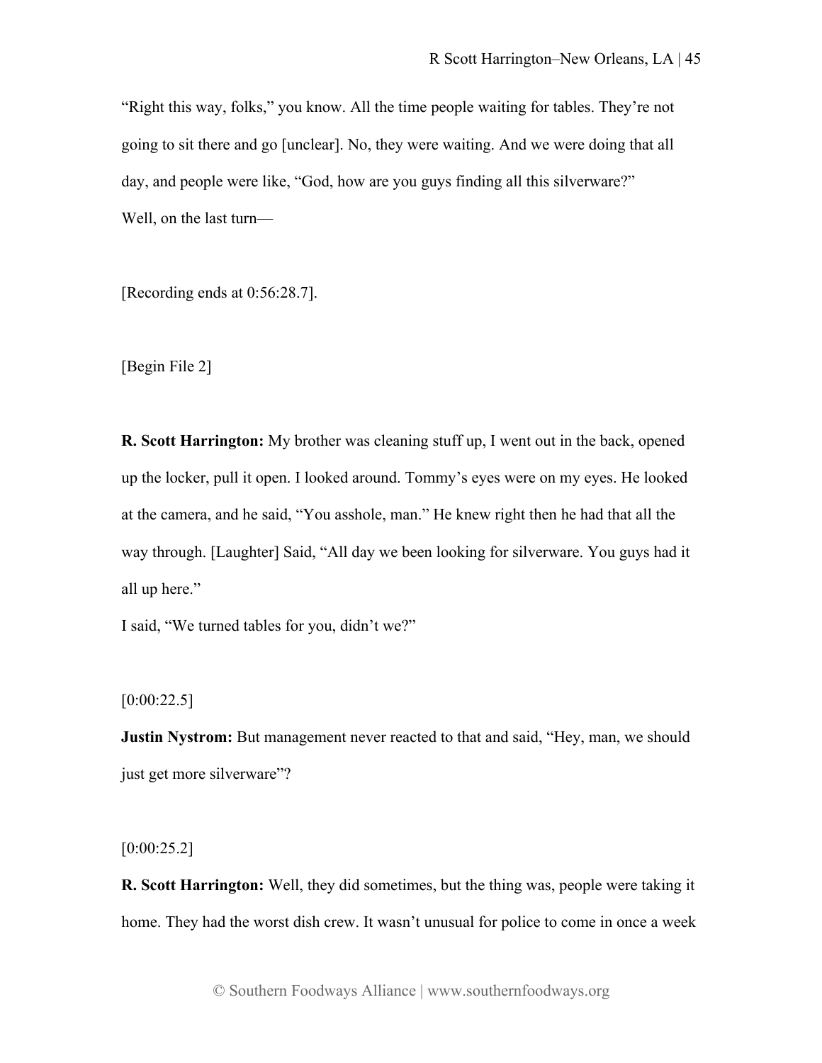"Right this way, folks," you know. All the time people waiting for tables. They're not going to sit there and go [unclear]. No, they were waiting. And we were doing that all day, and people were like, "God, how are you guys finding all this silverware?"

Well, on the last turn—

[Recording ends at 0:56:28.7].

[Begin File 2]

**R. Scott Harrington:** My brother was cleaning stuff up, I went out in the back, opened up the locker, pull it open. I looked around. Tommy's eyes were on my eyes. He looked at the camera, and he said, "You asshole, man." He knew right then he had that all the way through. [Laughter] Said, "All day we been looking for silverware. You guys had it all up here."

I said, "We turned tables for you, didn't we?"

[0:00:22.5]

**Justin Nystrom:** But management never reacted to that and said, "Hey, man, we should just get more silverware"?

[0:00:25.2]

**R. Scott Harrington:** Well, they did sometimes, but the thing was, people were taking it home. They had the worst dish crew. It wasn't unusual for police to come in once a week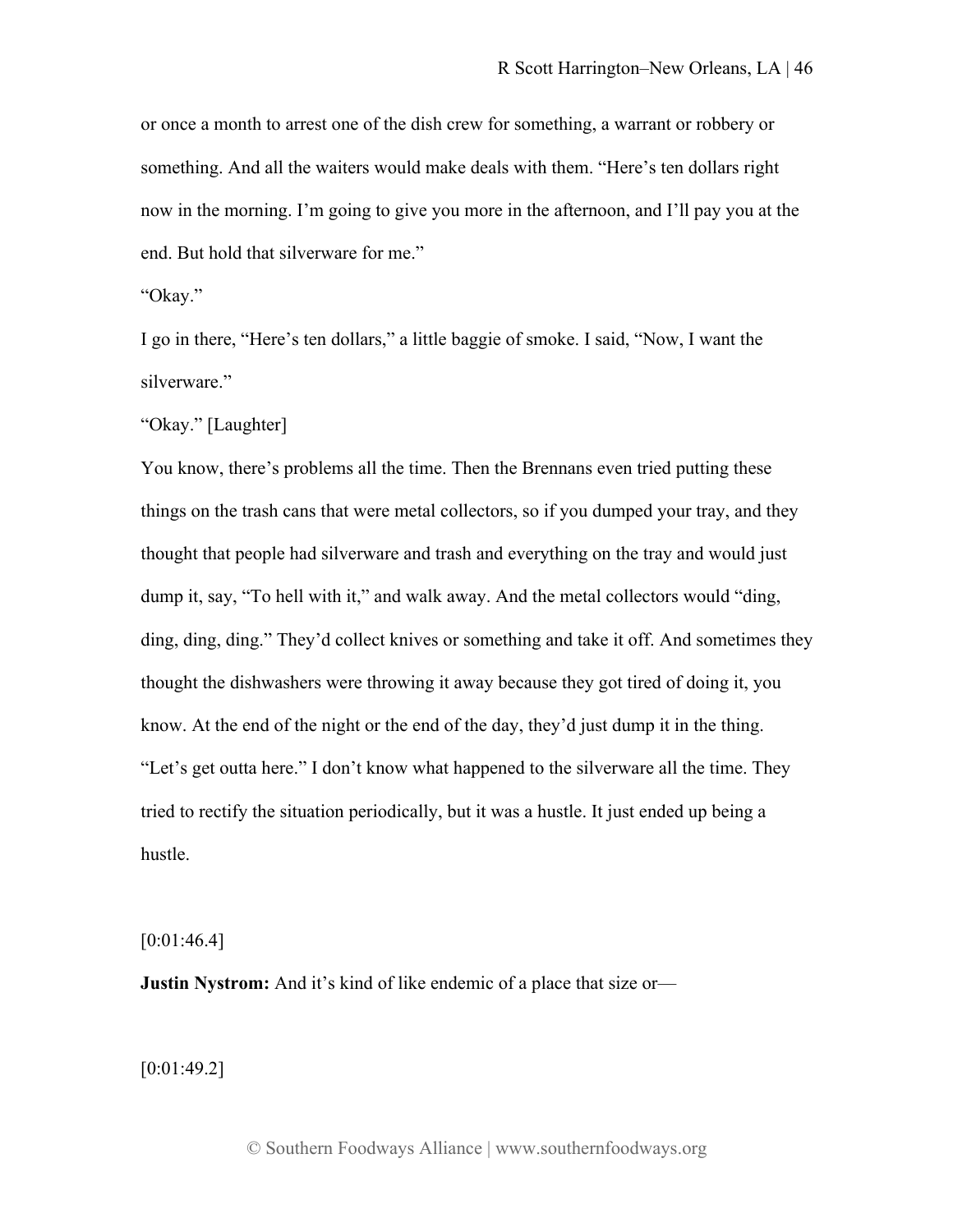or once a month to arrest one of the dish crew for something, a warrant or robbery or something. And all the waiters would make deals with them. "Here's ten dollars right now in the morning. I'm going to give you more in the afternoon, and I'll pay you at the end. But hold that silverware for me."

"Okay."

I go in there, "Here's ten dollars," a little baggie of smoke. I said, "Now, I want the silverware."

"Okay." [Laughter]

You know, there's problems all the time. Then the Brennans even tried putting these things on the trash cans that were metal collectors, so if you dumped your tray, and they thought that people had silverware and trash and everything on the tray and would just dump it, say, "To hell with it," and walk away. And the metal collectors would "ding, ding, ding, ding." They'd collect knives or something and take it off. And sometimes they thought the dishwashers were throwing it away because they got tired of doing it, you know. At the end of the night or the end of the day, they'd just dump it in the thing. "Let's get outta here." I don't know what happened to the silverware all the time. They tried to rectify the situation periodically, but it was a hustle. It just ended up being a hustle.

[0:01:46.4]

**Justin Nystrom:** And it's kind of like endemic of a place that size or—

[0:01:49.2]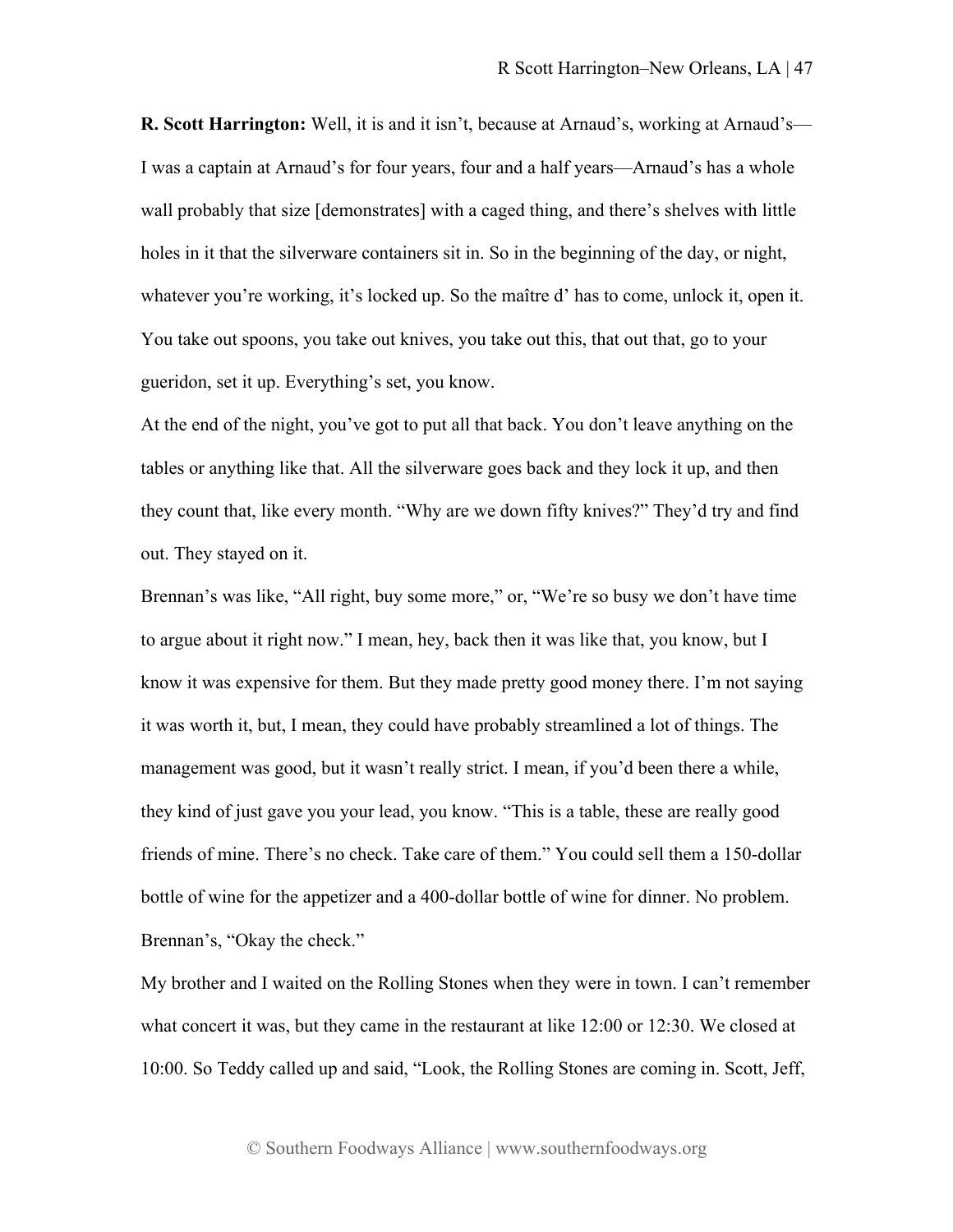**R. Scott Harrington:** Well, it is and it isn't, because at Arnaud's, working at Arnaud's—I was a captain at Arnaud's for four years, four and a half years—Arnaud's has a whole wall probably that size [demonstrates] with a caged thing, and there's shelves with little holes in it that the silverware containers sit in. So in the beginning of the day, or night, whatever you're working, it's locked up. So the maître d' has to come, unlock it, open it. You take out spoons, you take out knives, you take out this, that out that, go to your gueridon, set it up. Everything's set, you know.

At the end of the night, you've got to put all that back. You don't leave anything on the tables or anything like that. All the silverware goes back and they lock it up, and then they count that, like every month. "Why are we down fifty knives?" They'd try and find out. They stayed on it.

Brennan's was like, "All right, buy some more," or, "We're so busy we don't have time to argue about it right now." I mean, hey, back then it was like that, you know, but I know it was expensive for them. But they made pretty good money there. I'm not saying it was worth it, but, I mean, they could have probably streamlined a lot of things. The management was good, but it wasn't really strict. I mean, if you'd been there a while, they kind of just gave you your lead, you know. "This is a table, these are really good friends of mine. There's no check. Take care of them." You could sell them a 150-dollar bottle of wine for the appetizer and a 400-dollar bottle of wine for dinner. No problem. Brennan's, "Okay the check."

My brother and I waited on the Rolling Stones when they were in town. I can't remember what concert it was, but they came in the restaurant at like 12:00 or 12:30. We closed at 10:00. So Teddy called up and said, "Look, the Rolling Stones are coming in. Scott, Jeff,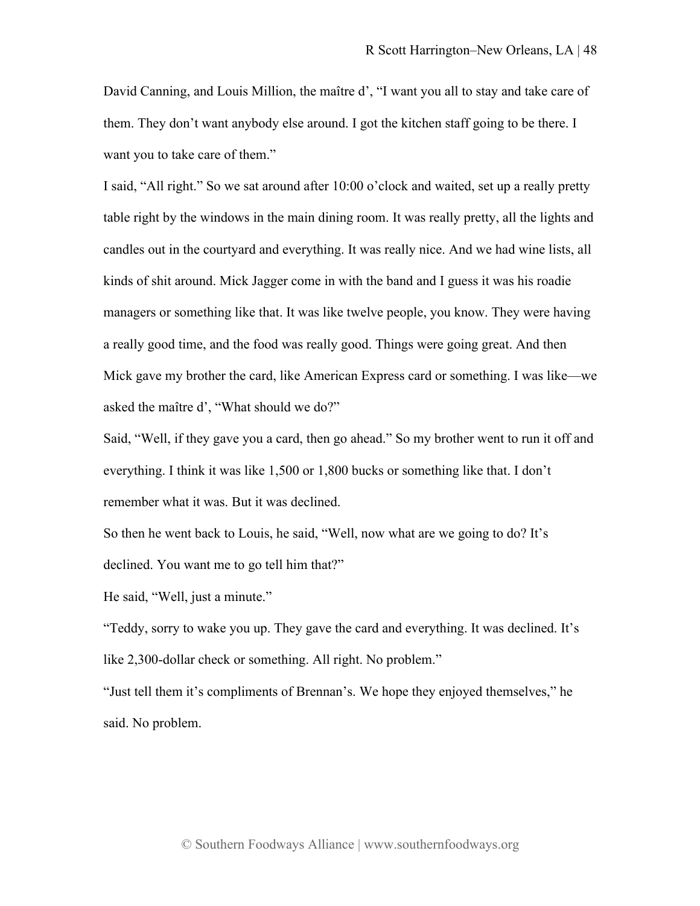David Canning, and Louis Million, the maître d', "I want you all to stay and take care of them. They don't want anybody else around. I got the kitchen staff going to be there. I want you to take care of them."

I said, "All right." So we sat around after 10:00 o'clock and waited, set up a really pretty table right by the windows in the main dining room. It was really pretty, all the lights and candles out in the courtyard and everything. It was really nice. And we had wine lists, all kinds of shit around. Mick Jagger come in with the band and I guess it was his roadie managers or something like that. It was like twelve people, you know. They were having a really good time, and the food was really good. Things were going great. And then Mick gave my brother the card, like American Express card or something. I was like—we asked the maître d', "What should we do?"

Said, "Well, if they gave you a card, then go ahead." So my brother went to run it off and everything. I think it was like 1,500 or 1,800 bucks or something like that. I don't remember what it was. But it was declined.

So then he went back to Louis, he said, "Well, now what are we going to do? It's declined. You want me to go tell him that?"

He said, "Well, just a minute."

"Teddy, sorry to wake you up. They gave the card and everything. It was declined. It's like 2,300-dollar check or something. All right. No problem."

"Just tell them it's compliments of Brennan's. We hope they enjoyed themselves," he said. No problem.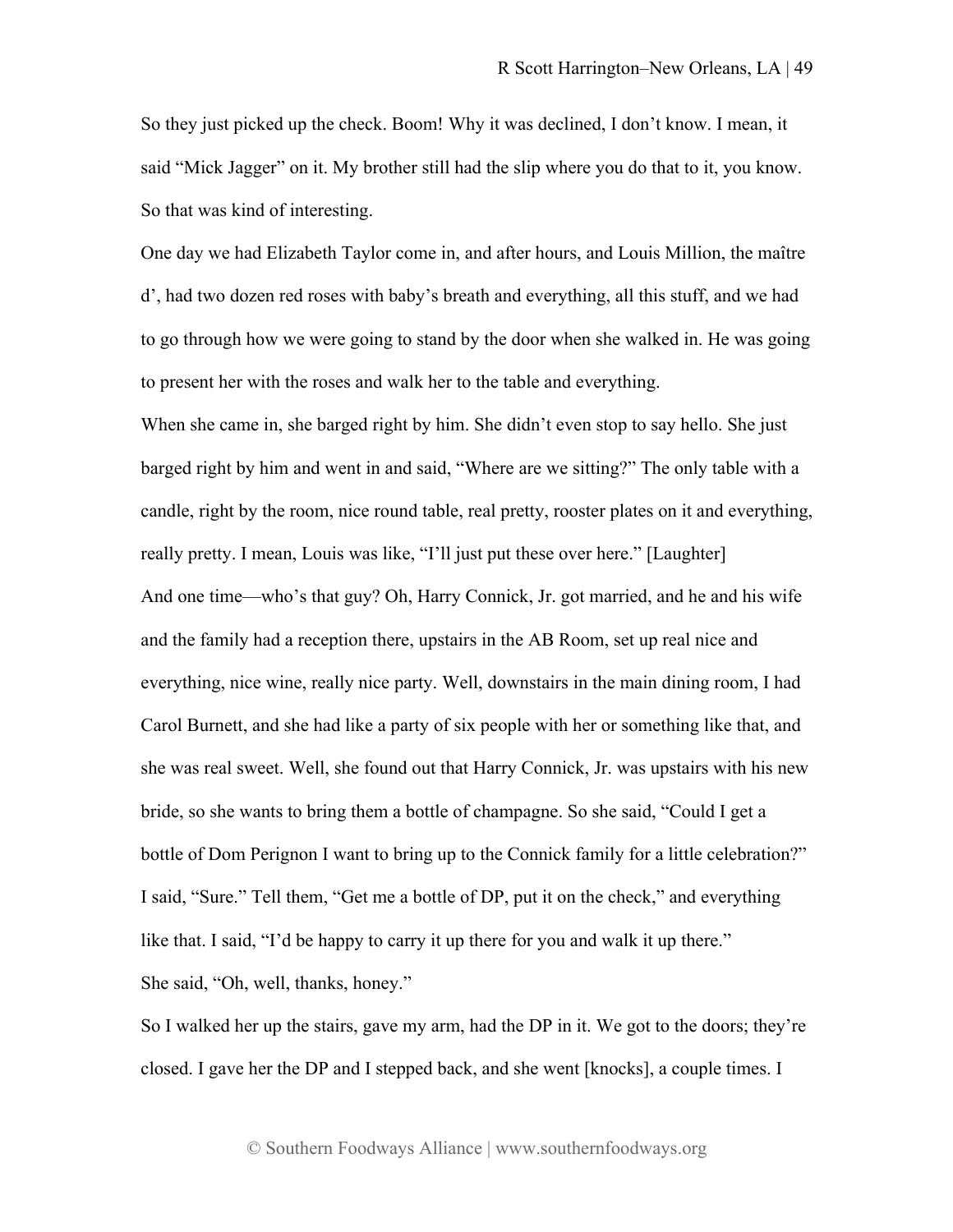So they just picked up the check. Boom! Why it was declined, I don't know. I mean, it said "Mick Jagger" on it. My brother still had the slip where you do that to it, you know. So that was kind of interesting.

One day we had Elizabeth Taylor come in, and after hours, and Louis Million, the maître d', had two dozen red roses with baby's breath and everything, all this stuff, and we had to go through how we were going to stand by the door when she walked in. He was going to present her with the roses and walk her to the table and everything.

When she came in, she barged right by him. She didn't even stop to say hello. She just barged right by him and went in and said, "Where are we sitting?" The only table with a candle, right by the room, nice round table, real pretty, rooster plates on it and everything, really pretty. I mean, Louis was like, "I'll just put these over here." [Laughter]

And one time—who's that guy? Oh, Harry Connick, Jr. got married, and he and his wife and the family had a reception there, upstairs in the AB Room, set up real nice and everything, nice wine, really nice party. Well, downstairs in the main dining room, I had Carol Burnett, and she had like a party of six people with her or something like that, and she was real sweet. Well, she found out that Harry Connick, Jr. was upstairs with his new bride, so she wants to bring them a bottle of champagne. So she said, "Could I get a bottle of Dom Perignon I want to bring up to the Connick family for a little celebration?" I said, "Sure." Tell them, "Get me a bottle of DP, put it on the check," and everything like that. I said, "I'd be happy to carry it up there for you and walk it up there."

She said, "Oh, well, thanks, honey."

So I walked her up the stairs, gave my arm, had the DP in it. We got to the doors; they're closed. I gave her the DP and I stepped back, and she went [knocks], a couple times. I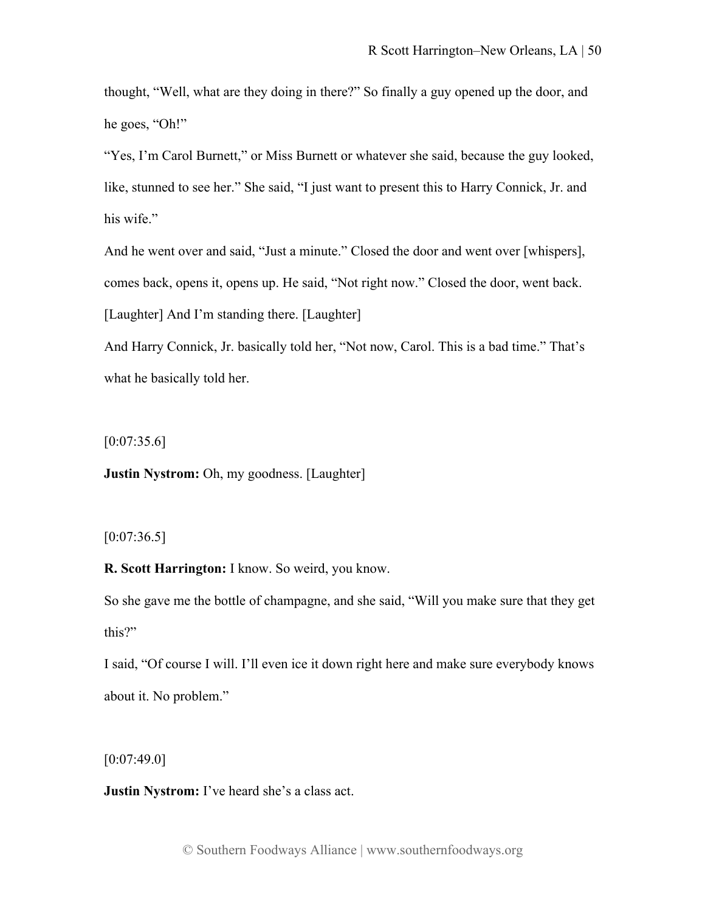thought, "Well, what are they doing in there?" So finally a guy opened up the door, and he goes, "Oh!"

"Yes, I'm Carol Burnett," or Miss Burnett or whatever she said, because the guy looked, like, stunned to see her." She said, "I just want to present this to Harry Connick, Jr. and his wife."

And he went over and said, "Just a minute." Closed the door and went over [whispers], comes back, opens it, opens up. He said, "Not right now." Closed the door, went back. [Laughter] And I'm standing there. [Laughter]

And Harry Connick, Jr. basically told her, "Not now, Carol. This is a bad time." That's what he basically told her.

[0:07:35.6]

**Justin Nystrom:** Oh, my goodness. [Laughter]

[0:07:36.5]

**R. Scott Harrington:** I know. So weird, you know.

So she gave me the bottle of champagne, and she said, "Will you make sure that they get this?"

I said, "Of course I will. I'll even ice it down right here and make sure everybody knows about it. No problem."

[0:07:49.0]

**Justin Nystrom:** I've heard she's a class act.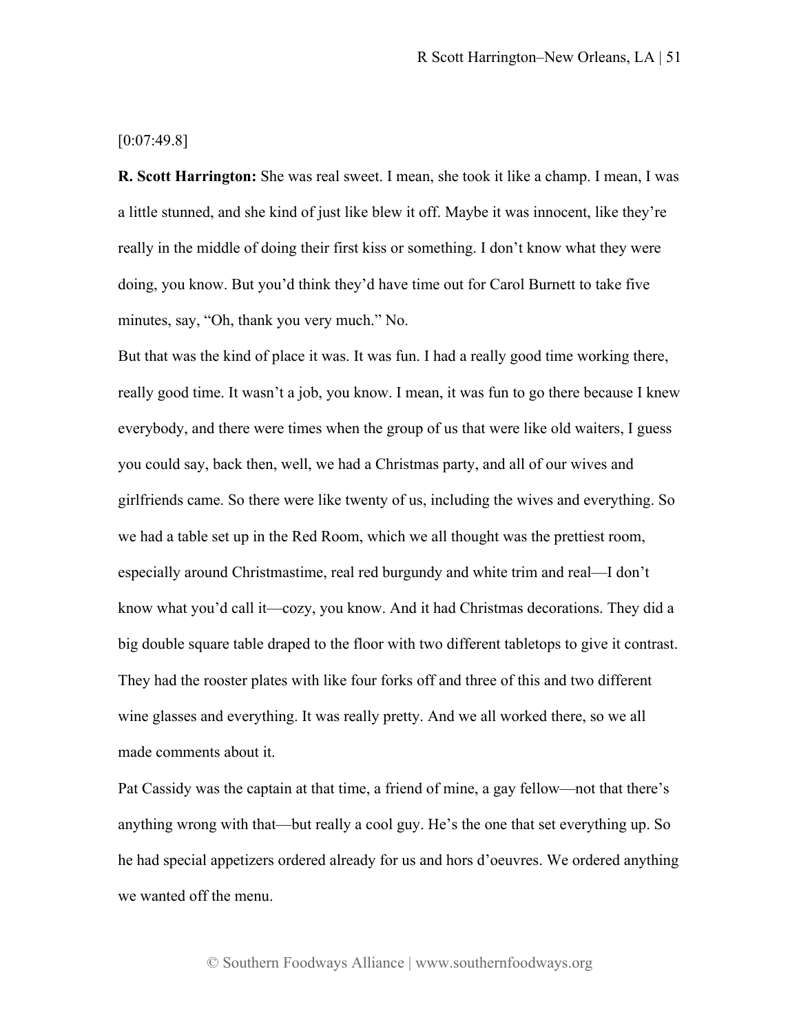[0:07:49.8]

**R. Scott Harrington:** She was real sweet. I mean, she took it like a champ. I mean, I was a little stunned, and she kind of just like blew it off. Maybe it was innocent, like they're really in the middle of doing their first kiss or something. I don't know what they were doing, you know. But you'd think they'd have time out for Carol Burnett to take five minutes, say, "Oh, thank you very much." No.

But that was the kind of place it was. It was fun. I had a really good time working there, really good time. It wasn't a job, you know. I mean, it was fun to go there because I knew everybody, and there were times when the group of us that were like old waiters, I guess you could say, back then, well, we had a Christmas party, and all of our wives and girlfriends came. So there were like twenty of us, including the wives and everything. So we had a table set up in the Red Room, which we all thought was the prettiest room, especially around Christmastime, real red burgundy and white trim and real—I don't know what you'd call it—cozy, you know. And it had Christmas decorations. They did a big double square table draped to the floor with two different tabletops to give it contrast. They had the rooster plates with like four forks off and three of this and two different wine glasses and everything. It was really pretty. And we all worked there, so we all made comments about it.

Pat Cassidy was the captain at that time, a friend of mine, a gay fellow—not that there's anything wrong with that—but really a cool guy. He's the one that set everything up. So he had special appetizers ordered already for us and hors d'oeuvres. We ordered anything we wanted off the menu.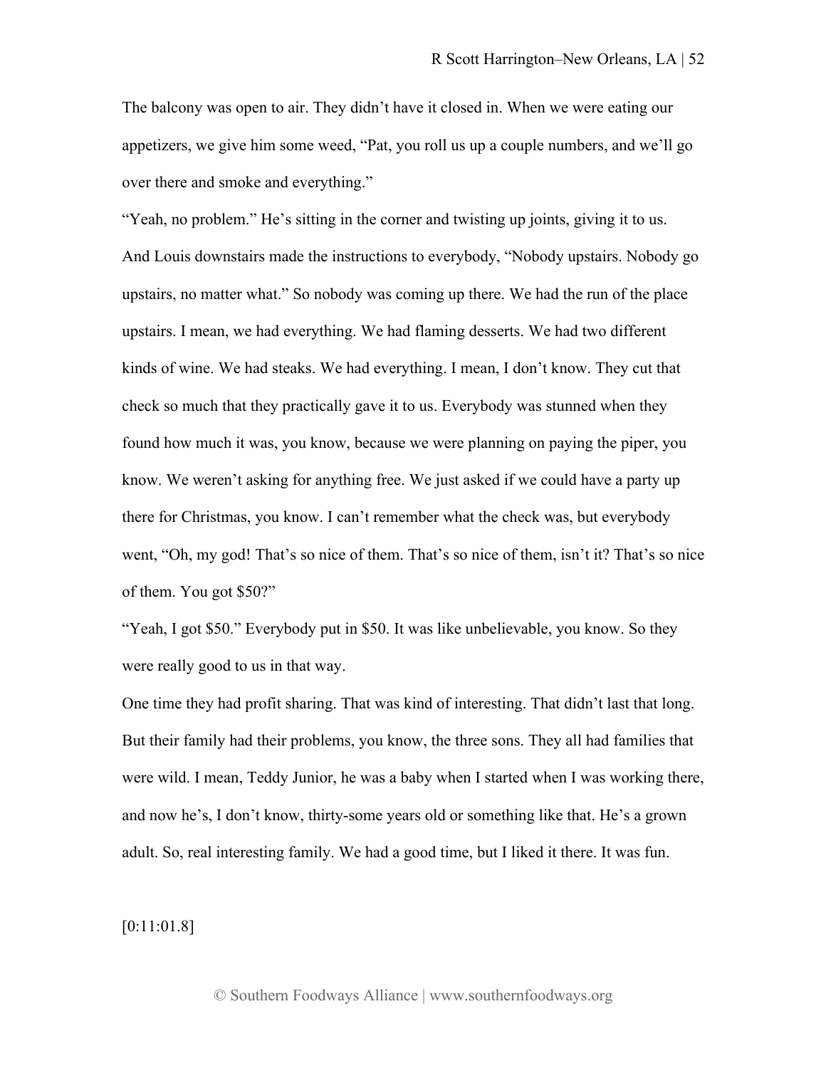The balcony was open to air. They didn't have it closed in. When we were eating our appetizers, we give him some weed, "Pat, you roll us up a couple numbers, and we'll go over there and smoke and everything."

"Yeah, no problem." He's sitting in the corner and twisting up joints, giving it to us. And Louis downstairs made the instructions to everybody, "Nobody upstairs. Nobody go upstairs, no matter what." So nobody was coming up there. We had the run of the place upstairs. I mean, we had everything. We had flaming desserts. We had two different kinds of wine. We had steaks. We had everything. I mean, I don't know. They cut that check so much that they practically gave it to us. Everybody was stunned when they found how much it was, you know, because we were planning on paying the piper, you know. We weren't asking for anything free. We just asked if we could have a party up there for Christmas, you know. I can't remember what the check was, but everybody went, "Oh, my god! That's so nice of them. That's so nice of them, isn't it? That's so nice of them. You got $50?"

"Yeah, I got $50." Everybody put in $50. It was like unbelievable, you know. So they were really good to us in that way.

One time they had profit sharing. That was kind of interesting. That didn't last that long. But their family had their problems, you know, the three sons. They all had families that were wild. I mean, Teddy Junior, he was a baby when I started when I was working there, and now he's, I don't know, thirty-some years old or something like that. He's a grown adult. So, real interesting family. We had a good time, but I liked it there. It was fun.

[0:11:01.8]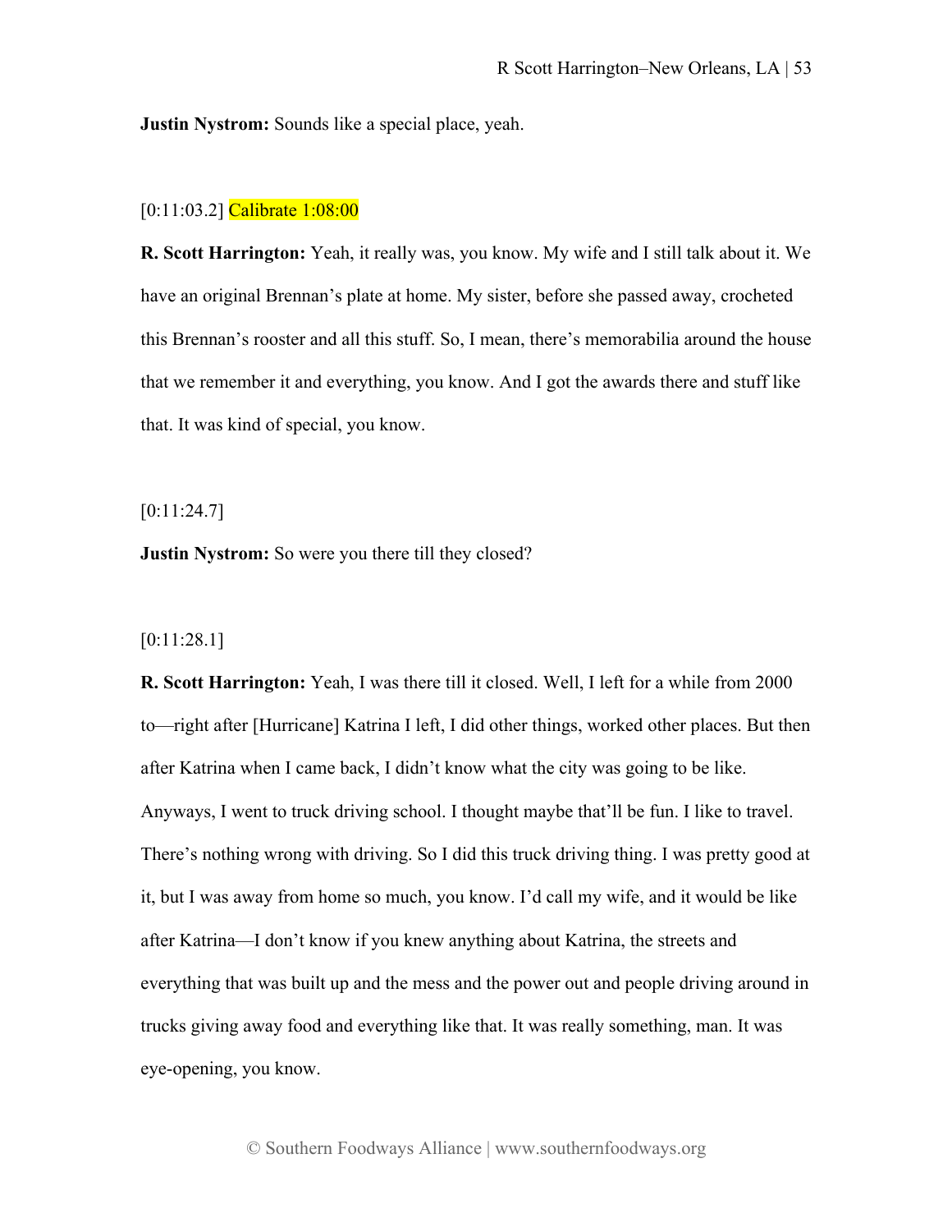**Justin Nystrom:** Sounds like a special place, yeah.

[0:11:03.2] Calibrate 1:08:00

**R. Scott Harrington:** Yeah, it really was, you know. My wife and I still talk about it. We have an original Brennan's plate at home. My sister, before she passed away, crocheted this Brennan's rooster and all this stuff. So, I mean, there's memorabilia around the house that we remember it and everything, you know. And I got the awards there and stuff like that. It was kind of special, you know.

[0:11:24.7]

**Justin Nystrom:** So were you there till they closed?

[0:11:28.1]

**R. Scott Harrington:** Yeah, I was there till it closed. Well, I left for a while from 2000 to—right after [Hurricane] Katrina I left, I did other things, worked other places. But then after Katrina when I came back, I didn't know what the city was going to be like. Anyways, I went to truck driving school. I thought maybe that'll be fun. I like to travel. There's nothing wrong with driving. So I did this truck driving thing. I was pretty good at it, but I was away from home so much, you know. I'd call my wife, and it would be like after Katrina—I don't know if you knew anything about Katrina, the streets and everything that was built up and the mess and the power out and people driving around in trucks giving away food and everything like that. It was really something, man. It was eye-opening, you know.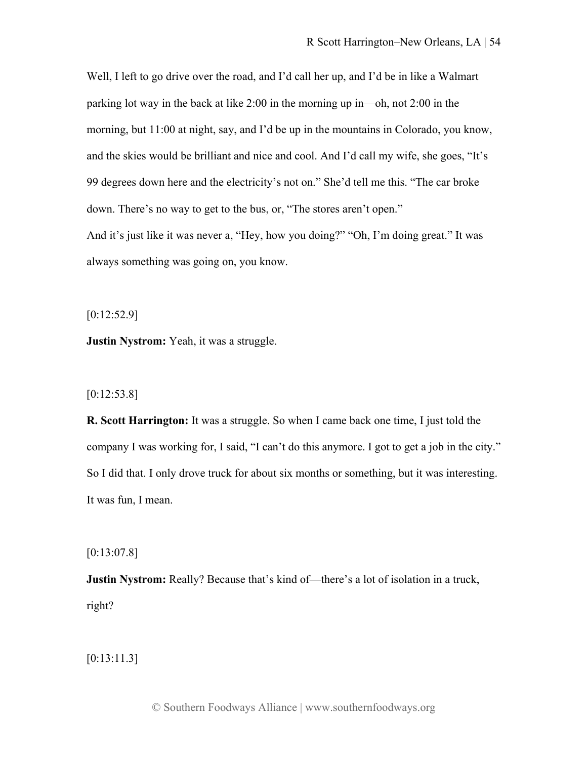Well, I left to go drive over the road, and I'd call her up, and I'd be in like a Walmart parking lot way in the back at like 2:00 in the morning up in—oh, not 2:00 in the morning, but 11:00 at night, say, and I'd be up in the mountains in Colorado, you know, and the skies would be brilliant and nice and cool. And I'd call my wife, she goes, "It's 99 degrees down here and the electricity's not on." She'd tell me this. "The car broke down. There's no way to get to the bus, or, "The stores aren't open."

And it's just like it was never a, "Hey, how you doing?" "Oh, I'm doing great." It was always something was going on, you know.

[0:12:52.9]

**Justin Nystrom:** Yeah, it was a struggle.

[0:12:53.8]

**R. Scott Harrington:** It was a struggle. So when I came back one time, I just told the company I was working for, I said, "I can't do this anymore. I got to get a job in the city." So I did that. I only drove truck for about six months or something, but it was interesting. It was fun, I mean.

[0:13:07.8]

**Justin Nystrom:** Really? Because that's kind of—there's a lot of isolation in a truck, right?

[0:13:11.3]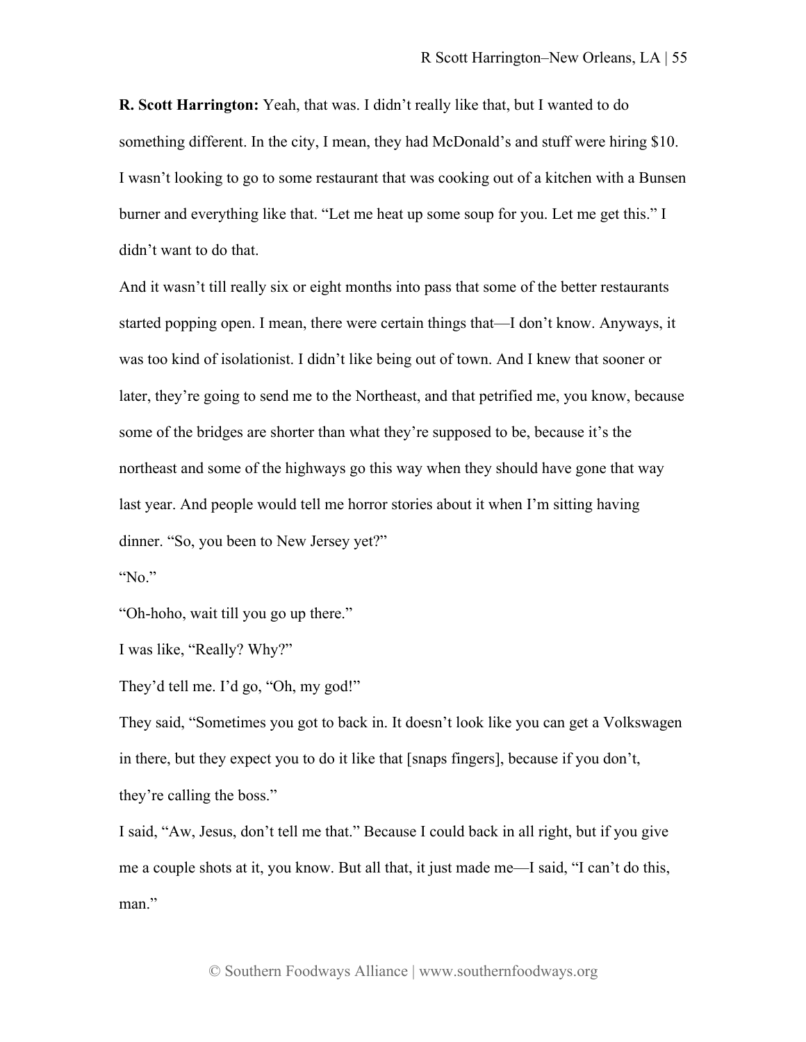**R. Scott Harrington:** Yeah, that was. I didn't really like that, but I wanted to do something different. In the city, I mean, they had McDonald's and stuff were hiring $10. I wasn't looking to go to some restaurant that was cooking out of a kitchen with a Bunsen burner and everything like that. "Let me heat up some soup for you. Let me get this." I didn't want to do that.

And it wasn't till really six or eight months into pass that some of the better restaurants started popping open. I mean, there were certain things that—I don't know. Anyways, it was too kind of isolationist. I didn't like being out of town. And I knew that sooner or later, they're going to send me to the Northeast, and that petrified me, you know, because some of the bridges are shorter than what they're supposed to be, because it's the northeast and some of the highways go this way when they should have gone that way last year. And people would tell me horror stories about it when I'm sitting having dinner. "So, you been to New Jersey yet?"

"No."

"Oh-hoho, wait till you go up there."

I was like, "Really? Why?"

They'd tell me. I'd go, "Oh, my god!"

They said, "Sometimes you got to back in. It doesn't look like you can get a Volkswagen in there, but they expect you to do it like that [snaps fingers], because if you don't, they're calling the boss."

I said, "Aw, Jesus, don't tell me that." Because I could back in all right, but if you give me a couple shots at it, you know. But all that, it just made me—I said, "I can't do this, man."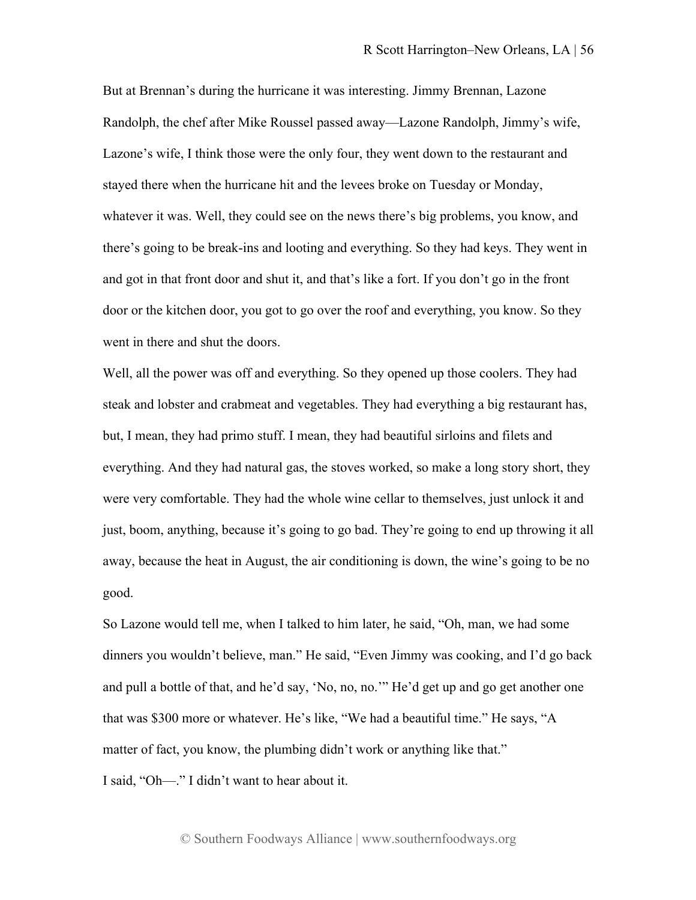But at Brennan's during the hurricane it was interesting. Jimmy Brennan, Lazone Randolph, the chef after Mike Roussel passed away—Lazone Randolph, Jimmy's wife, Lazone's wife, I think those were the only four, they went down to the restaurant and stayed there when the hurricane hit and the levees broke on Tuesday or Monday, whatever it was. Well, they could see on the news there's big problems, you know, and there's going to be break-ins and looting and everything. So they had keys. They went in and got in that front door and shut it, and that's like a fort. If you don't go in the front door or the kitchen door, you got to go over the roof and everything, you know. So they went in there and shut the doors.

Well, all the power was off and everything. So they opened up those coolers. They had steak and lobster and crabmeat and vegetables. They had everything a big restaurant has, but, I mean, they had primo stuff. I mean, they had beautiful sirloins and filets and everything. And they had natural gas, the stoves worked, so make a long story short, they were very comfortable. They had the whole wine cellar to themselves, just unlock it and just, boom, anything, because it's going to go bad. They're going to end up throwing it all away, because the heat in August, the air conditioning is down, the wine's going to be no good.

So Lazone would tell me, when I talked to him later, he said, "Oh, man, we had some dinners you wouldn't believe, man." He said, "Even Jimmy was cooking, and I'd go back and pull a bottle of that, and he'd say, 'No, no, no.'" He'd get up and go get another one that was $300 more or whatever. He's like, "We had a beautiful time." He says, "A matter of fact, you know, the plumbing didn't work or anything like that."

I said, "Oh—." I didn't want to hear about it.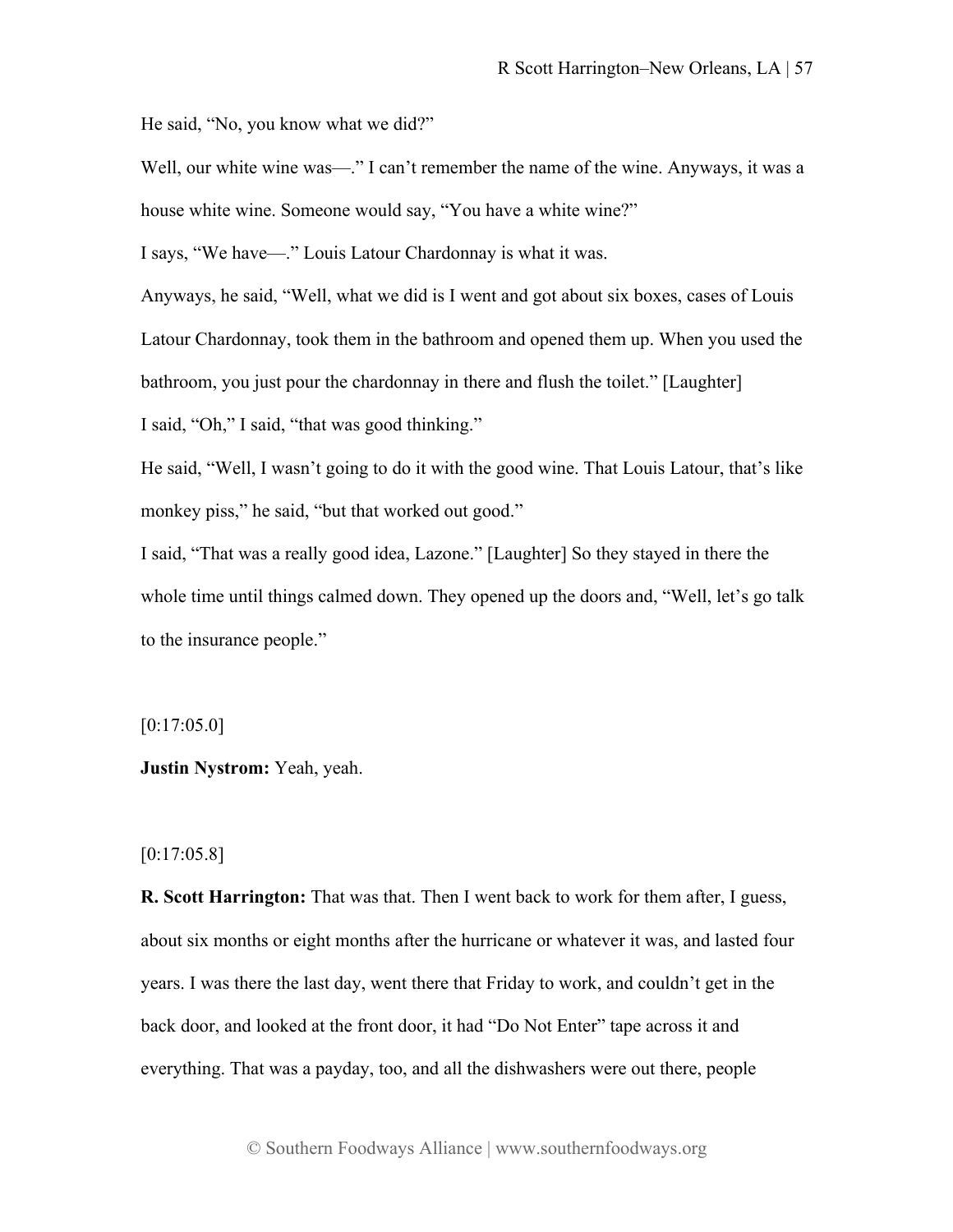He said, "No, you know what we did?"

Well, our white wine was—." I can't remember the name of the wine. Anyways, it was a house white wine. Someone would say, "You have a white wine?"

I says, "We have—." Louis Latour Chardonnay is what it was.

Anyways, he said, "Well, what we did is I went and got about six boxes, cases of Louis Latour Chardonnay, took them in the bathroom and opened them up. When you used the bathroom, you just pour the chardonnay in there and flush the toilet." [Laughter]

I said, "Oh," I said, "that was good thinking."

He said, "Well, I wasn't going to do it with the good wine. That Louis Latour, that's like monkey piss," he said, "but that worked out good."

I said, "That was a really good idea, Lazone." [Laughter] So they stayed in there the whole time until things calmed down. They opened up the doors and, "Well, let's go talk to the insurance people."

[0:17:05.0]

**Justin Nystrom:** Yeah, yeah.

[0:17:05.8]

**R. Scott Harrington:** That was that. Then I went back to work for them after, I guess, about six months or eight months after the hurricane or whatever it was, and lasted four years. I was there the last day, went there that Friday to work, and couldn't get in the back door, and looked at the front door, it had "Do Not Enter" tape across it and everything. That was a payday, too, and all the dishwashers were out there, people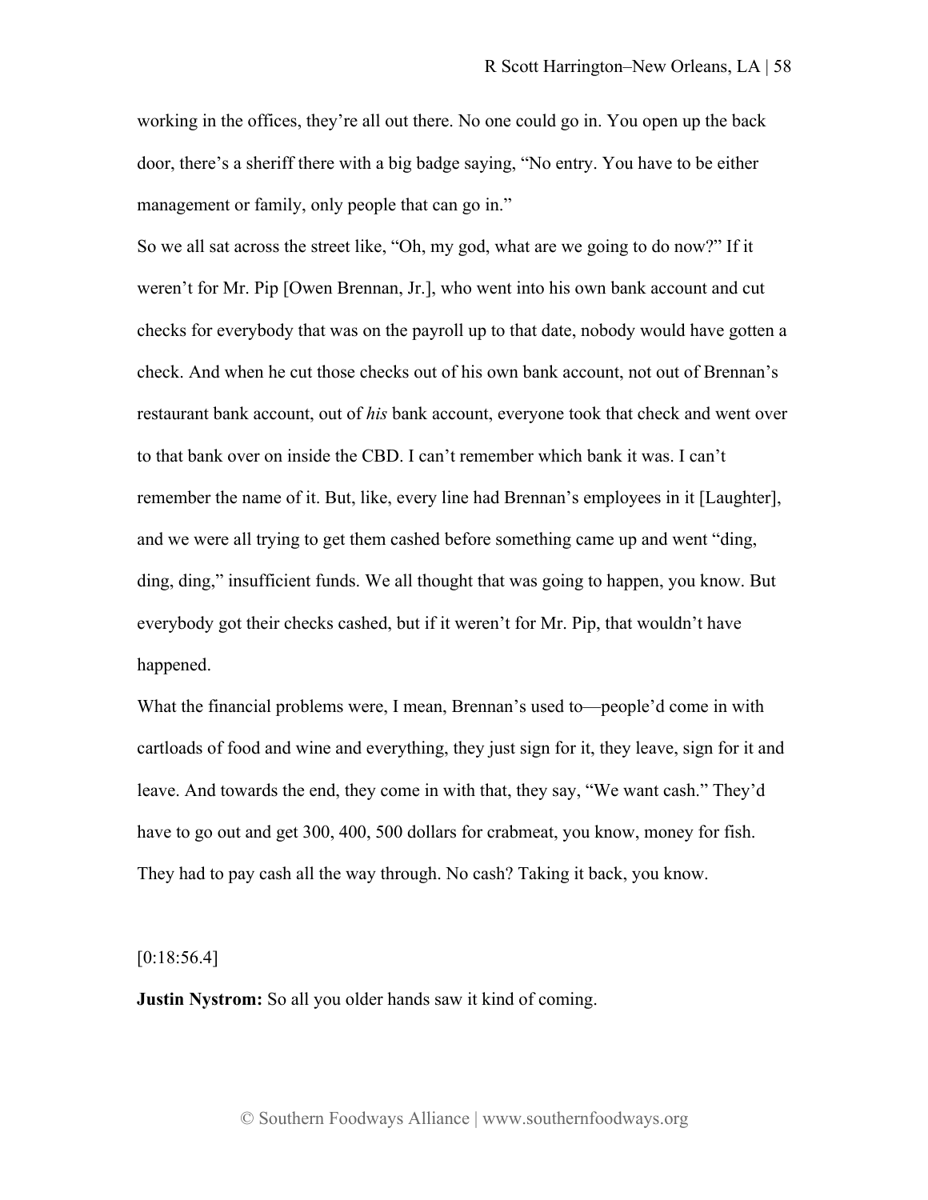working in the offices, they're all out there. No one could go in. You open up the back door, there's a sheriff there with a big badge saying, "No entry. You have to be either management or family, only people that can go in."

So we all sat across the street like, "Oh, my god, what are we going to do now?" If it weren't for Mr. Pip [Owen Brennan, Jr.], who went into his own bank account and cut checks for everybody that was on the payroll up to that date, nobody would have gotten a check. And when he cut those checks out of his own bank account, not out of Brennan's restaurant bank account, out of *his* bank account, everyone took that check and went over to that bank over on inside the CBD. I can't remember which bank it was. I can't remember the name of it. But, like, every line had Brennan's employees in it [Laughter], and we were all trying to get them cashed before something came up and went "ding, ding, ding," insufficient funds. We all thought that was going to happen, you know. But everybody got their checks cashed, but if it weren't for Mr. Pip, that wouldn't have happened.

What the financial problems were, I mean, Brennan's used to—people'd come in with cartloads of food and wine and everything, they just sign for it, they leave, sign for it and leave. And towards the end, they come in with that, they say, "We want cash." They'd have to go out and get 300, 400, 500 dollars for crabmeat, you know, money for fish. They had to pay cash all the way through. No cash? Taking it back, you know.

[0:18:56.4]

**Justin Nystrom:** So all you older hands saw it kind of coming.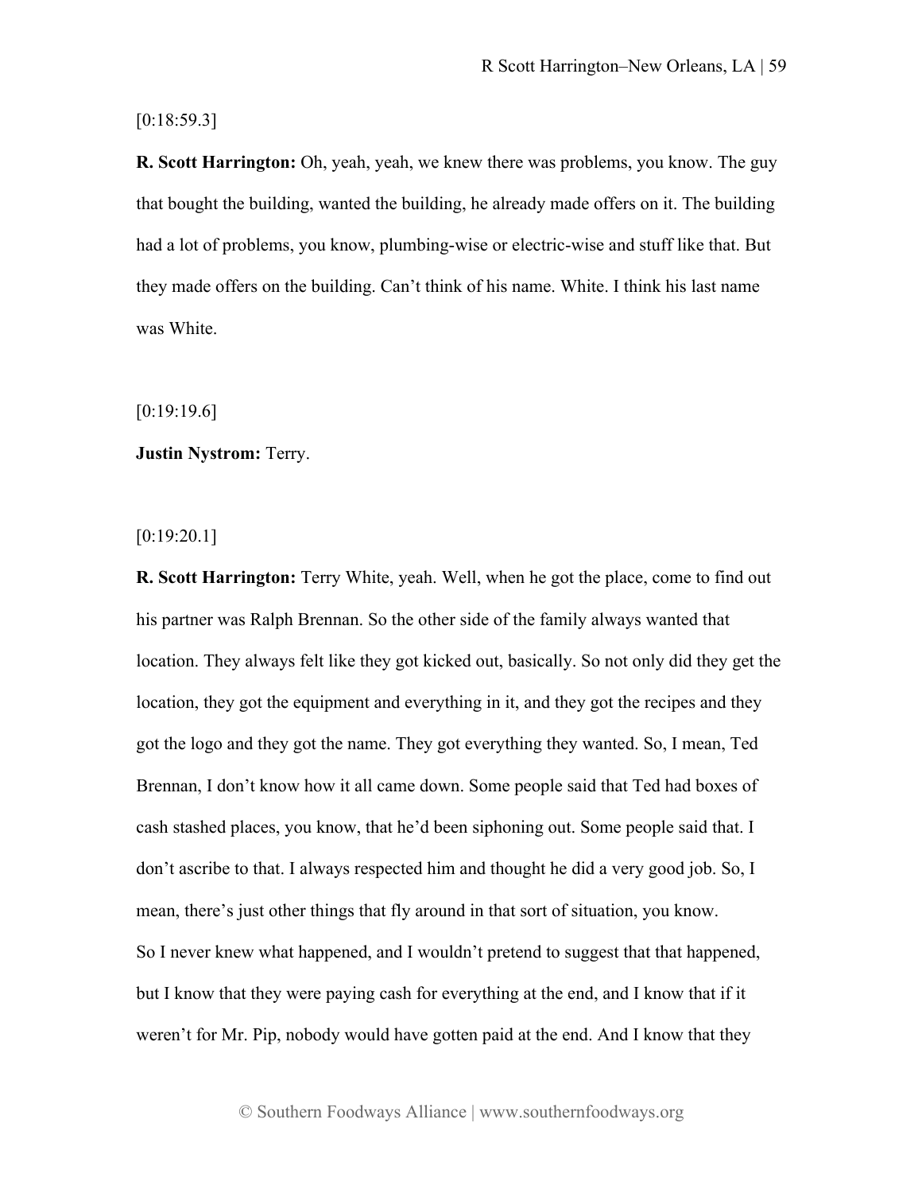[0:18:59.3]

**R. Scott Harrington:** Oh, yeah, yeah, we knew there was problems, you know. The guy that bought the building, wanted the building, he already made offers on it. The building had a lot of problems, you know, plumbing-wise or electric-wise and stuff like that. But they made offers on the building. Can't think of his name. White. I think his last name was White.

[0:19:19.6]

**Justin Nystrom:** Terry.

[0:19:20.1]

**R. Scott Harrington:** Terry White, yeah. Well, when he got the place, come to find out his partner was Ralph Brennan. So the other side of the family always wanted that location. They always felt like they got kicked out, basically. So not only did they get the location, they got the equipment and everything in it, and they got the recipes and they got the logo and they got the name. They got everything they wanted. So, I mean, Ted Brennan, I don't know how it all came down. Some people said that Ted had boxes of cash stashed places, you know, that he'd been siphoning out. Some people said that. I don't ascribe to that. I always respected him and thought he did a very good job. So, I mean, there's just other things that fly around in that sort of situation, you know. So I never knew what happened, and I wouldn't pretend to suggest that that happened, but I know that they were paying cash for everything at the end, and I know that if it weren't for Mr. Pip, nobody would have gotten paid at the end. And I know that they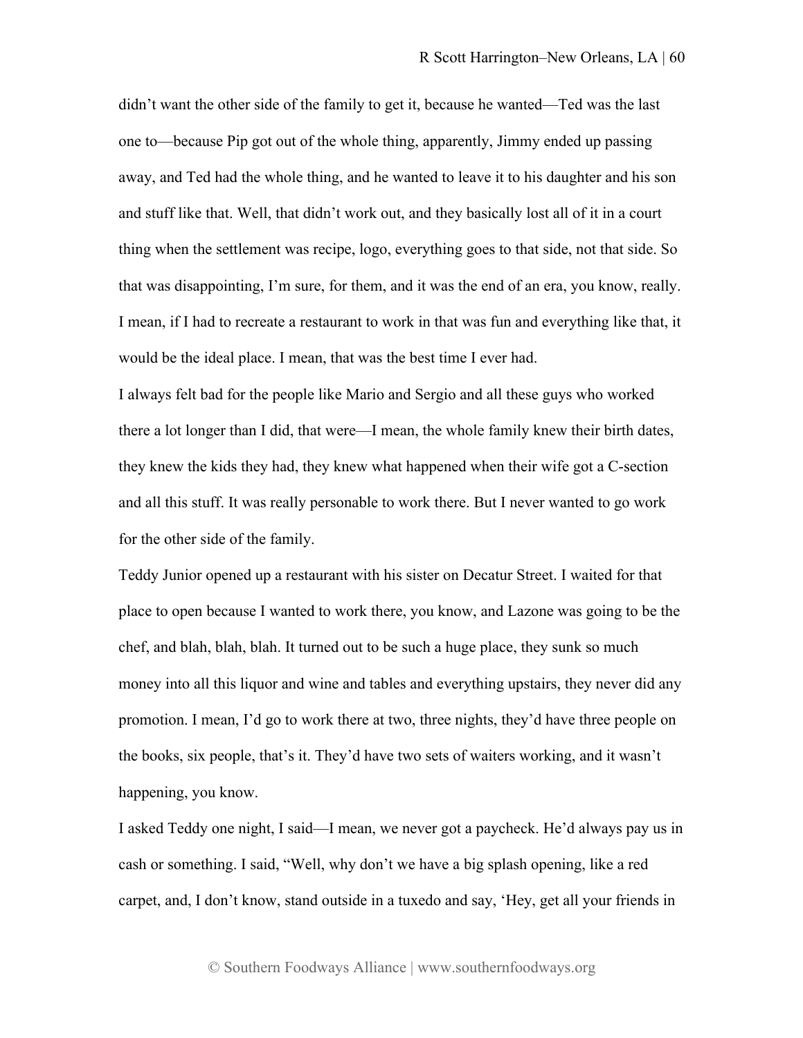didn't want the other side of the family to get it, because he wanted—Ted was the last one to—because Pip got out of the whole thing, apparently, Jimmy ended up passing away, and Ted had the whole thing, and he wanted to leave it to his daughter and his son and stuff like that. Well, that didn't work out, and they basically lost all of it in a court thing when the settlement was recipe, logo, everything goes to that side, not that side. So that was disappointing, I'm sure, for them, and it was the end of an era, you know, really. I mean, if I had to recreate a restaurant to work in that was fun and everything like that, it would be the ideal place. I mean, that was the best time I ever had.

I always felt bad for the people like Mario and Sergio and all these guys who worked there a lot longer than I did, that were—I mean, the whole family knew their birth dates, they knew the kids they had, they knew what happened when their wife got a C-section and all this stuff. It was really personable to work there. But I never wanted to go work for the other side of the family.

Teddy Junior opened up a restaurant with his sister on Decatur Street. I waited for that place to open because I wanted to work there, you know, and Lazone was going to be the chef, and blah, blah, blah. It turned out to be such a huge place, they sunk so much money into all this liquor and wine and tables and everything upstairs, they never did any promotion. I mean, I'd go to work there at two, three nights, they'd have three people on the books, six people, that's it. They'd have two sets of waiters working, and it wasn't happening, you know.

I asked Teddy one night, I said—I mean, we never got a paycheck. He'd always pay us in cash or something. I said, "Well, why don't we have a big splash opening, like a red carpet, and, I don't know, stand outside in a tuxedo and say, 'Hey, get all your friends in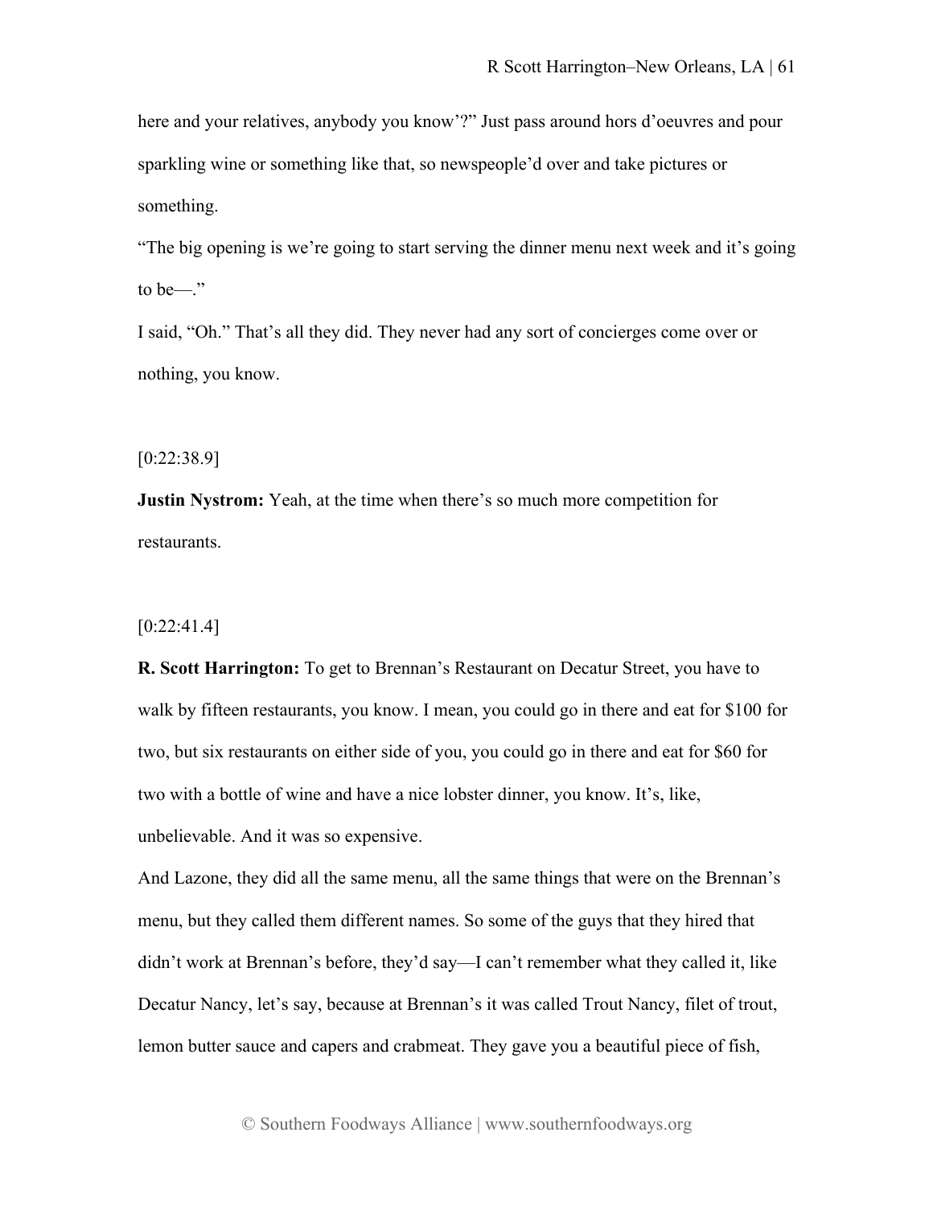here and your relatives, anybody you know'?" Just pass around hors d'oeuvres and pour sparkling wine or something like that, so newspeople'd over and take pictures or something.

"The big opening is we're going to start serving the dinner menu next week and it's going to be—."

I said, "Oh." That's all they did. They never had any sort of concierges come over or nothing, you know.

[0:22:38.9]

**Justin Nystrom:** Yeah, at the time when there's so much more competition for restaurants.

[0:22:41.4]

**R. Scott Harrington:** To get to Brennan's Restaurant on Decatur Street, you have to walk by fifteen restaurants, you know. I mean, you could go in there and eat for $100 for two, but six restaurants on either side of you, you could go in there and eat for $60 for two with a bottle of wine and have a nice lobster dinner, you know. It's, like, unbelievable. And it was so expensive.

And Lazone, they did all the same menu, all the same things that were on the Brennan's menu, but they called them different names. So some of the guys that they hired that didn't work at Brennan's before, they'd say—I can't remember what they called it, like Decatur Nancy, let's say, because at Brennan's it was called Trout Nancy, filet of trout, lemon butter sauce and capers and crabmeat. They gave you a beautiful piece of fish,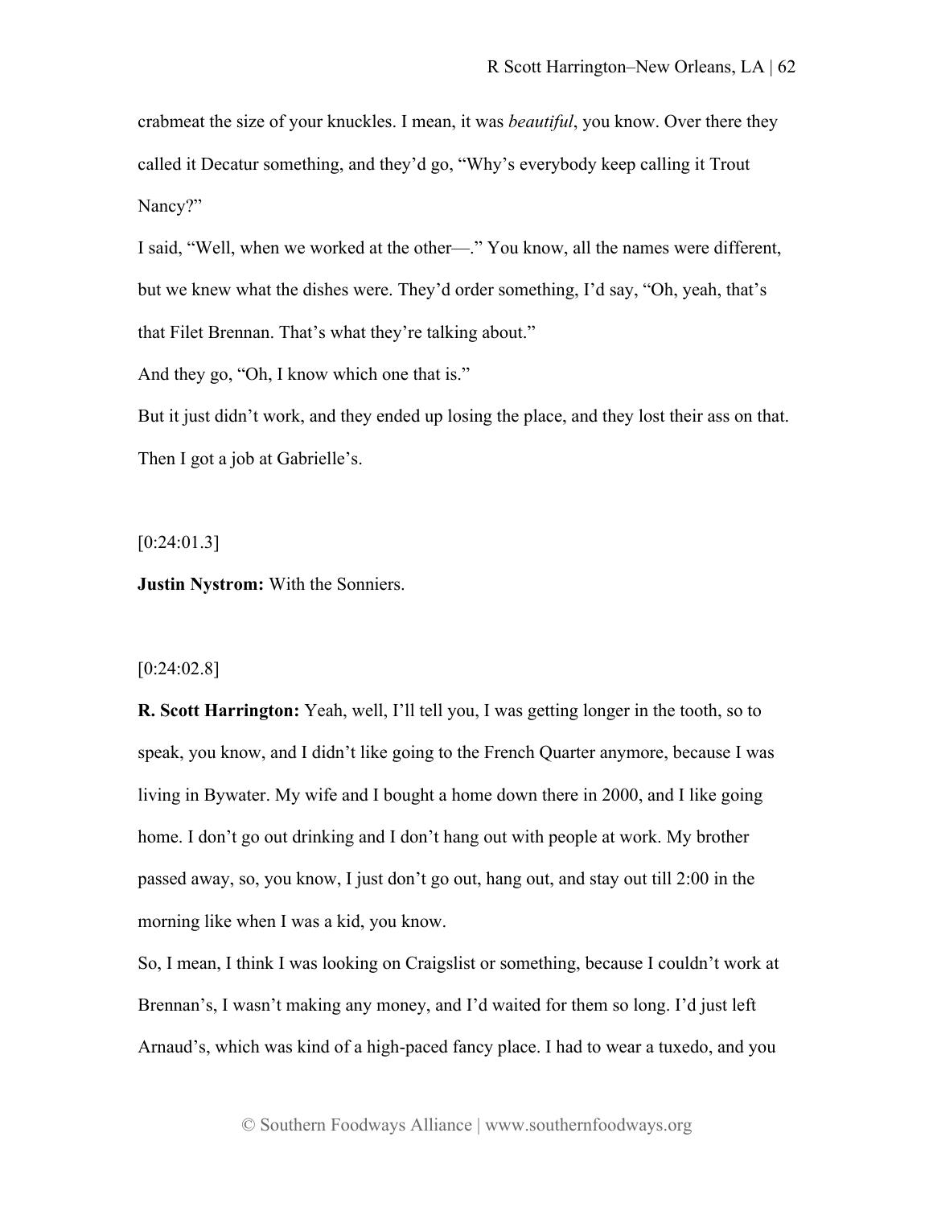crabmeat the size of your knuckles. I mean, it was *beautiful*, you know. Over there they called it Decatur something, and they'd go, "Why's everybody keep calling it Trout Nancy?"

I said, "Well, when we worked at the other—." You know, all the names were different, but we knew what the dishes were. They'd order something, I'd say, "Oh, yeah, that's that Filet Brennan. That's what they're talking about."

And they go, "Oh, I know which one that is."

But it just didn't work, and they ended up losing the place, and they lost their ass on that. Then I got a job at Gabrielle's.

[0:24:01.3]

**Justin Nystrom:** With the Sonniers.

[0:24:02.8]

**R. Scott Harrington:** Yeah, well, I'll tell you, I was getting longer in the tooth, so to speak, you know, and I didn't like going to the French Quarter anymore, because I was living in Bywater. My wife and I bought a home down there in 2000, and I like going home. I don't go out drinking and I don't hang out with people at work. My brother passed away, so, you know, I just don't go out, hang out, and stay out till 2:00 in the morning like when I was a kid, you know.

So, I mean, I think I was looking on Craigslist or something, because I couldn't work at Brennan's, I wasn't making any money, and I'd waited for them so long. I'd just left Arnaud's, which was kind of a high-paced fancy place. I had to wear a tuxedo, and you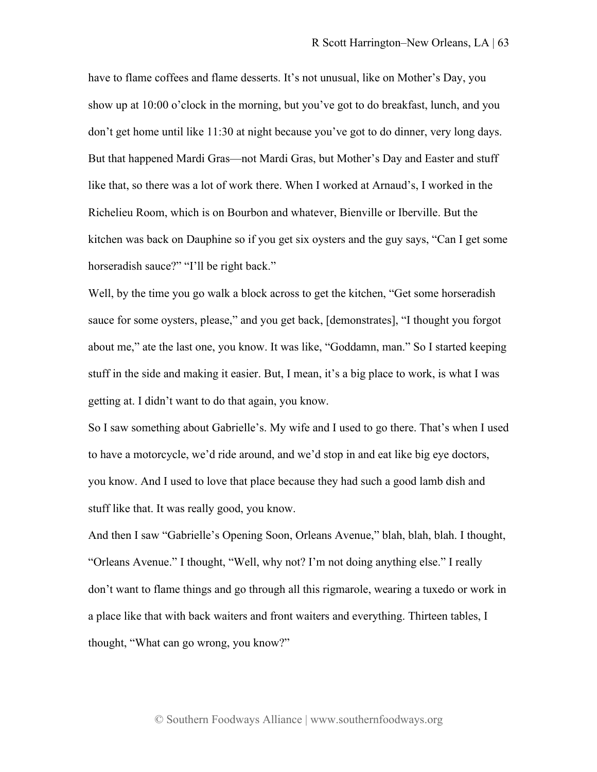have to flame coffees and flame desserts. It's not unusual, like on Mother's Day, you show up at 10:00 o'clock in the morning, but you've got to do breakfast, lunch, and you don't get home until like 11:30 at night because you've got to do dinner, very long days. But that happened Mardi Gras—not Mardi Gras, but Mother's Day and Easter and stuff like that, so there was a lot of work there. When I worked at Arnaud's, I worked in the Richelieu Room, which is on Bourbon and whatever, Bienville or Iberville. But the kitchen was back on Dauphine so if you get six oysters and the guy says, "Can I get some horseradish sauce?" "I'll be right back."

Well, by the time you go walk a block across to get the kitchen, "Get some horseradish sauce for some oysters, please," and you get back, [demonstrates], "I thought you forgot about me," ate the last one, you know. It was like, "Goddamn, man." So I started keeping stuff in the side and making it easier. But, I mean, it's a big place to work, is what I was getting at. I didn't want to do that again, you know.

So I saw something about Gabrielle's. My wife and I used to go there. That's when I used to have a motorcycle, we'd ride around, and we'd stop in and eat like big eye doctors, you know. And I used to love that place because they had such a good lamb dish and stuff like that. It was really good, you know.

And then I saw "Gabrielle's Opening Soon, Orleans Avenue," blah, blah, blah. I thought, "Orleans Avenue." I thought, "Well, why not? I'm not doing anything else." I really don't want to flame things and go through all this rigmarole, wearing a tuxedo or work in a place like that with back waiters and front waiters and everything. Thirteen tables, I thought, "What can go wrong, you know?"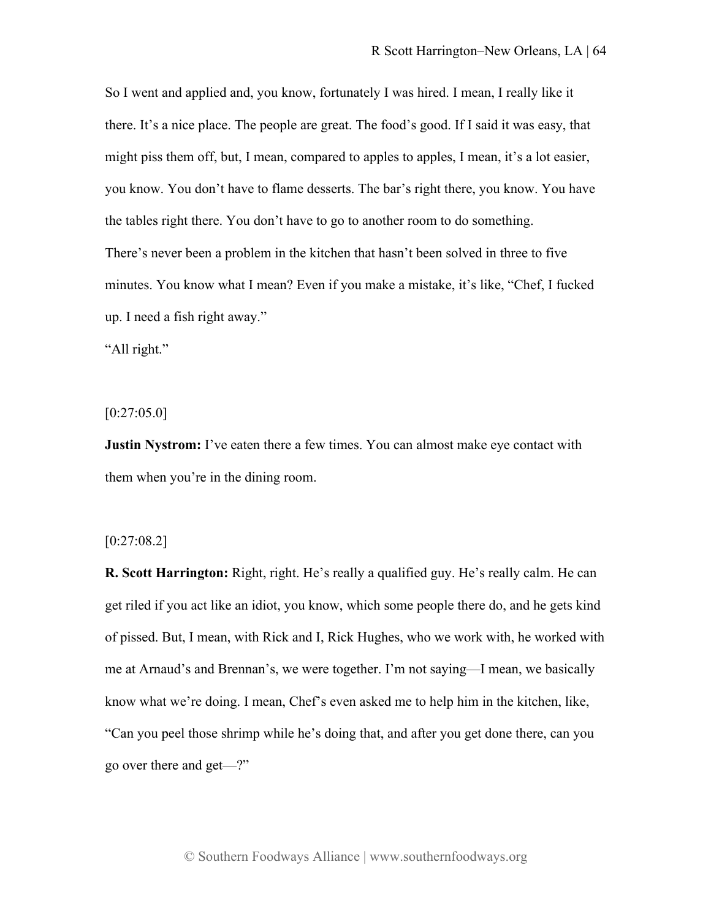So I went and applied and, you know, fortunately I was hired. I mean, I really like it there. It's a nice place. The people are great. The food's good. If I said it was easy, that might piss them off, but, I mean, compared to apples to apples, I mean, it's a lot easier, you know. You don't have to flame desserts. The bar's right there, you know. You have the tables right there. You don't have to go to another room to do something.
There's never been a problem in the kitchen that hasn't been solved in three to five minutes. You know what I mean? Even if you make a mistake, it's like, "Chef, I fucked up. I need a fish right away."
"All right."

[0:27:05.0]

**Justin Nystrom:** I've eaten there a few times. You can almost make eye contact with them when you're in the dining room.

[0:27:08.2]

**R. Scott Harrington:** Right, right. He's really a qualified guy. He's really calm. He can get riled if you act like an idiot, you know, which some people there do, and he gets kind of pissed. But, I mean, with Rick and I, Rick Hughes, who we work with, he worked with me at Arnaud's and Brennan's, we were together. I'm not saying—I mean, we basically know what we're doing. I mean, Chef's even asked me to help him in the kitchen, like, "Can you peel those shrimp while he's doing that, and after you get done there, can you go over there and get—?"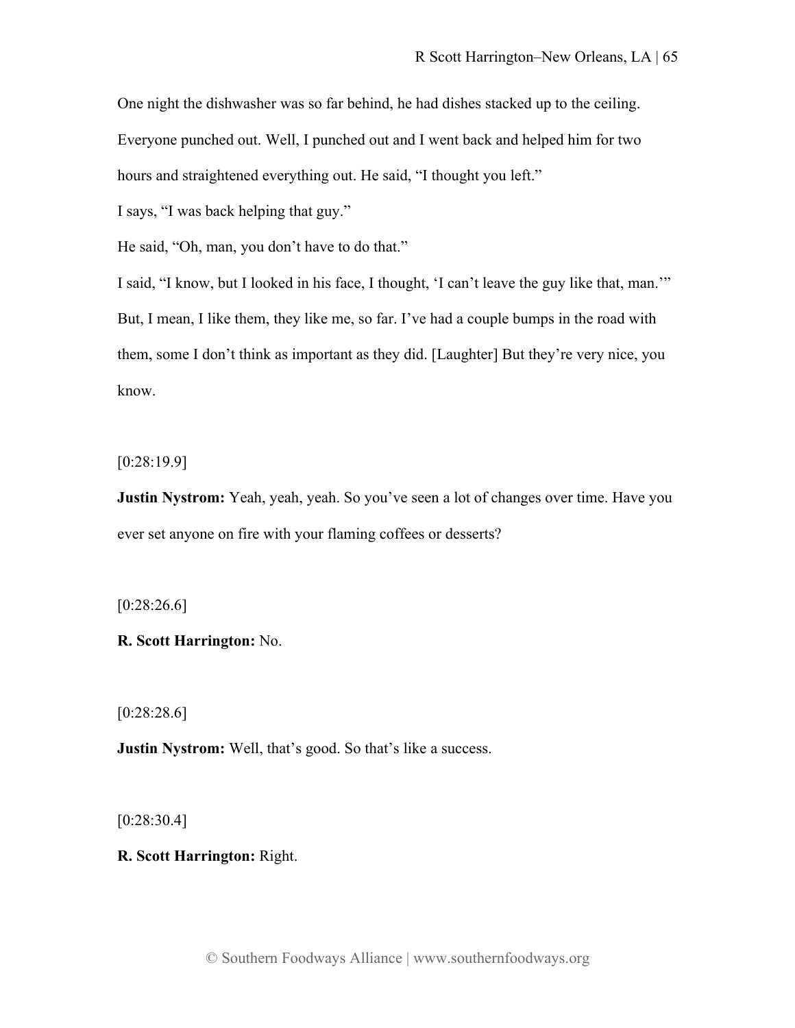One night the dishwasher was so far behind, he had dishes stacked up to the ceiling. Everyone punched out. Well, I punched out and I went back and helped him for two hours and straightened everything out. He said, "I thought you left."

I says, "I was back helping that guy."

He said, "Oh, man, you don't have to do that."

I said, "I know, but I looked in his face, I thought, 'I can't leave the guy like that, man.'" But, I mean, I like them, they like me, so far. I've had a couple bumps in the road with them, some I don't think as important as they did. [Laughter] But they're very nice, you know.

[0:28:19.9]

**Justin Nystrom:** Yeah, yeah, yeah. So you've seen a lot of changes over time. Have you ever set anyone on fire with your flaming coffees or desserts?

[0:28:26.6]

**R. Scott Harrington:** No.

[0:28:28.6]

**Justin Nystrom:** Well, that's good. So that's like a success.

[0:28:30.4]

**R. Scott Harrington:** Right.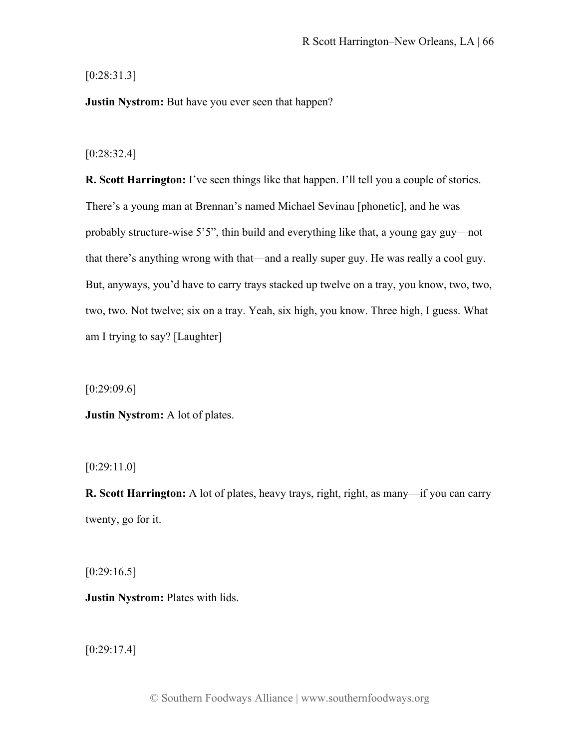[0:28:31.3]

**Justin Nystrom:** But have you ever seen that happen?

[0:28:32.4]

**R. Scott Harrington:** I've seen things like that happen. I'll tell you a couple of stories. There's a young man at Brennan's named Michael Sevinau [phonetic], and he was probably structure-wise 5'5", thin build and everything like that, a young gay guy—not that there's anything wrong with that—and a really super guy. He was really a cool guy. But, anyways, you'd have to carry trays stacked up twelve on a tray, you know, two, two, two, two. Not twelve; six on a tray. Yeah, six high, you know. Three high, I guess. What am I trying to say? [Laughter]

[0:29:09.6]

**Justin Nystrom:** A lot of plates.

[0:29:11.0]

**R. Scott Harrington:** A lot of plates, heavy trays, right, right, as many—if you can carry twenty, go for it.

[0:29:16.5]

**Justin Nystrom:** Plates with lids.

[0:29:17.4]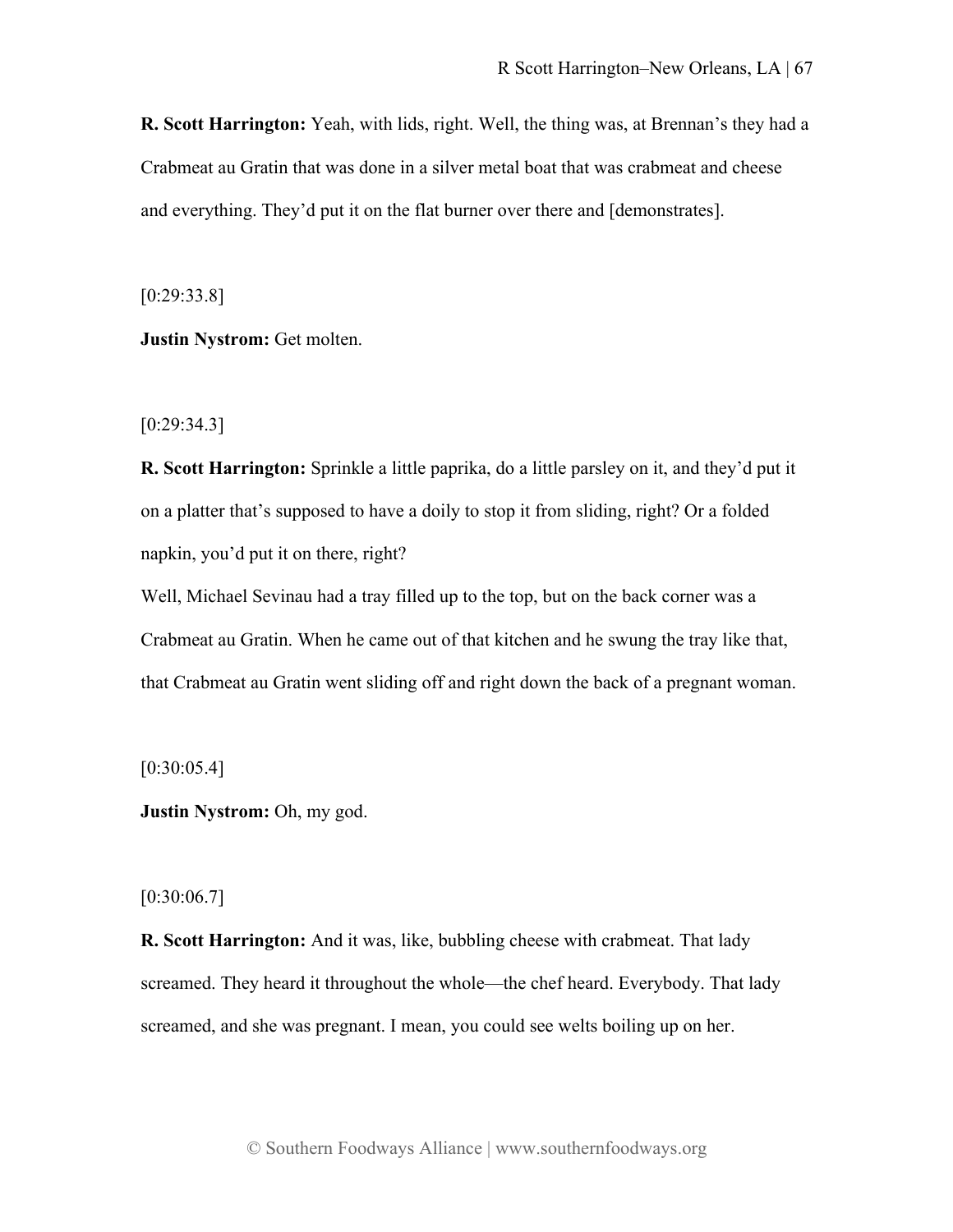**R. Scott Harrington:** Yeah, with lids, right. Well, the thing was, at Brennan's they had a Crabmeat au Gratin that was done in a silver metal boat that was crabmeat and cheese and everything. They'd put it on the flat burner over there and [demonstrates].

[0:29:33.8]

**Justin Nystrom:** Get molten.

[0:29:34.3]

**R. Scott Harrington:** Sprinkle a little paprika, do a little parsley on it, and they'd put it on a platter that's supposed to have a doily to stop it from sliding, right? Or a folded napkin, you'd put it on there, right?

Well, Michael Sevinau had a tray filled up to the top, but on the back corner was a Crabmeat au Gratin. When he came out of that kitchen and he swung the tray like that, that Crabmeat au Gratin went sliding off and right down the back of a pregnant woman.

[0:30:05.4]

**Justin Nystrom:** Oh, my god.

[0:30:06.7]

**R. Scott Harrington:** And it was, like, bubbling cheese with crabmeat. That lady screamed. They heard it throughout the whole—the chef heard. Everybody. That lady screamed, and she was pregnant. I mean, you could see welts boiling up on her.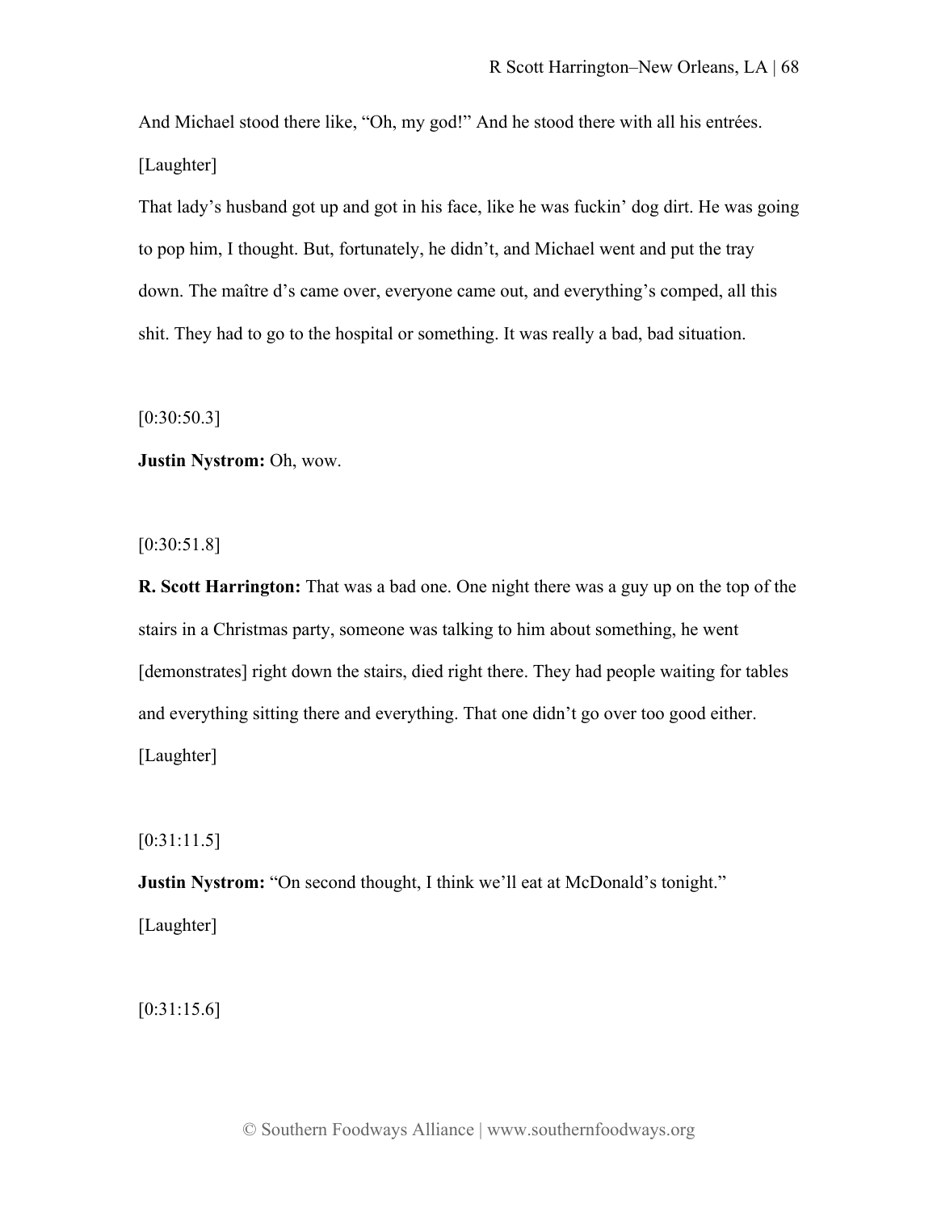And Michael stood there like, "Oh, my god!" And he stood there with all his entrées.

[Laughter]

That lady's husband got up and got in his face, like he was fuckin' dog dirt. He was going to pop him, I thought. But, fortunately, he didn't, and Michael went and put the tray down. The maître d's came over, everyone came out, and everything's comped, all this shit. They had to go to the hospital or something. It was really a bad, bad situation.

[0:30:50.3]

**Justin Nystrom:** Oh, wow.

[0:30:51.8]

**R. Scott Harrington:** That was a bad one. One night there was a guy up on the top of the stairs in a Christmas party, someone was talking to him about something, he went [demonstrates] right down the stairs, died right there. They had people waiting for tables and everything sitting there and everything. That one didn't go over too good either.

[Laughter]

[0:31:11.5]

**Justin Nystrom:** "On second thought, I think we'll eat at McDonald's tonight."

[Laughter]

[0:31:15.6]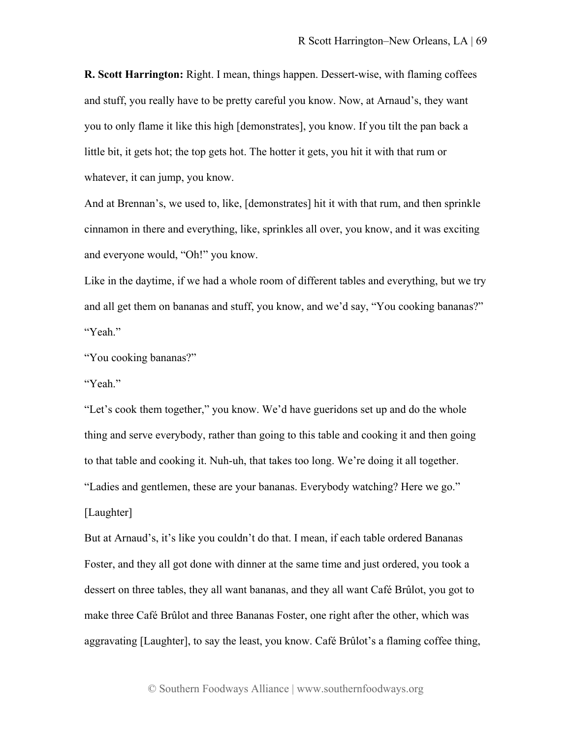**R. Scott Harrington:** Right. I mean, things happen. Dessert-wise, with flaming coffees and stuff, you really have to be pretty careful you know. Now, at Arnaud's, they want you to only flame it like this high [demonstrates], you know. If you tilt the pan back a little bit, it gets hot; the top gets hot. The hotter it gets, you hit it with that rum or whatever, it can jump, you know.

And at Brennan's, we used to, like, [demonstrates] hit it with that rum, and then sprinkle cinnamon in there and everything, like, sprinkles all over, you know, and it was exciting and everyone would, "Oh!" you know.

Like in the daytime, if we had a whole room of different tables and everything, but we try and all get them on bananas and stuff, you know, and we'd say, "You cooking bananas?"

"Yeah."

"You cooking bananas?"

"Yeah."

"Let's cook them together," you know. We'd have gueridons set up and do the whole thing and serve everybody, rather than going to this table and cooking it and then going to that table and cooking it. Nuh-uh, that takes too long. We're doing it all together.

"Ladies and gentlemen, these are your bananas. Everybody watching? Here we go."

[Laughter]

But at Arnaud's, it's like you couldn't do that. I mean, if each table ordered Bananas Foster, and they all got done with dinner at the same time and just ordered, you took a dessert on three tables, they all want bananas, and they all want Café Brûlot, you got to make three Café Brûlot and three Bananas Foster, one right after the other, which was aggravating [Laughter], to say the least, you know. Café Brûlot's a flaming coffee thing,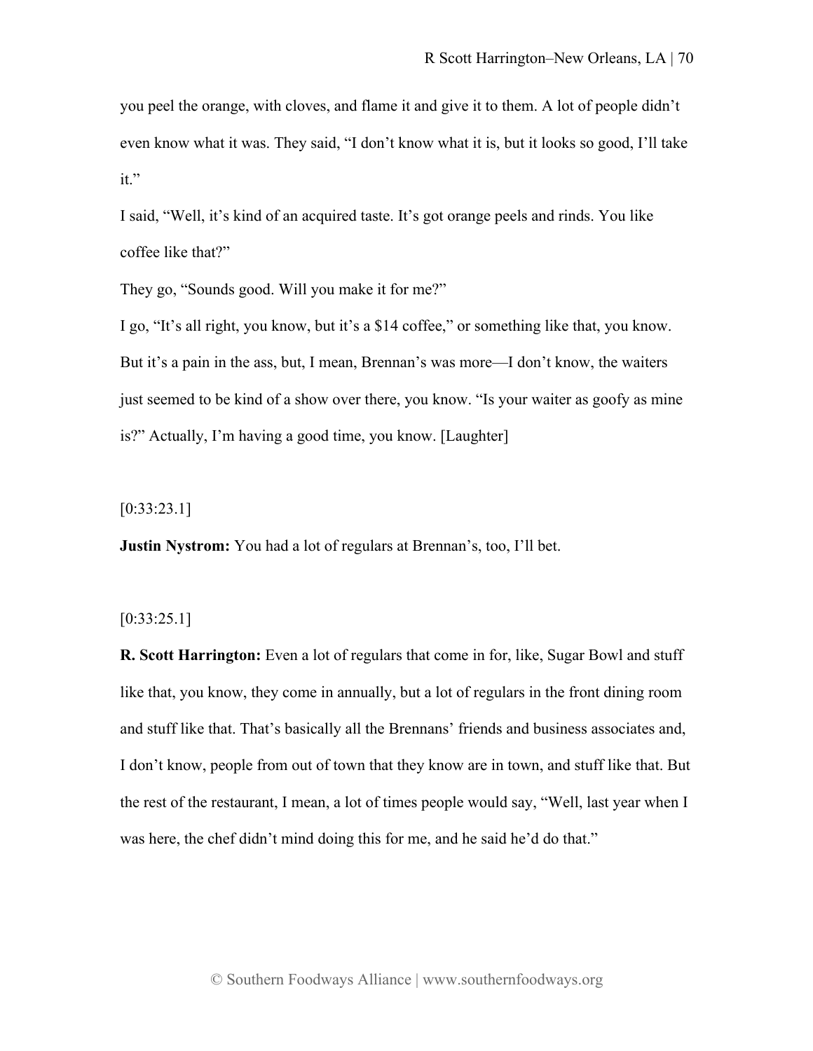you peel the orange, with cloves, and flame it and give it to them. A lot of people didn't even know what it was. They said, "I don't know what it is, but it looks so good, I'll take it."

I said, "Well, it's kind of an acquired taste. It's got orange peels and rinds. You like coffee like that?"

They go, "Sounds good. Will you make it for me?"

I go, "It's all right, you know, but it's a $14 coffee," or something like that, you know. But it's a pain in the ass, but, I mean, Brennan's was more—I don't know, the waiters just seemed to be kind of a show over there, you know. "Is your waiter as goofy as mine is?" Actually, I'm having a good time, you know. [Laughter]

[0:33:23.1]

**Justin Nystrom:** You had a lot of regulars at Brennan's, too, I'll bet.

[0:33:25.1]

**R. Scott Harrington:** Even a lot of regulars that come in for, like, Sugar Bowl and stuff like that, you know, they come in annually, but a lot of regulars in the front dining room and stuff like that. That's basically all the Brennans' friends and business associates and, I don't know, people from out of town that they know are in town, and stuff like that. But the rest of the restaurant, I mean, a lot of times people would say, "Well, last year when I was here, the chef didn't mind doing this for me, and he said he'd do that."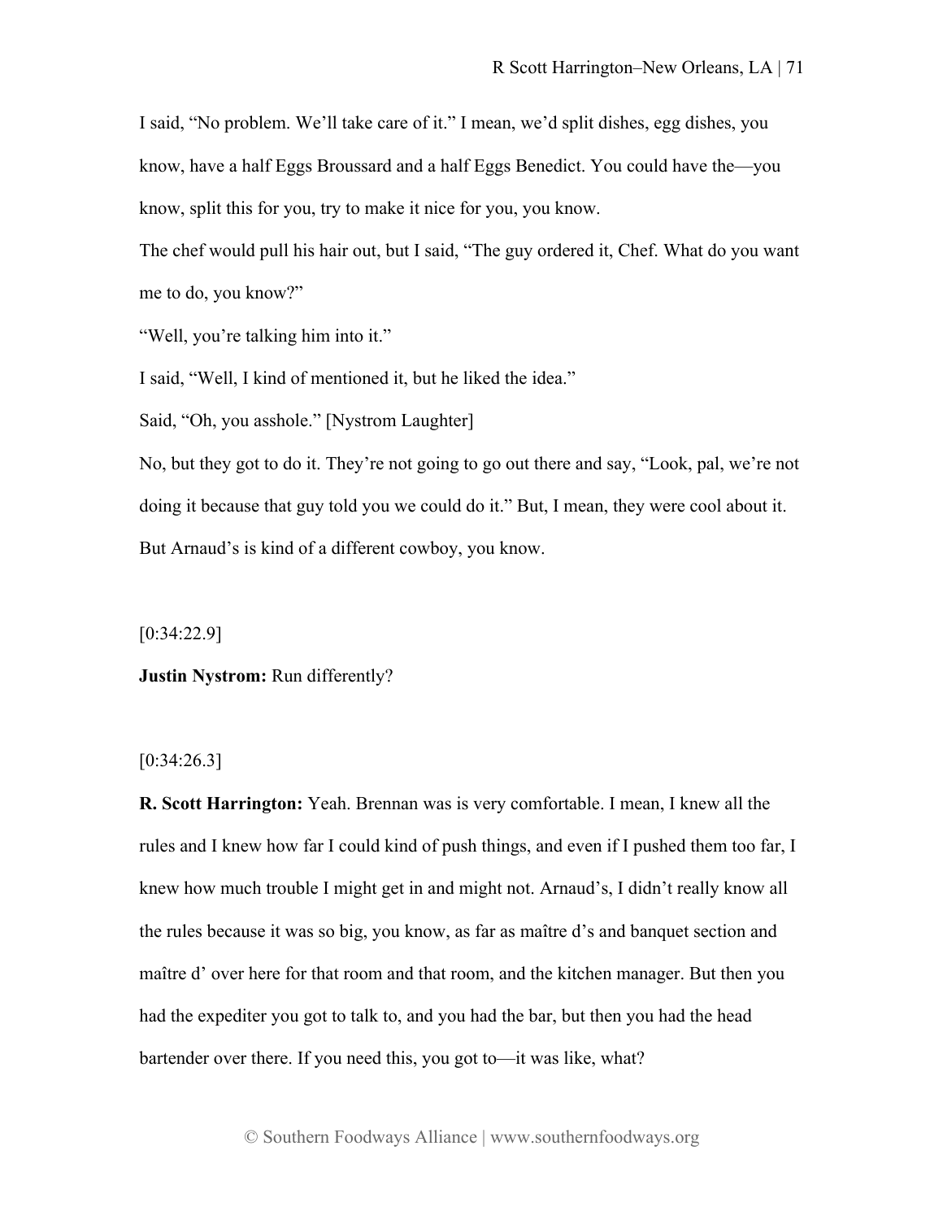I said, "No problem. We'll take care of it." I mean, we'd split dishes, egg dishes, you know, have a half Eggs Broussard and a half Eggs Benedict. You could have the—you know, split this for you, try to make it nice for you, you know.

The chef would pull his hair out, but I said, "The guy ordered it, Chef. What do you want me to do, you know?"

"Well, you're talking him into it."

I said, "Well, I kind of mentioned it, but he liked the idea."

Said, "Oh, you asshole." [Nystrom Laughter]

No, but they got to do it. They're not going to go out there and say, "Look, pal, we're not doing it because that guy told you we could do it." But, I mean, they were cool about it. But Arnaud's is kind of a different cowboy, you know.

[0:34:22.9]

**Justin Nystrom:** Run differently?

[0:34:26.3]

**R. Scott Harrington:** Yeah. Brennan was is very comfortable. I mean, I knew all the rules and I knew how far I could kind of push things, and even if I pushed them too far, I knew how much trouble I might get in and might not. Arnaud's, I didn't really know all the rules because it was so big, you know, as far as maître d's and banquet section and maître d' over here for that room and that room, and the kitchen manager. But then you had the expediter you got to talk to, and you had the bar, but then you had the head bartender over there. If you need this, you got to—it was like, what?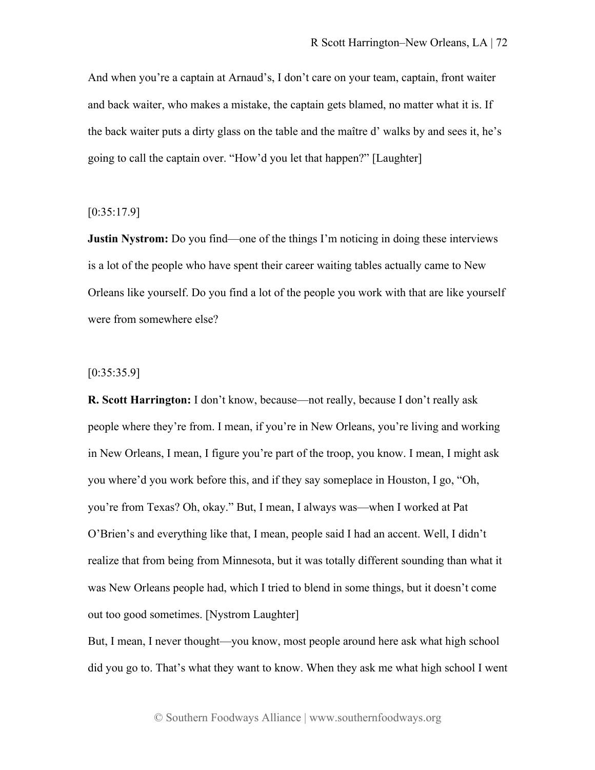And when you're a captain at Arnaud's, I don't care on your team, captain, front waiter and back waiter, who makes a mistake, the captain gets blamed, no matter what it is. If the back waiter puts a dirty glass on the table and the maître d' walks by and sees it, he's going to call the captain over. "How'd you let that happen?" [Laughter]

[0:35:17.9]

**Justin Nystrom:** Do you find—one of the things I'm noticing in doing these interviews is a lot of the people who have spent their career waiting tables actually came to New Orleans like yourself. Do you find a lot of the people you work with that are like yourself were from somewhere else?

[0:35:35.9]

**R. Scott Harrington:** I don't know, because—not really, because I don't really ask people where they're from. I mean, if you're in New Orleans, you're living and working in New Orleans, I mean, I figure you're part of the troop, you know. I mean, I might ask you where'd you work before this, and if they say someplace in Houston, I go, "Oh, you're from Texas? Oh, okay." But, I mean, I always was—when I worked at Pat O'Brien's and everything like that, I mean, people said I had an accent. Well, I didn't realize that from being from Minnesota, but it was totally different sounding than what it was New Orleans people had, which I tried to blend in some things, but it doesn't come out too good sometimes. [Nystrom Laughter]

But, I mean, I never thought—you know, most people around here ask what high school did you go to. That's what they want to know. When they ask me what high school I went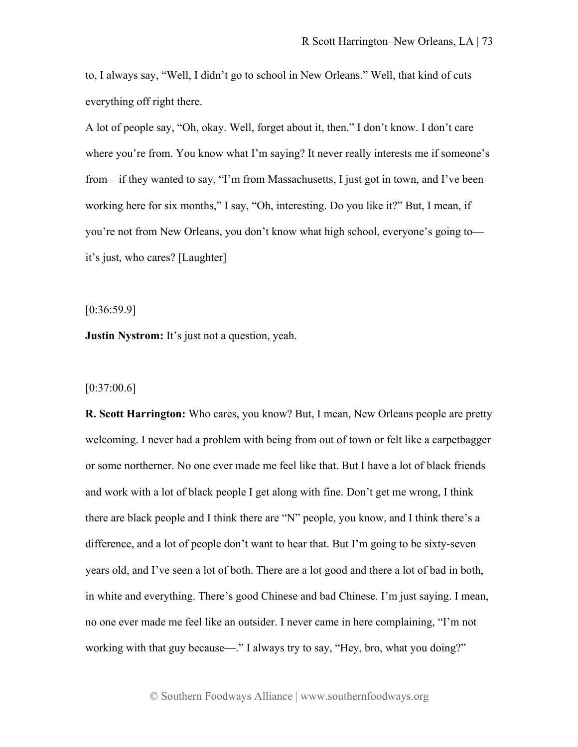to, I always say, "Well, I didn't go to school in New Orleans." Well, that kind of cuts everything off right there.

A lot of people say, "Oh, okay. Well, forget about it, then." I don't know. I don't care where you're from. You know what I'm saying? It never really interests me if someone's from—if they wanted to say, "I'm from Massachusetts, I just got in town, and I've been working here for six months," I say, "Oh, interesting. Do you like it?" But, I mean, if you're not from New Orleans, you don't know what high school, everyone's going to—it's just, who cares? [Laughter]

[0:36:59.9]

**Justin Nystrom:** It's just not a question, yeah.

[0:37:00.6]

**R. Scott Harrington:** Who cares, you know? But, I mean, New Orleans people are pretty welcoming. I never had a problem with being from out of town or felt like a carpetbagger or some northerner. No one ever made me feel like that. But I have a lot of black friends and work with a lot of black people I get along with fine. Don't get me wrong, I think there are black people and I think there are "N" people, you know, and I think there's a difference, and a lot of people don't want to hear that. But I'm going to be sixty-seven years old, and I've seen a lot of both. There are a lot good and there a lot of bad in both, in white and everything. There's good Chinese and bad Chinese. I'm just saying. I mean, no one ever made me feel like an outsider. I never came in here complaining, "I'm not working with that guy because—." I always try to say, "Hey, bro, what you doing?"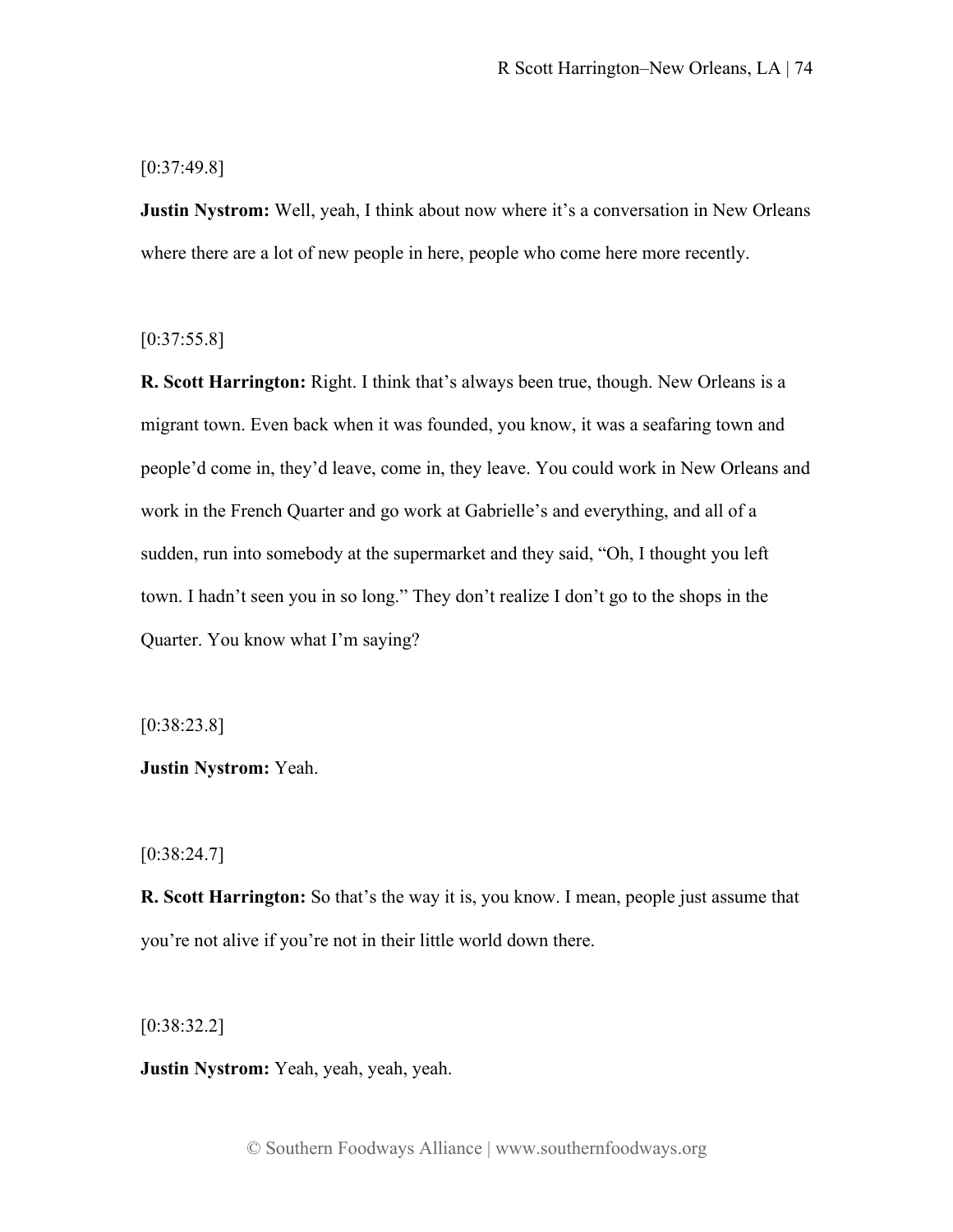[0:37:49.8]

**Justin Nystrom:** Well, yeah, I think about now where it's a conversation in New Orleans where there are a lot of new people in here, people who come here more recently.

[0:37:55.8]

**R. Scott Harrington:** Right. I think that's always been true, though. New Orleans is a migrant town. Even back when it was founded, you know, it was a seafaring town and people'd come in, they'd leave, come in, they leave. You could work in New Orleans and work in the French Quarter and go work at Gabrielle's and everything, and all of a sudden, run into somebody at the supermarket and they said, "Oh, I thought you left town. I hadn't seen you in so long." They don't realize I don't go to the shops in the Quarter. You know what I'm saying?

[0:38:23.8]

**Justin Nystrom:** Yeah.

[0:38:24.7]

**R. Scott Harrington:** So that's the way it is, you know. I mean, people just assume that you're not alive if you're not in their little world down there.

[0:38:32.2]

**Justin Nystrom:** Yeah, yeah, yeah, yeah.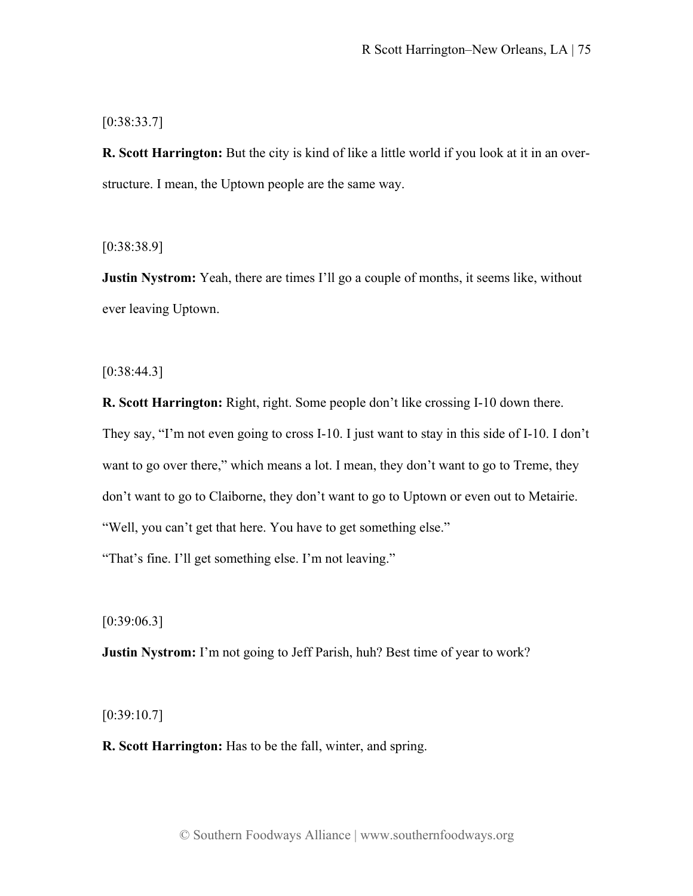[0:38:33.7]

**R. Scott Harrington:** But the city is kind of like a little world if you look at it in an over-structure. I mean, the Uptown people are the same way.

[0:38:38.9]

**Justin Nystrom:** Yeah, there are times I'll go a couple of months, it seems like, without ever leaving Uptown.

[0:38:44.3]

**R. Scott Harrington:** Right, right. Some people don't like crossing I-10 down there. They say, "I'm not even going to cross I-10. I just want to stay in this side of I-10. I don't want to go over there," which means a lot. I mean, they don't want to go to Treme, they don't want to go to Claiborne, they don't want to go to Uptown or even out to Metairie. "Well, you can't get that here. You have to get something else."
"That's fine. I'll get something else. I'm not leaving."

[0:39:06.3]

**Justin Nystrom:** I'm not going to Jeff Parish, huh? Best time of year to work?

[0:39:10.7]

**R. Scott Harrington:** Has to be the fall, winter, and spring.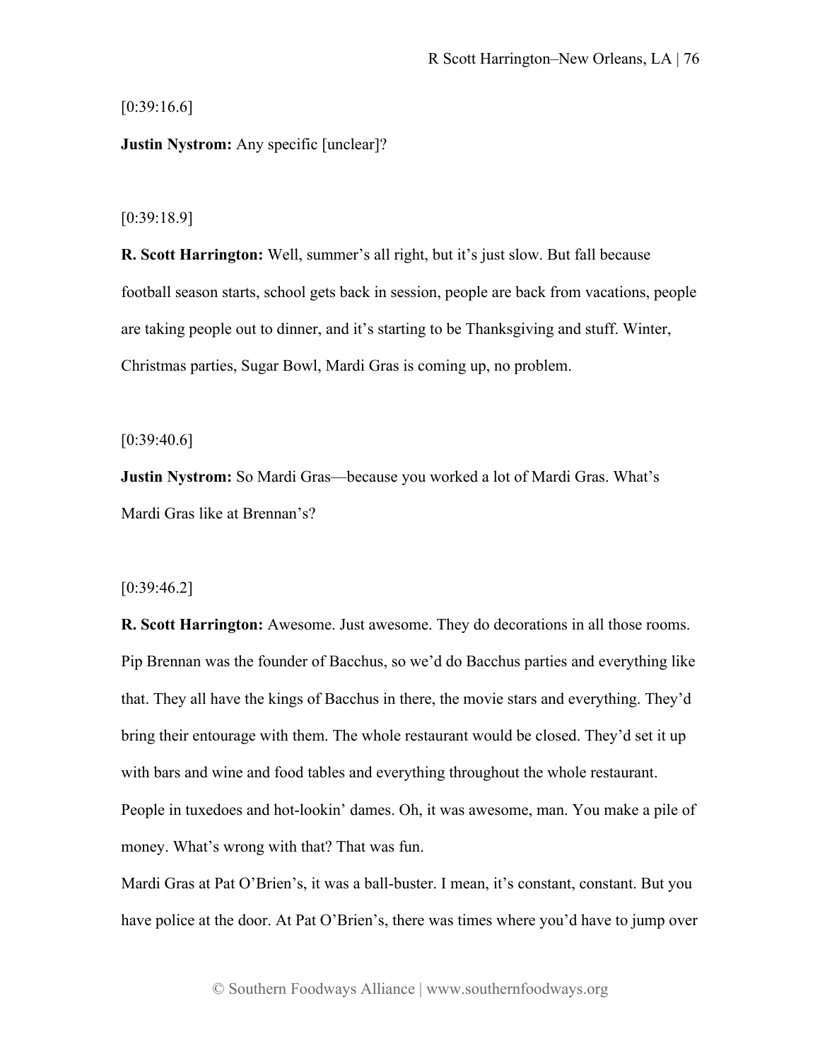[0:39:16.6]

**Justin Nystrom:** Any specific [unclear]?

[0:39:18.9]

**R. Scott Harrington:** Well, summer's all right, but it's just slow. But fall because football season starts, school gets back in session, people are back from vacations, people are taking people out to dinner, and it's starting to be Thanksgiving and stuff. Winter, Christmas parties, Sugar Bowl, Mardi Gras is coming up, no problem.

[0:39:40.6]

**Justin Nystrom:** So Mardi Gras—because you worked a lot of Mardi Gras. What's Mardi Gras like at Brennan's?

[0:39:46.2]

**R. Scott Harrington:** Awesome. Just awesome. They do decorations in all those rooms. Pip Brennan was the founder of Bacchus, so we'd do Bacchus parties and everything like that. They all have the kings of Bacchus in there, the movie stars and everything. They'd bring their entourage with them. The whole restaurant would be closed. They'd set it up with bars and wine and food tables and everything throughout the whole restaurant. People in tuxedoes and hot-lookin' dames. Oh, it was awesome, man. You make a pile of money. What's wrong with that? That was fun.

Mardi Gras at Pat O'Brien's, it was a ball-buster. I mean, it's constant, constant. But you have police at the door. At Pat O'Brien's, there was times where you'd have to jump over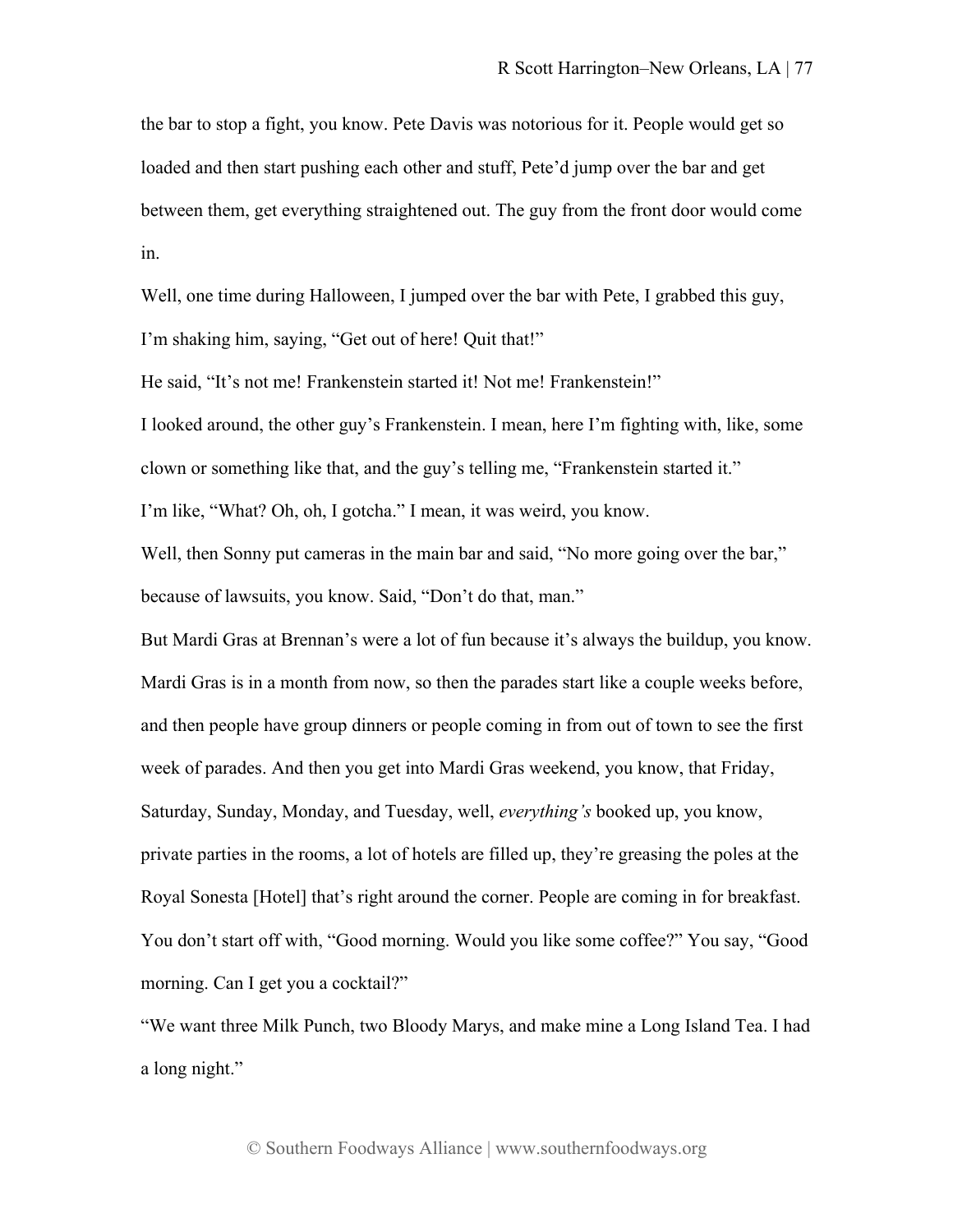the bar to stop a fight, you know. Pete Davis was notorious for it. People would get so loaded and then start pushing each other and stuff, Pete'd jump over the bar and get between them, get everything straightened out. The guy from the front door would come in.

Well, one time during Halloween, I jumped over the bar with Pete, I grabbed this guy, I'm shaking him, saying, "Get out of here! Quit that!"

He said, "It's not me! Frankenstein started it! Not me! Frankenstein!"

I looked around, the other guy's Frankenstein. I mean, here I'm fighting with, like, some clown or something like that, and the guy's telling me, "Frankenstein started it."

I'm like, "What? Oh, oh, I gotcha." I mean, it was weird, you know.

Well, then Sonny put cameras in the main bar and said, "No more going over the bar," because of lawsuits, you know. Said, "Don't do that, man."

But Mardi Gras at Brennan's were a lot of fun because it's always the buildup, you know. Mardi Gras is in a month from now, so then the parades start like a couple weeks before, and then people have group dinners or people coming in from out of town to see the first week of parades. And then you get into Mardi Gras weekend, you know, that Friday, Saturday, Sunday, Monday, and Tuesday, well, *everything's* booked up, you know, private parties in the rooms, a lot of hotels are filled up, they're greasing the poles at the Royal Sonesta [Hotel] that's right around the corner. People are coming in for breakfast. You don't start off with, "Good morning. Would you like some coffee?" You say, "Good morning. Can I get you a cocktail?"

"We want three Milk Punch, two Bloody Marys, and make mine a Long Island Tea. I had a long night."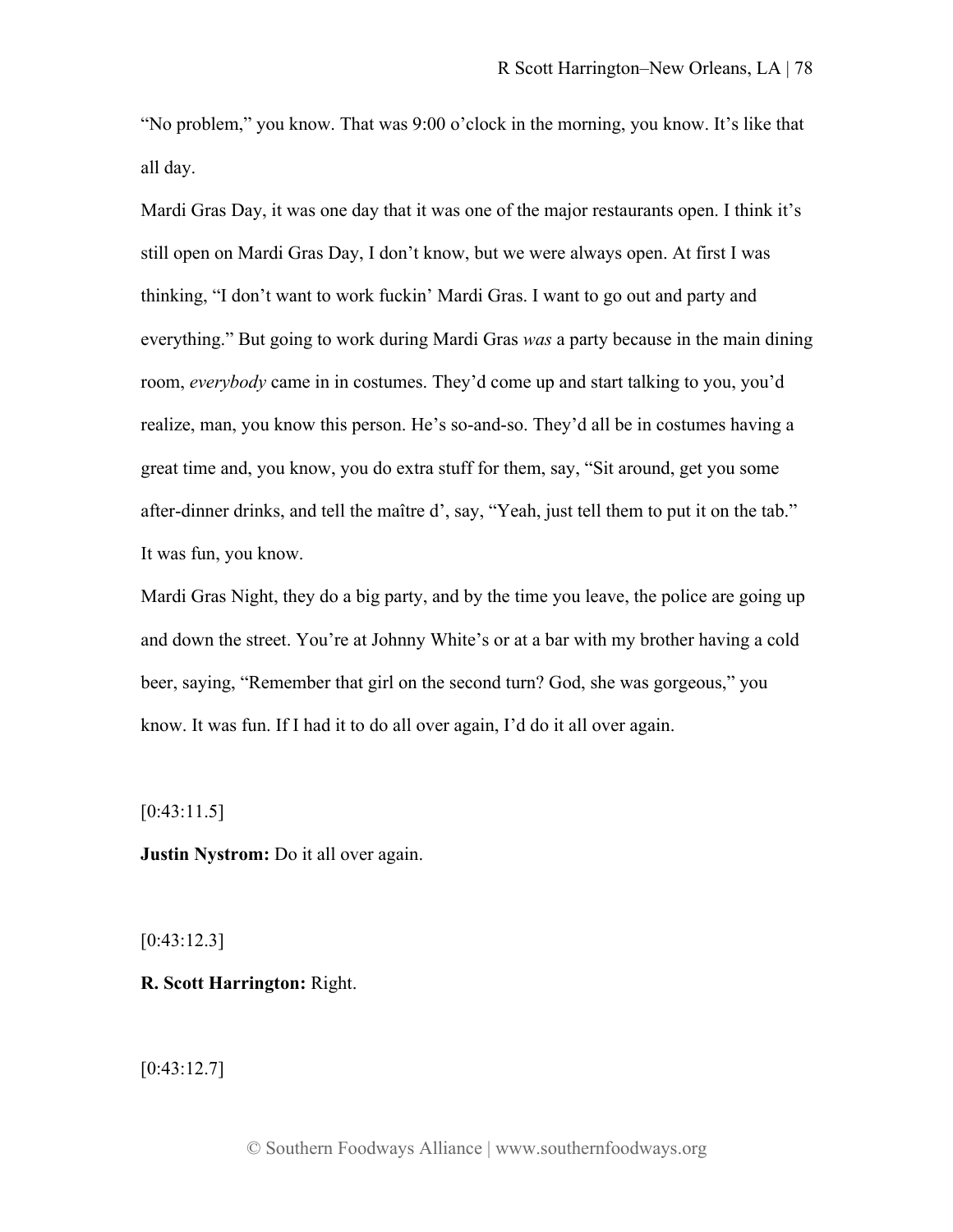"No problem," you know. That was 9:00 o'clock in the morning, you know. It's like that all day.

Mardi Gras Day, it was one day that it was one of the major restaurants open. I think it's still open on Mardi Gras Day, I don't know, but we were always open. At first I was thinking, "I don't want to work fuckin' Mardi Gras. I want to go out and party and everything." But going to work during Mardi Gras *was* a party because in the main dining room, *everybody* came in in costumes. They'd come up and start talking to you, you'd realize, man, you know this person. He's so-and-so. They'd all be in costumes having a great time and, you know, you do extra stuff for them, say, "Sit around, get you some after-dinner drinks, and tell the maître d', say, "Yeah, just tell them to put it on the tab." It was fun, you know.

Mardi Gras Night, they do a big party, and by the time you leave, the police are going up and down the street. You're at Johnny White's or at a bar with my brother having a cold beer, saying, "Remember that girl on the second turn? God, she was gorgeous," you know. It was fun. If I had it to do all over again, I'd do it all over again.

[0:43:11.5]

**Justin Nystrom:** Do it all over again.

[0:43:12.3]

**R. Scott Harrington:** Right.

[0:43:12.7]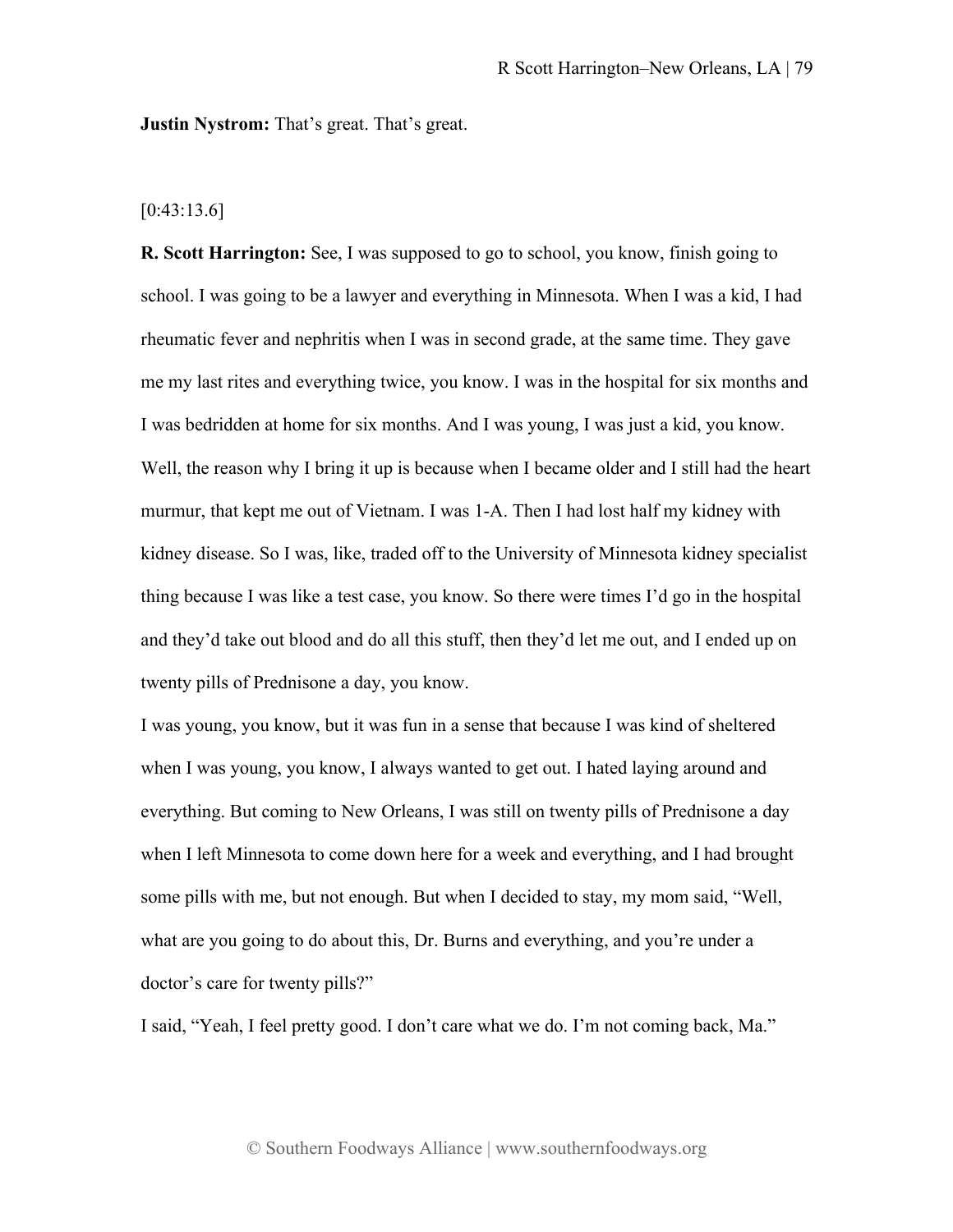**Justin Nystrom:** That's great. That's great.

[0:43:13.6]

**R. Scott Harrington:** See, I was supposed to go to school, you know, finish going to school. I was going to be a lawyer and everything in Minnesota. When I was a kid, I had rheumatic fever and nephritis when I was in second grade, at the same time. They gave me my last rites and everything twice, you know. I was in the hospital for six months and I was bedridden at home for six months. And I was young, I was just a kid, you know. Well, the reason why I bring it up is because when I became older and I still had the heart murmur, that kept me out of Vietnam. I was 1-A. Then I had lost half my kidney with kidney disease. So I was, like, traded off to the University of Minnesota kidney specialist thing because I was like a test case, you know. So there were times I'd go in the hospital and they'd take out blood and do all this stuff, then they'd let me out, and I ended up on twenty pills of Prednisone a day, you know.

I was young, you know, but it was fun in a sense that because I was kind of sheltered when I was young, you know, I always wanted to get out. I hated laying around and everything. But coming to New Orleans, I was still on twenty pills of Prednisone a day when I left Minnesota to come down here for a week and everything, and I had brought some pills with me, but not enough. But when I decided to stay, my mom said, "Well, what are you going to do about this, Dr. Burns and everything, and you're under a doctor's care for twenty pills?"

I said, "Yeah, I feel pretty good. I don't care what we do. I'm not coming back, Ma."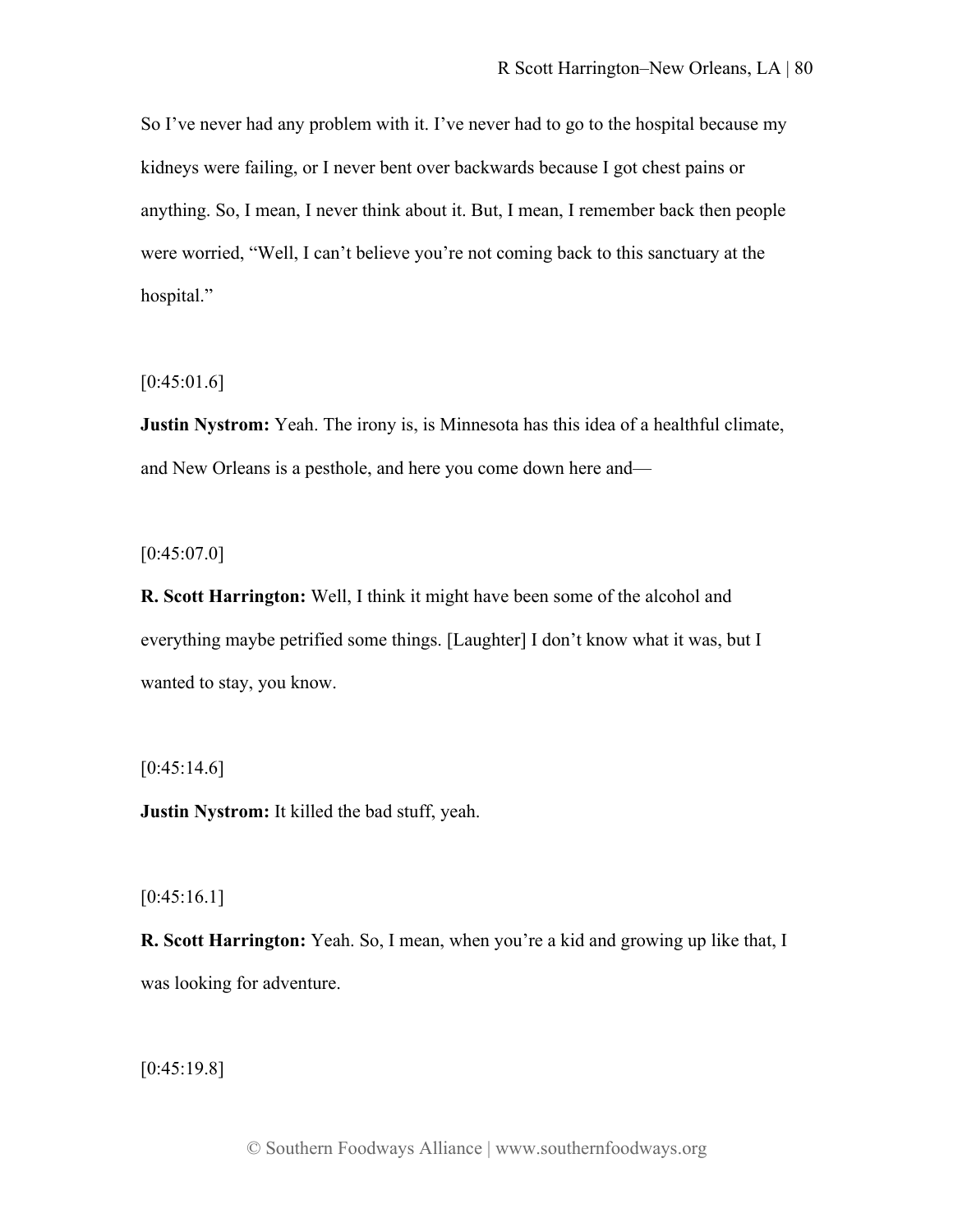So I've never had any problem with it. I've never had to go to the hospital because my kidneys were failing, or I never bent over backwards because I got chest pains or anything. So, I mean, I never think about it. But, I mean, I remember back then people were worried, "Well, I can't believe you're not coming back to this sanctuary at the hospital."

[0:45:01.6]

**Justin Nystrom:** Yeah. The irony is, is Minnesota has this idea of a healthful climate, and New Orleans is a pesthole, and here you come down here and—

[0:45:07.0]

**R. Scott Harrington:** Well, I think it might have been some of the alcohol and everything maybe petrified some things. [Laughter] I don't know what it was, but I wanted to stay, you know.

[0:45:14.6]

**Justin Nystrom:** It killed the bad stuff, yeah.

[0:45:16.1]

**R. Scott Harrington:** Yeah. So, I mean, when you're a kid and growing up like that, I was looking for adventure.

[0:45:19.8]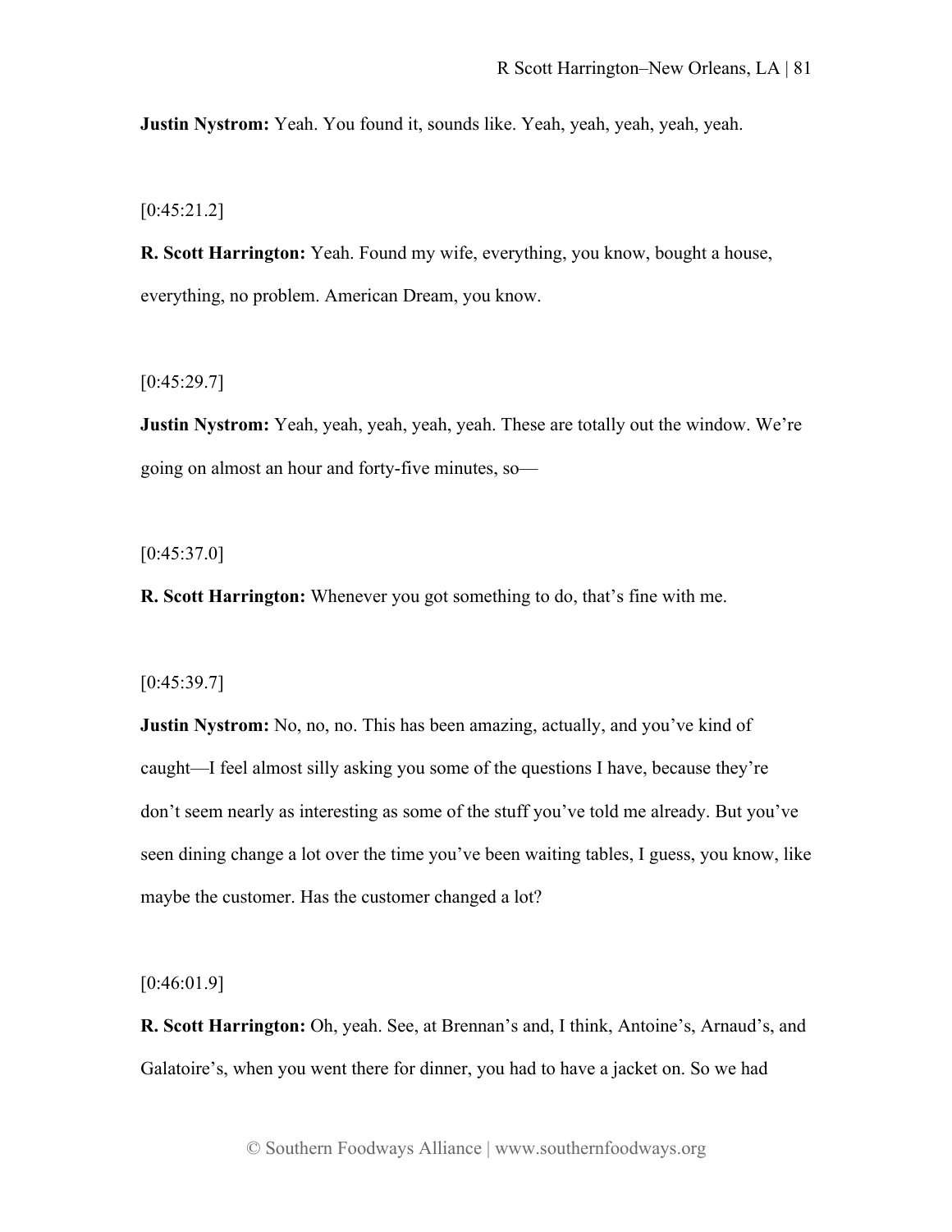**Justin Nystrom:** Yeah. You found it, sounds like. Yeah, yeah, yeah, yeah, yeah.

[0:45:21.2]

**R. Scott Harrington:** Yeah. Found my wife, everything, you know, bought a house, everything, no problem. American Dream, you know.

[0:45:29.7]

**Justin Nystrom:** Yeah, yeah, yeah, yeah, yeah. These are totally out the window. We're going on almost an hour and forty-five minutes, so—

[0:45:37.0]

**R. Scott Harrington:** Whenever you got something to do, that's fine with me.

[0:45:39.7]

**Justin Nystrom:** No, no, no. This has been amazing, actually, and you've kind of caught—I feel almost silly asking you some of the questions I have, because they're don't seem nearly as interesting as some of the stuff you've told me already. But you've seen dining change a lot over the time you've been waiting tables, I guess, you know, like maybe the customer. Has the customer changed a lot?

[0:46:01.9]

**R. Scott Harrington:** Oh, yeah. See, at Brennan's and, I think, Antoine's, Arnaud's, and Galatoire's, when you went there for dinner, you had to have a jacket on. So we had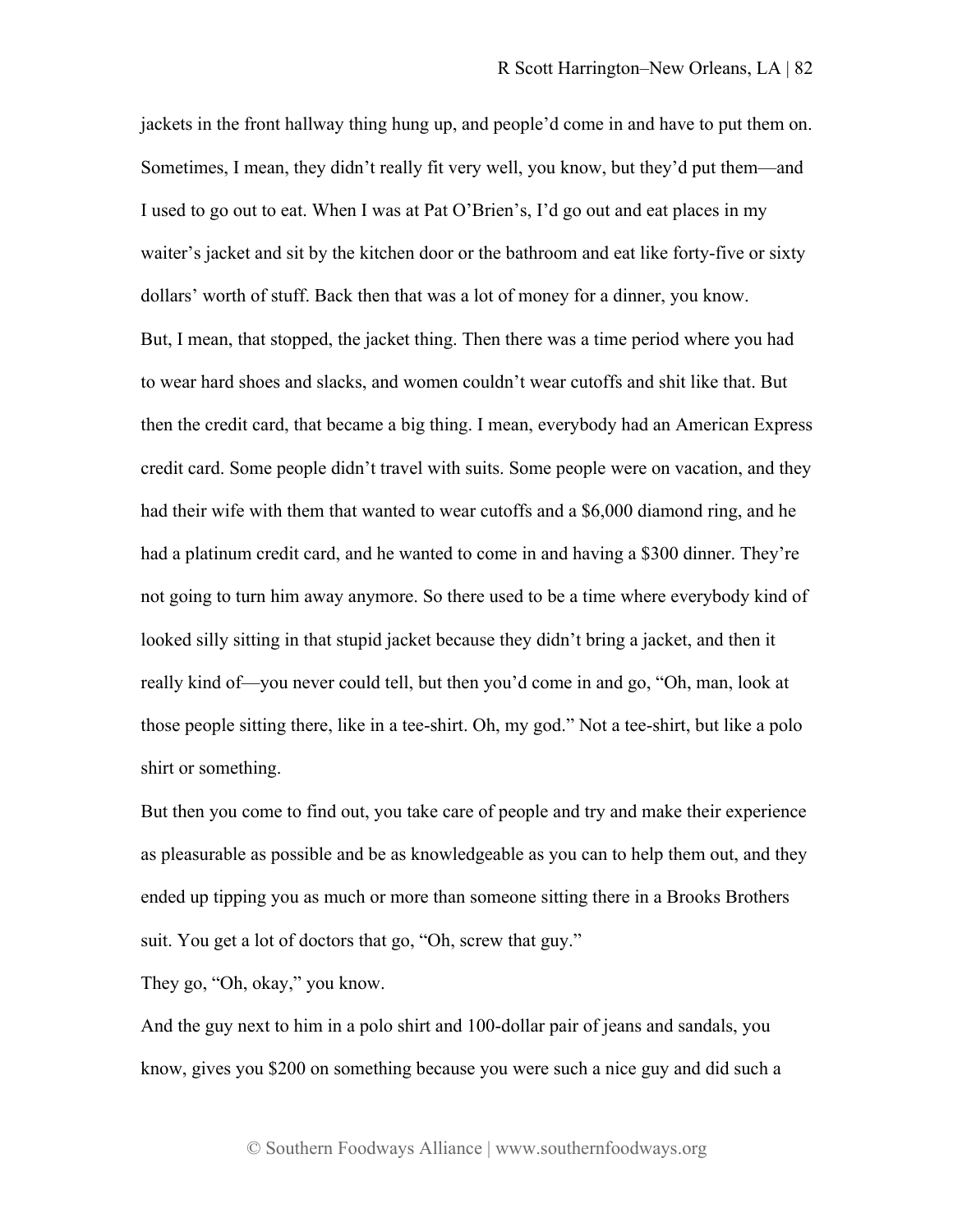jackets in the front hallway thing hung up, and people'd come in and have to put them on. Sometimes, I mean, they didn't really fit very well, you know, but they'd put them—and I used to go out to eat. When I was at Pat O'Brien's, I'd go out and eat places in my waiter's jacket and sit by the kitchen door or the bathroom and eat like forty-five or sixty dollars' worth of stuff. Back then that was a lot of money for a dinner, you know.

But, I mean, that stopped, the jacket thing. Then there was a time period where you had to wear hard shoes and slacks, and women couldn't wear cutoffs and shit like that. But then the credit card, that became a big thing. I mean, everybody had an American Express credit card. Some people didn't travel with suits. Some people were on vacation, and they had their wife with them that wanted to wear cutoffs and a $6,000 diamond ring, and he had a platinum credit card, and he wanted to come in and having a $300 dinner. They're not going to turn him away anymore. So there used to be a time where everybody kind of looked silly sitting in that stupid jacket because they didn't bring a jacket, and then it really kind of—you never could tell, but then you'd come in and go, "Oh, man, look at those people sitting there, like in a tee-shirt. Oh, my god." Not a tee-shirt, but like a polo shirt or something.

But then you come to find out, you take care of people and try and make their experience as pleasurable as possible and be as knowledgeable as you can to help them out, and they ended up tipping you as much or more than someone sitting there in a Brooks Brothers suit. You get a lot of doctors that go, "Oh, screw that guy."

They go, "Oh, okay," you know.

And the guy next to him in a polo shirt and 100-dollar pair of jeans and sandals, you know, gives you $200 on something because you were such a nice guy and did such a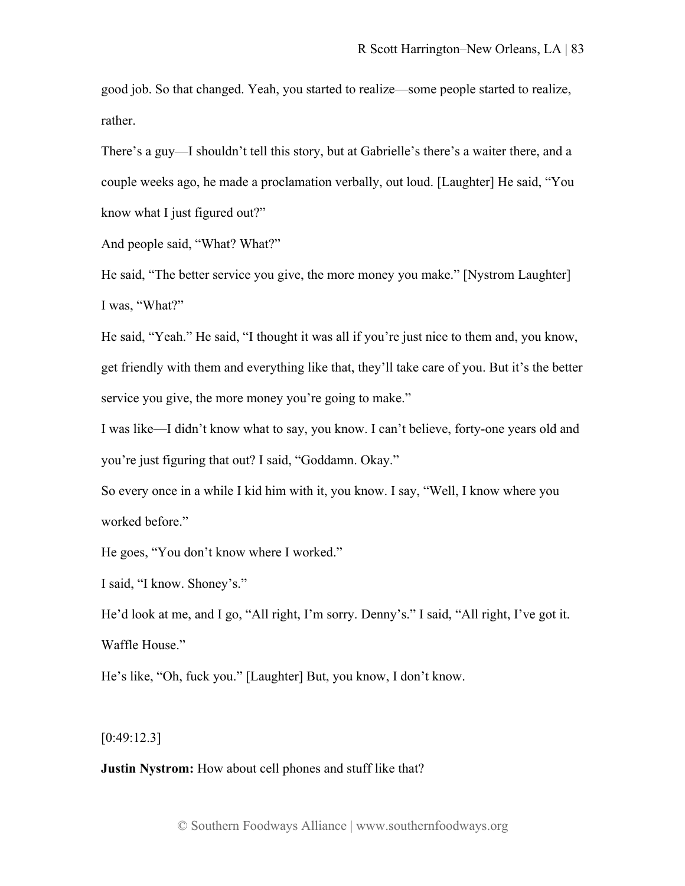good job. So that changed. Yeah, you started to realize—some people started to realize, rather.

There's a guy—I shouldn't tell this story, but at Gabrielle's there's a waiter there, and a couple weeks ago, he made a proclamation verbally, out loud. [Laughter] He said, "You know what I just figured out?"

And people said, "What? What?"

He said, "The better service you give, the more money you make." [Nystrom Laughter]

I was, "What?"

He said, "Yeah." He said, "I thought it was all if you're just nice to them and, you know, get friendly with them and everything like that, they'll take care of you. But it's the better service you give, the more money you're going to make."

I was like—I didn't know what to say, you know. I can't believe, forty-one years old and you're just figuring that out? I said, "Goddamn. Okay."

So every once in a while I kid him with it, you know. I say, "Well, I know where you worked before."

He goes, "You don't know where I worked."

I said, "I know. Shoney's."

He'd look at me, and I go, "All right, I'm sorry. Denny's." I said, "All right, I've got it. Waffle House."

He's like, "Oh, fuck you." [Laughter] But, you know, I don't know.

[0:49:12.3]

**Justin Nystrom:** How about cell phones and stuff like that?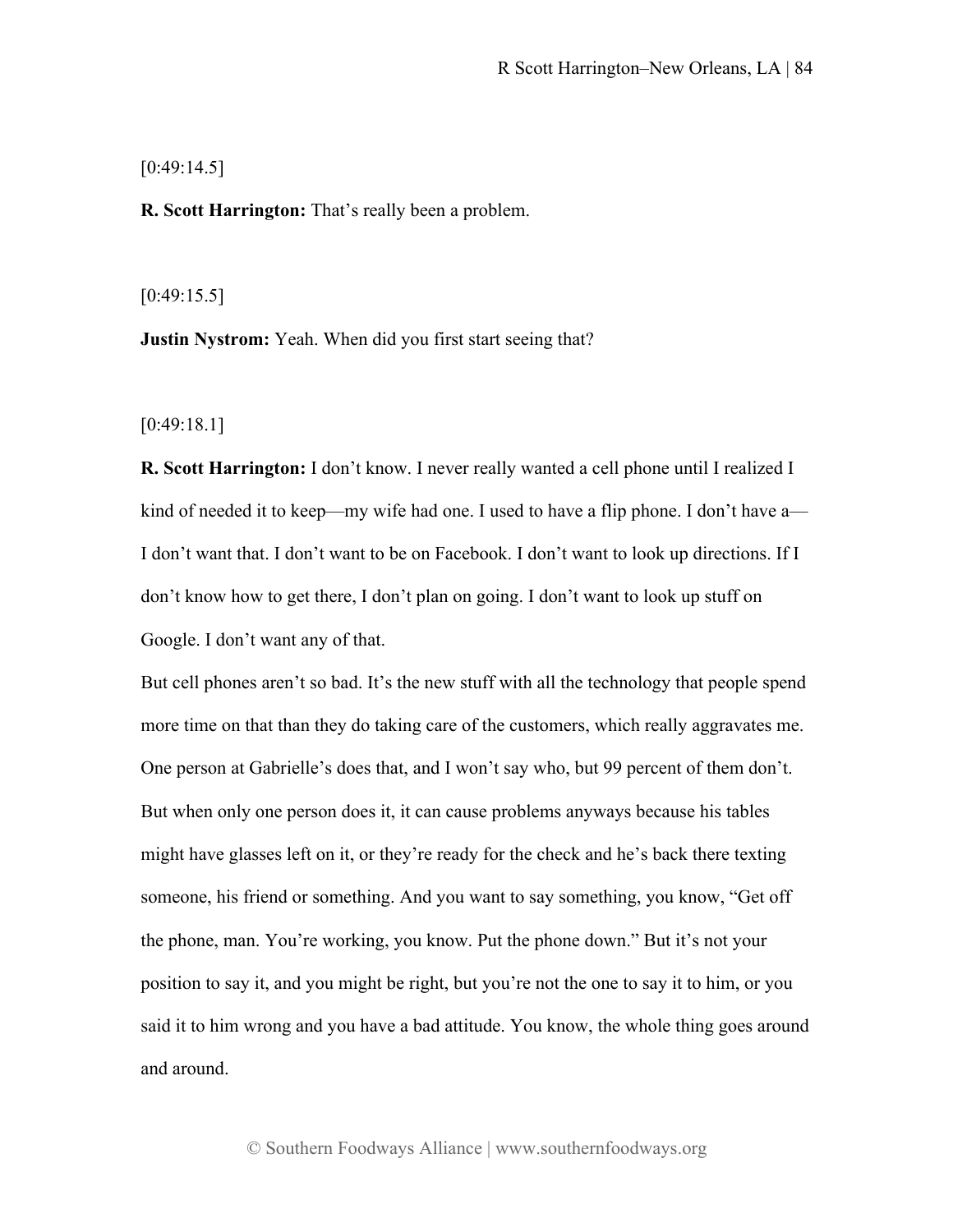[0:49:14.5]

**R. Scott Harrington:** That's really been a problem.

[0:49:15.5]

**Justin Nystrom:** Yeah. When did you first start seeing that?

[0:49:18.1]

**R. Scott Harrington:** I don't know. I never really wanted a cell phone until I realized I kind of needed it to keep—my wife had one. I used to have a flip phone. I don't have a—I don't want that. I don't want to be on Facebook. I don't want to look up directions. If I don't know how to get there, I don't plan on going. I don't want to look up stuff on Google. I don't want any of that.

But cell phones aren't so bad. It's the new stuff with all the technology that people spend more time on that than they do taking care of the customers, which really aggravates me. One person at Gabrielle's does that, and I won't say who, but 99 percent of them don't. But when only one person does it, it can cause problems anyways because his tables might have glasses left on it, or they're ready for the check and he's back there texting someone, his friend or something. And you want to say something, you know, "Get off the phone, man. You're working, you know. Put the phone down." But it's not your position to say it, and you might be right, but you're not the one to say it to him, or you said it to him wrong and you have a bad attitude. You know, the whole thing goes around and around.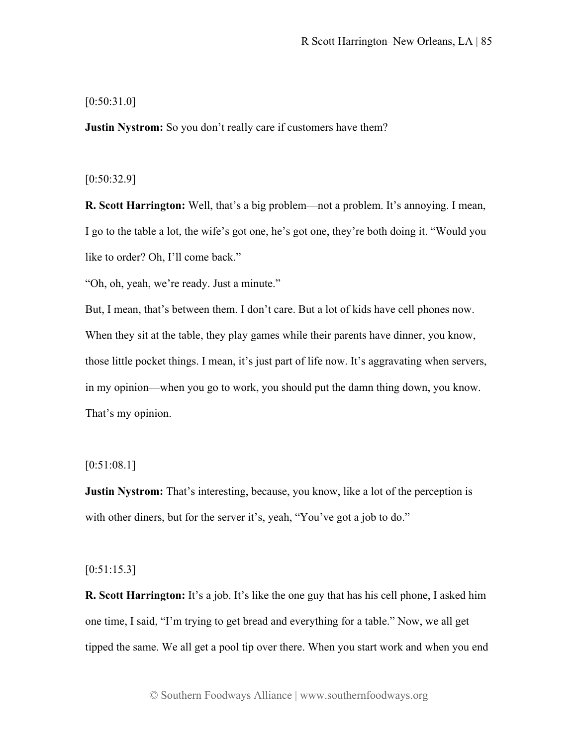[0:50:31.0]

**Justin Nystrom:** So you don't really care if customers have them?

[0:50:32.9]

**R. Scott Harrington:** Well, that's a big problem—not a problem. It's annoying. I mean, I go to the table a lot, the wife's got one, he's got one, they're both doing it. "Would you like to order? Oh, I'll come back."

"Oh, oh, yeah, we're ready. Just a minute."

But, I mean, that's between them. I don't care. But a lot of kids have cell phones now. When they sit at the table, they play games while their parents have dinner, you know, those little pocket things. I mean, it's just part of life now. It's aggravating when servers, in my opinion—when you go to work, you should put the damn thing down, you know. That's my opinion.

[0:51:08.1]

**Justin Nystrom:** That's interesting, because, you know, like a lot of the perception is with other diners, but for the server it's, yeah, "You've got a job to do."

[0:51:15.3]

**R. Scott Harrington:** It's a job. It's like the one guy that has his cell phone, I asked him one time, I said, "I'm trying to get bread and everything for a table." Now, we all get tipped the same. We all get a pool tip over there. When you start work and when you end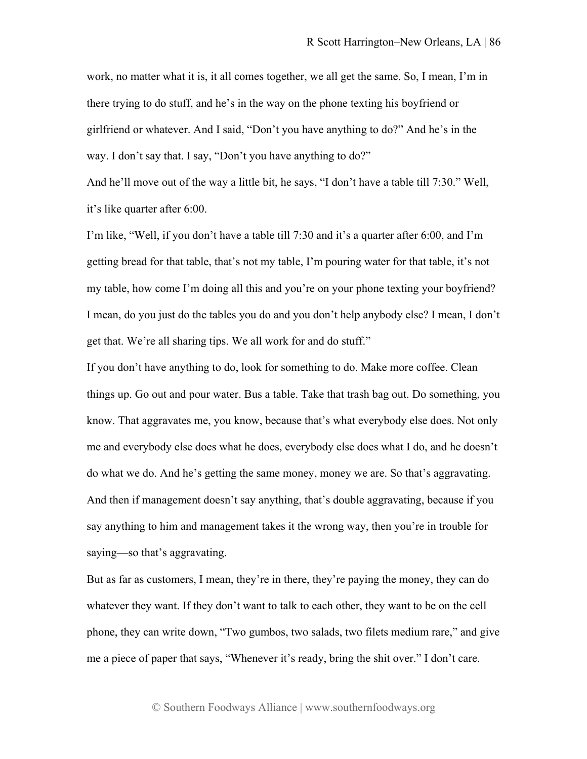work, no matter what it is, it all comes together, we all get the same. So, I mean, I'm in there trying to do stuff, and he's in the way on the phone texting his boyfriend or girlfriend or whatever. And I said, "Don't you have anything to do?" And he's in the way. I don't say that. I say, "Don't you have anything to do?"

And he'll move out of the way a little bit, he says, "I don't have a table till 7:30." Well, it's like quarter after 6:00.

I'm like, "Well, if you don't have a table till 7:30 and it's a quarter after 6:00, and I'm getting bread for that table, that's not my table, I'm pouring water for that table, it's not my table, how come I'm doing all this and you're on your phone texting your boyfriend? I mean, do you just do the tables you do and you don't help anybody else? I mean, I don't get that. We're all sharing tips. We all work for and do stuff."

If you don't have anything to do, look for something to do. Make more coffee. Clean things up. Go out and pour water. Bus a table. Take that trash bag out. Do something, you know. That aggravates me, you know, because that's what everybody else does. Not only me and everybody else does what he does, everybody else does what I do, and he doesn't do what we do. And he's getting the same money, money we are. So that's aggravating. And then if management doesn't say anything, that's double aggravating, because if you say anything to him and management takes it the wrong way, then you're in trouble for saying—so that's aggravating.

But as far as customers, I mean, they're in there, they're paying the money, they can do whatever they want. If they don't want to talk to each other, they want to be on the cell phone, they can write down, "Two gumbos, two salads, two filets medium rare," and give me a piece of paper that says, "Whenever it's ready, bring the shit over." I don't care.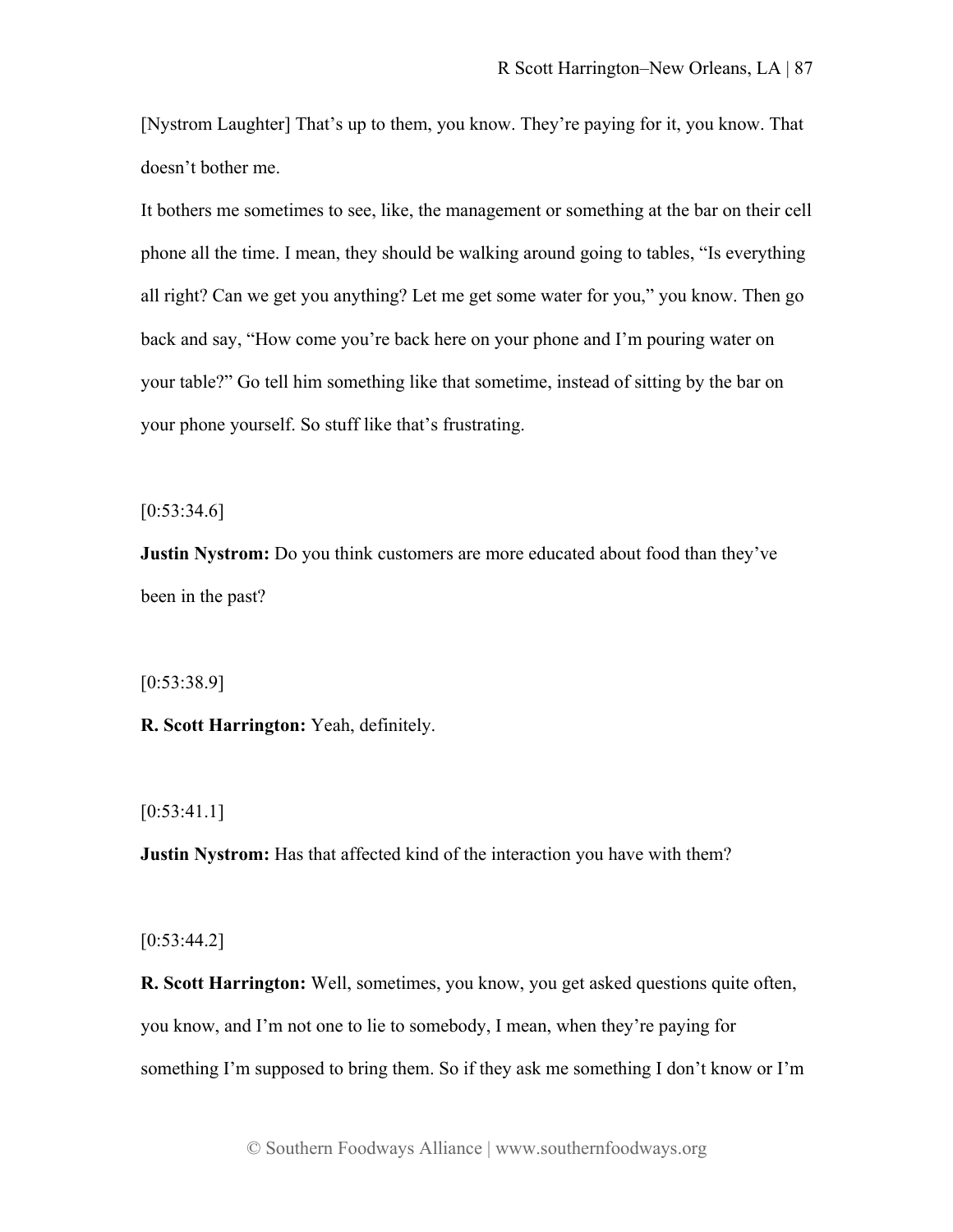[Nystrom Laughter] That's up to them, you know. They're paying for it, you know. That doesn't bother me.

It bothers me sometimes to see, like, the management or something at the bar on their cell phone all the time. I mean, they should be walking around going to tables, "Is everything all right? Can we get you anything? Let me get some water for you," you know. Then go back and say, "How come you're back here on your phone and I'm pouring water on your table?" Go tell him something like that sometime, instead of sitting by the bar on your phone yourself. So stuff like that's frustrating.

[0:53:34.6]

**Justin Nystrom:** Do you think customers are more educated about food than they've been in the past?

[0:53:38.9]

**R. Scott Harrington:** Yeah, definitely.

[0:53:41.1]

**Justin Nystrom:** Has that affected kind of the interaction you have with them?

[0:53:44.2]

**R. Scott Harrington:** Well, sometimes, you know, you get asked questions quite often, you know, and I'm not one to lie to somebody, I mean, when they're paying for something I'm supposed to bring them. So if they ask me something I don't know or I'm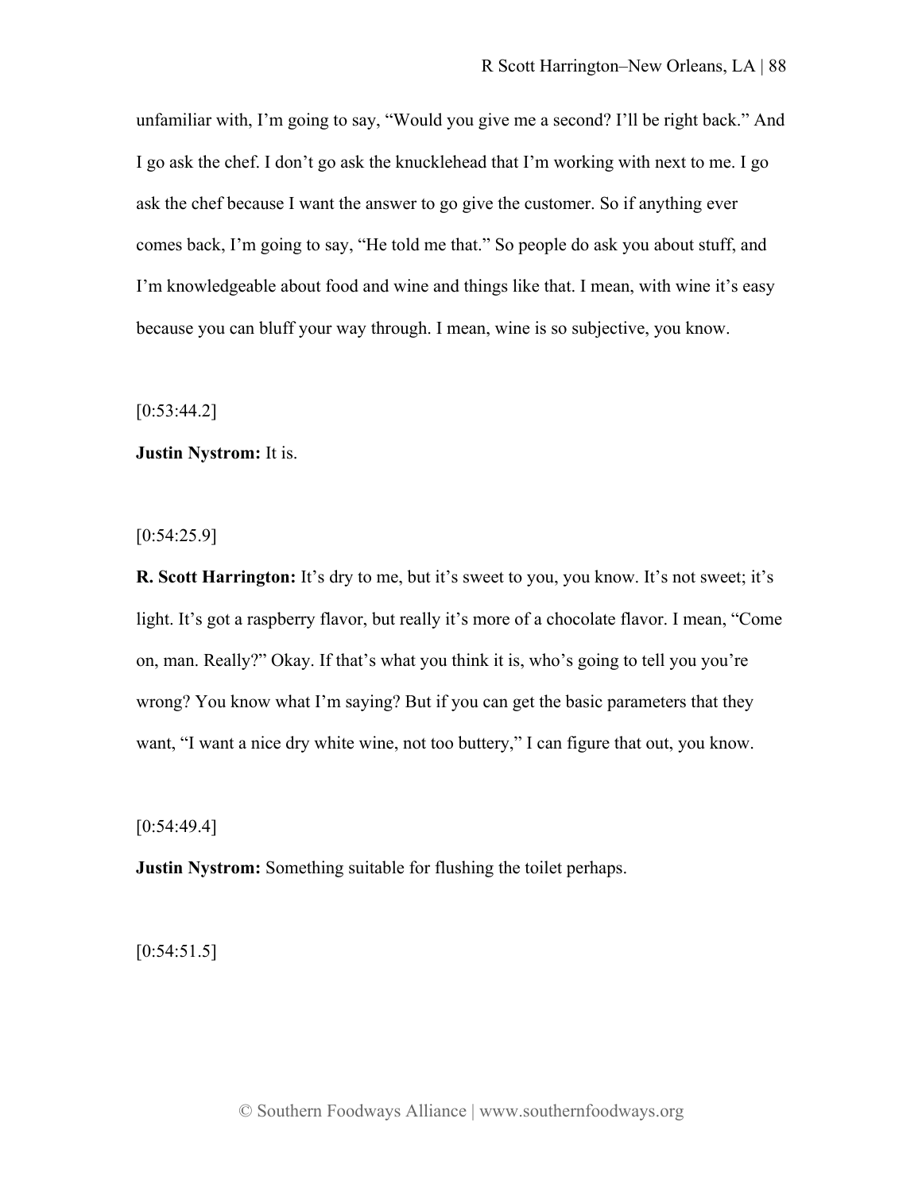unfamiliar with, I'm going to say, "Would you give me a second? I'll be right back." And I go ask the chef. I don't go ask the knucklehead that I'm working with next to me. I go ask the chef because I want the answer to go give the customer. So if anything ever comes back, I'm going to say, "He told me that." So people do ask you about stuff, and I'm knowledgeable about food and wine and things like that. I mean, with wine it's easy because you can bluff your way through. I mean, wine is so subjective, you know.

[0:53:44.2]

**Justin Nystrom:** It is.

[0:54:25.9]

**R. Scott Harrington:** It's dry to me, but it's sweet to you, you know. It's not sweet; it's light. It's got a raspberry flavor, but really it's more of a chocolate flavor. I mean, "Come on, man. Really?" Okay. If that's what you think it is, who's going to tell you you're wrong? You know what I'm saying? But if you can get the basic parameters that they want, "I want a nice dry white wine, not too buttery," I can figure that out, you know.

[0:54:49.4]

**Justin Nystrom:** Something suitable for flushing the toilet perhaps.

[0:54:51.5]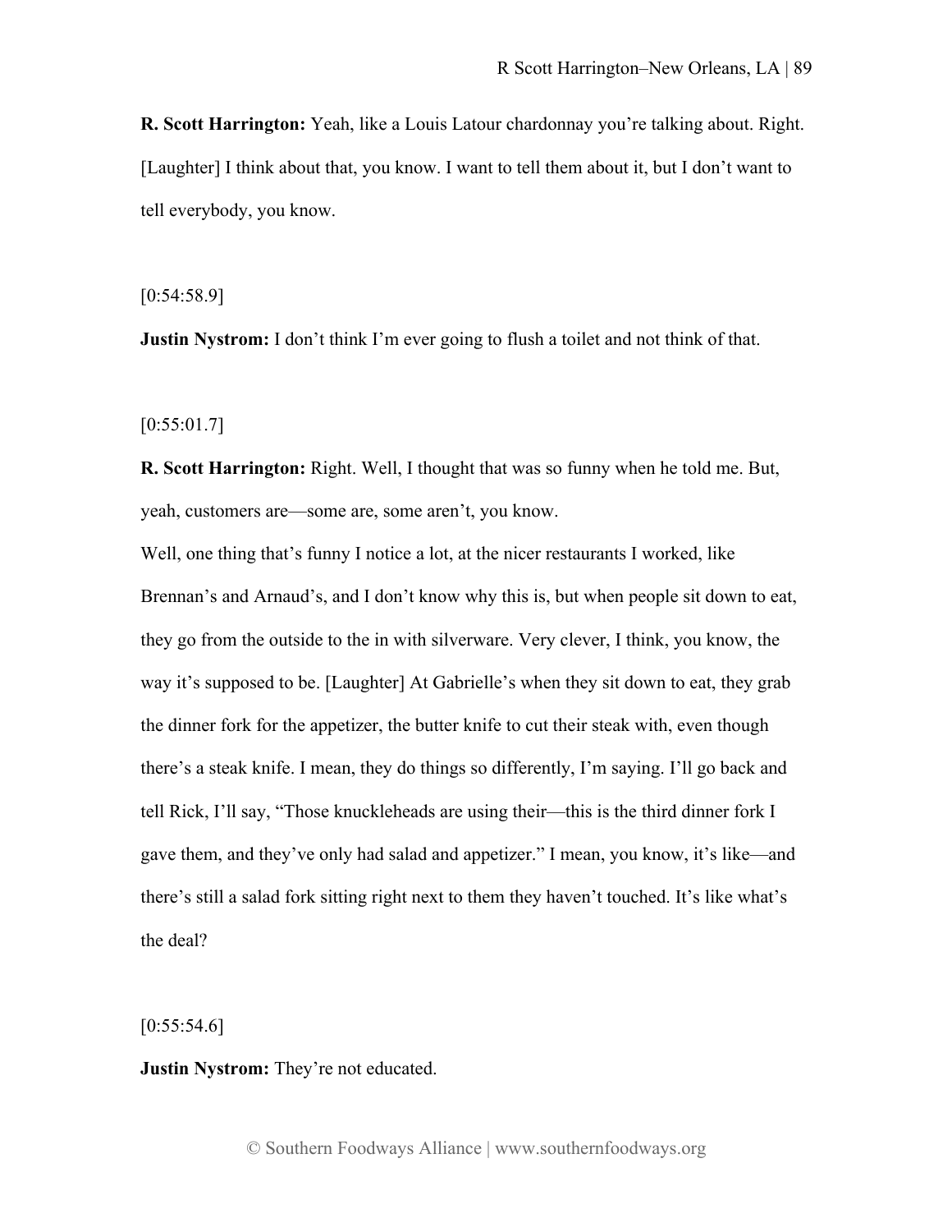**R. Scott Harrington:** Yeah, like a Louis Latour chardonnay you're talking about. Right. [Laughter] I think about that, you know. I want to tell them about it, but I don't want to tell everybody, you know.

[0:54:58.9]

**Justin Nystrom:** I don't think I'm ever going to flush a toilet and not think of that.

[0:55:01.7]

**R. Scott Harrington:** Right. Well, I thought that was so funny when he told me. But, yeah, customers are—some are, some aren't, you know.

Well, one thing that's funny I notice a lot, at the nicer restaurants I worked, like Brennan's and Arnaud's, and I don't know why this is, but when people sit down to eat, they go from the outside to the in with silverware. Very clever, I think, you know, the way it's supposed to be. [Laughter] At Gabrielle's when they sit down to eat, they grab the dinner fork for the appetizer, the butter knife to cut their steak with, even though there's a steak knife. I mean, they do things so differently, I'm saying. I'll go back and tell Rick, I'll say, "Those knuckleheads are using their—this is the third dinner fork I gave them, and they've only had salad and appetizer." I mean, you know, it's like—and there's still a salad fork sitting right next to them they haven't touched. It's like what's the deal?

[0:55:54.6]

**Justin Nystrom:** They're not educated.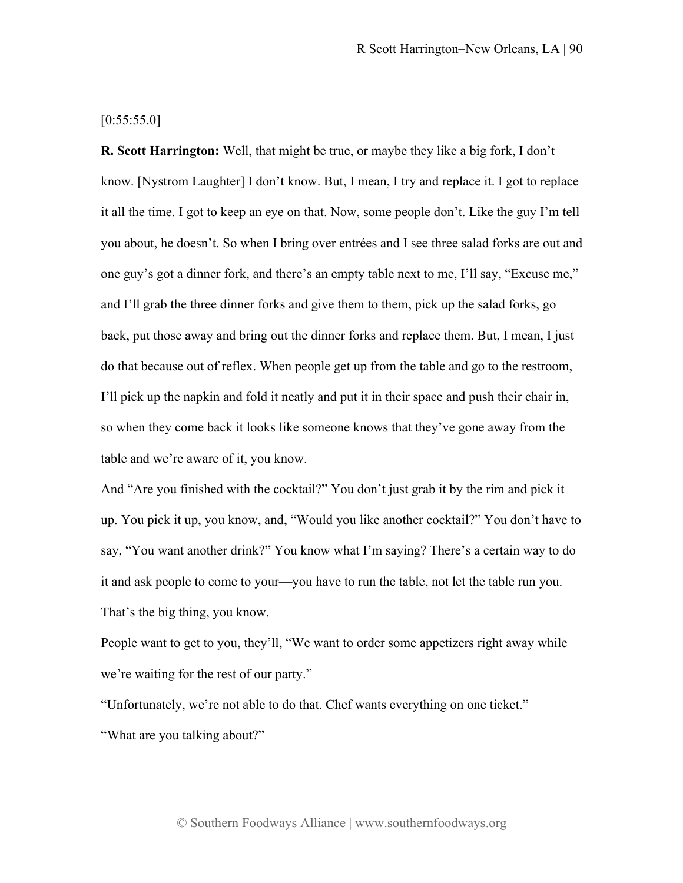[0:55:55.0]

**R. Scott Harrington:** Well, that might be true, or maybe they like a big fork, I don't know. [Nystrom Laughter] I don't know. But, I mean, I try and replace it. I got to replace it all the time. I got to keep an eye on that. Now, some people don't. Like the guy I'm tell you about, he doesn't. So when I bring over entrées and I see three salad forks are out and one guy's got a dinner fork, and there's an empty table next to me, I'll say, "Excuse me," and I'll grab the three dinner forks and give them to them, pick up the salad forks, go back, put those away and bring out the dinner forks and replace them. But, I mean, I just do that because out of reflex. When people get up from the table and go to the restroom, I'll pick up the napkin and fold it neatly and put it in their space and push their chair in, so when they come back it looks like someone knows that they've gone away from the table and we're aware of it, you know.

And "Are you finished with the cocktail?" You don't just grab it by the rim and pick it up. You pick it up, you know, and, "Would you like another cocktail?" You don't have to say, "You want another drink?" You know what I'm saying? There's a certain way to do it and ask people to come to your—you have to run the table, not let the table run you. That's the big thing, you know.

People want to get to you, they'll, "We want to order some appetizers right away while we're waiting for the rest of our party."

"Unfortunately, we're not able to do that. Chef wants everything on one ticket."

"What are you talking about?"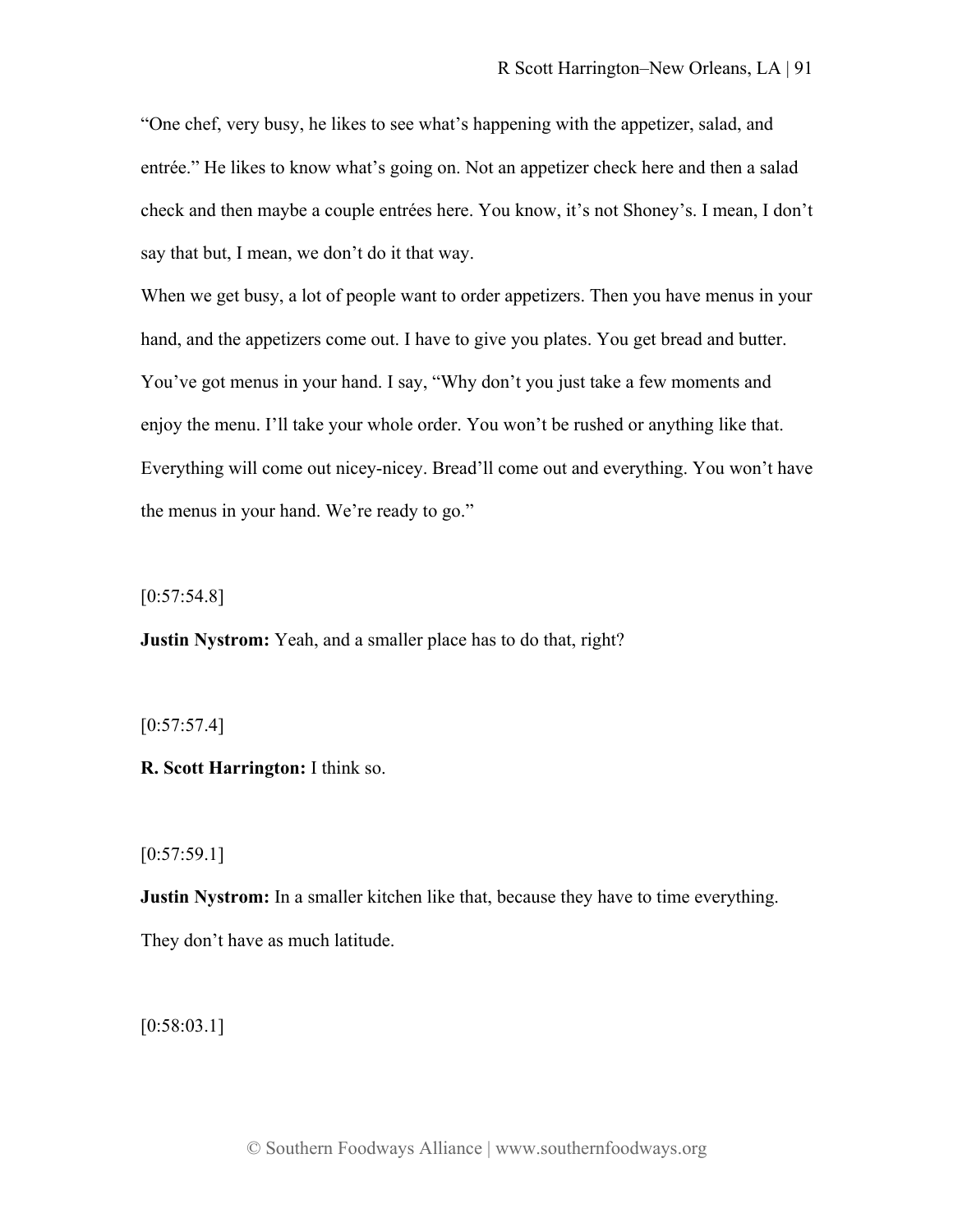"One chef, very busy, he likes to see what's happening with the appetizer, salad, and entrée." He likes to know what's going on. Not an appetizer check here and then a salad check and then maybe a couple entrées here. You know, it's not Shoney's. I mean, I don't say that but, I mean, we don't do it that way.

When we get busy, a lot of people want to order appetizers. Then you have menus in your hand, and the appetizers come out. I have to give you plates. You get bread and butter. You've got menus in your hand. I say, "Why don't you just take a few moments and enjoy the menu. I'll take your whole order. You won't be rushed or anything like that. Everything will come out nicey-nicey. Bread'll come out and everything. You won't have the menus in your hand. We're ready to go."

[0:57:54.8]

**Justin Nystrom:** Yeah, and a smaller place has to do that, right?

[0:57:57.4]

**R. Scott Harrington:** I think so.

[0:57:59.1]

**Justin Nystrom:** In a smaller kitchen like that, because they have to time everything. They don't have as much latitude.

[0:58:03.1]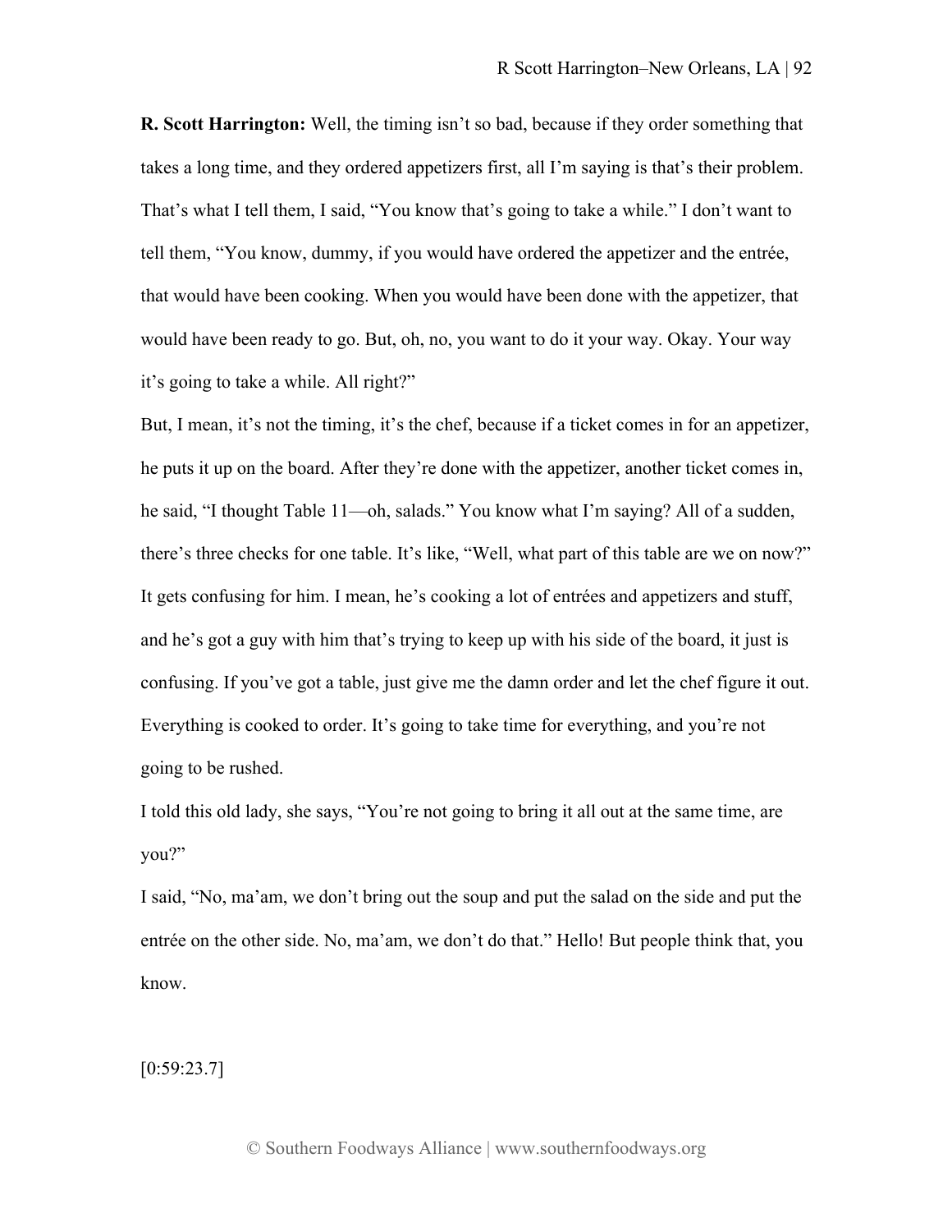**R. Scott Harrington:** Well, the timing isn't so bad, because if they order something that takes a long time, and they ordered appetizers first, all I'm saying is that's their problem. That's what I tell them, I said, "You know that's going to take a while." I don't want to tell them, "You know, dummy, if you would have ordered the appetizer and the entrée, that would have been cooking. When you would have been done with the appetizer, that would have been ready to go. But, oh, no, you want to do it your way. Okay. Your way it's going to take a while. All right?"

But, I mean, it's not the timing, it's the chef, because if a ticket comes in for an appetizer, he puts it up on the board. After they're done with the appetizer, another ticket comes in, he said, "I thought Table 11—oh, salads." You know what I'm saying? All of a sudden, there's three checks for one table. It's like, "Well, what part of this table are we on now?" It gets confusing for him. I mean, he's cooking a lot of entrées and appetizers and stuff, and he's got a guy with him that's trying to keep up with his side of the board, it just is confusing. If you've got a table, just give me the damn order and let the chef figure it out. Everything is cooked to order. It's going to take time for everything, and you're not going to be rushed.

I told this old lady, she says, "You're not going to bring it all out at the same time, are you?"

I said, "No, ma'am, we don't bring out the soup and put the salad on the side and put the entrée on the other side. No, ma'am, we don't do that." Hello! But people think that, you know.

[0:59:23.7]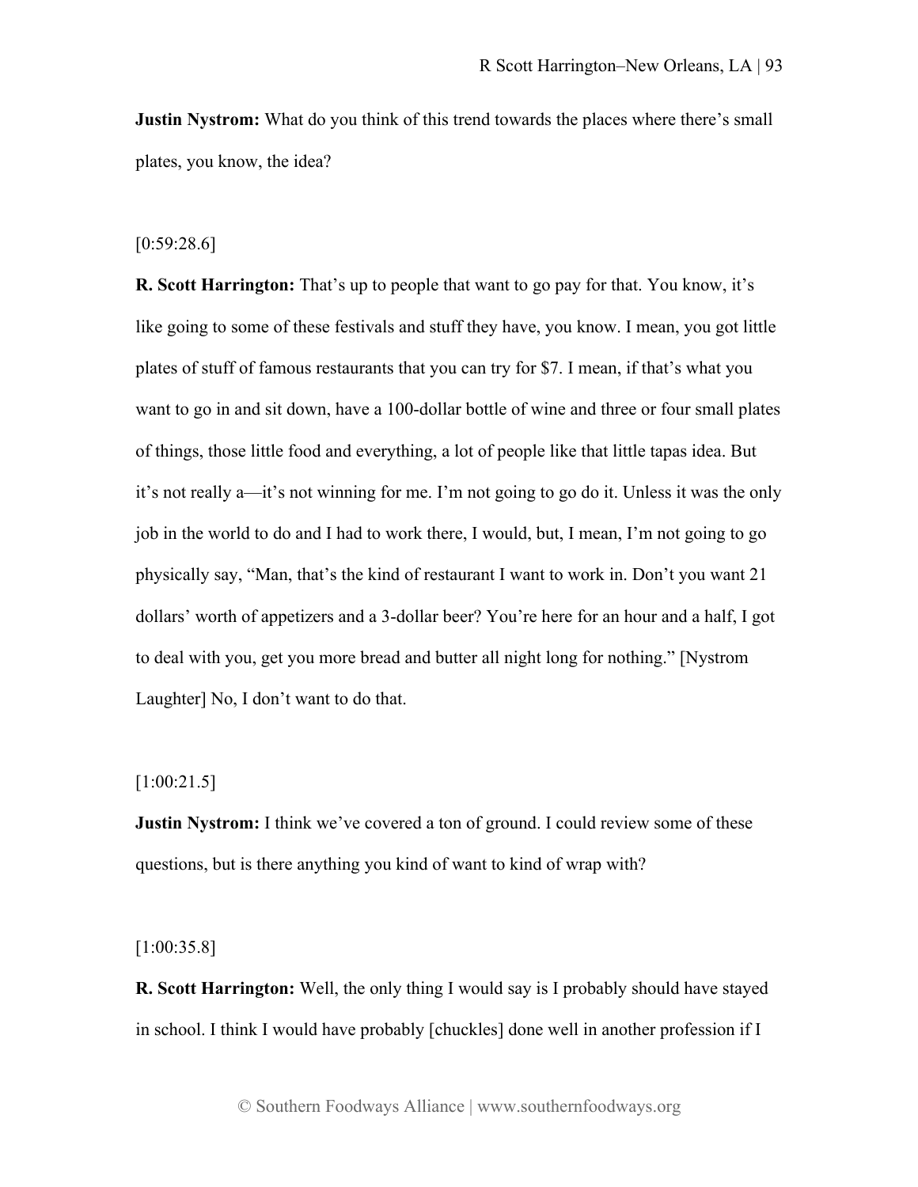**Justin Nystrom:** What do you think of this trend towards the places where there's small plates, you know, the idea?

[0:59:28.6]

**R. Scott Harrington:** That's up to people that want to go pay for that. You know, it's like going to some of these festivals and stuff they have, you know. I mean, you got little plates of stuff of famous restaurants that you can try for $7. I mean, if that's what you want to go in and sit down, have a 100-dollar bottle of wine and three or four small plates of things, those little food and everything, a lot of people like that little tapas idea. But it's not really a—it's not winning for me. I'm not going to go do it. Unless it was the only job in the world to do and I had to work there, I would, but, I mean, I'm not going to go physically say, "Man, that's the kind of restaurant I want to work in. Don't you want 21 dollars' worth of appetizers and a 3-dollar beer? You're here for an hour and a half, I got to deal with you, get you more bread and butter all night long for nothing." [Nystrom Laughter] No, I don't want to do that.

[1:00:21.5]

**Justin Nystrom:** I think we've covered a ton of ground. I could review some of these questions, but is there anything you kind of want to kind of wrap with?

[1:00:35.8]

**R. Scott Harrington:** Well, the only thing I would say is I probably should have stayed in school. I think I would have probably [chuckles] done well in another profession if I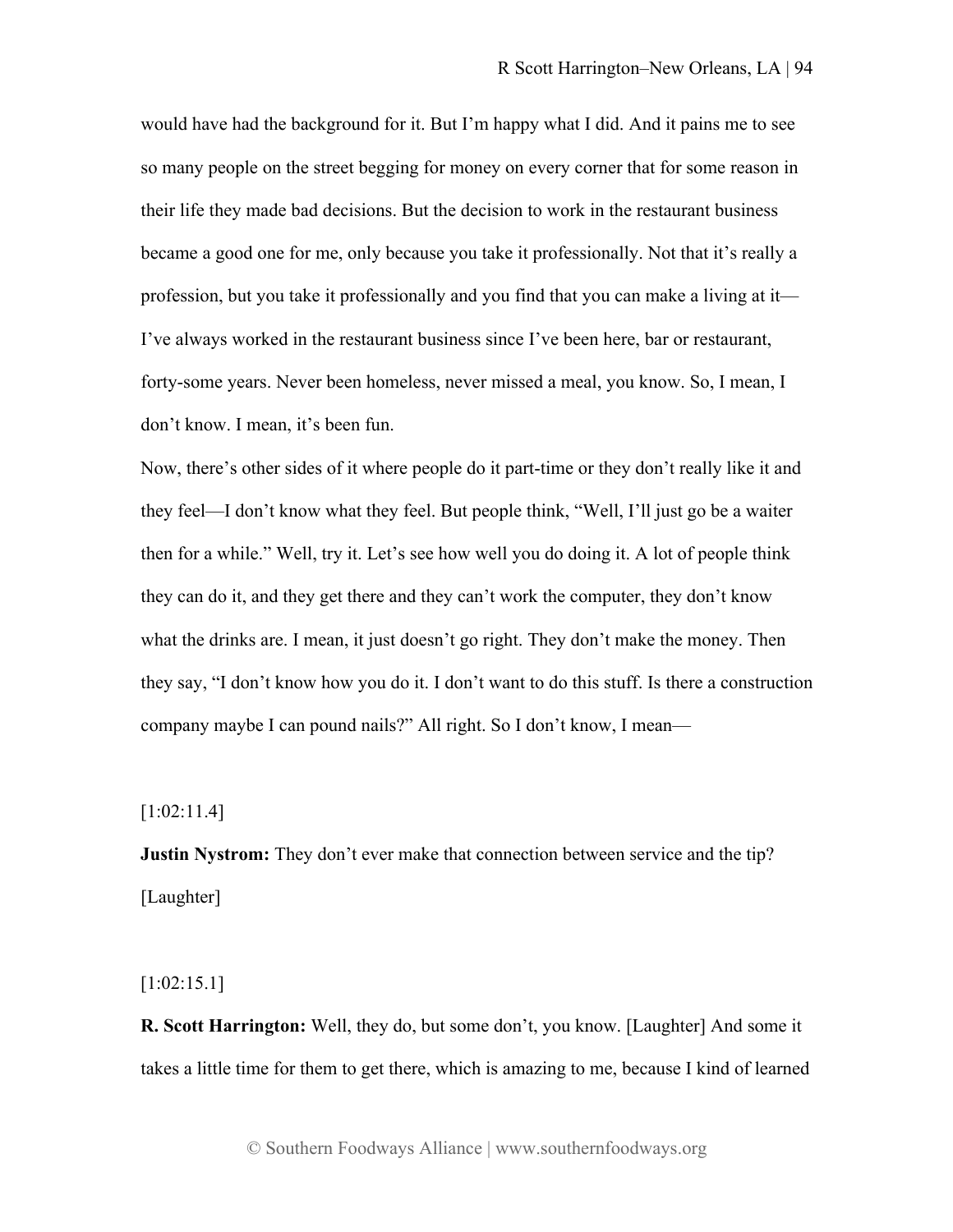would have had the background for it. But I'm happy what I did. And it pains me to see so many people on the street begging for money on every corner that for some reason in their life they made bad decisions. But the decision to work in the restaurant business became a good one for me, only because you take it professionally. Not that it's really a profession, but you take it professionally and you find that you can make a living at it—I've always worked in the restaurant business since I've been here, bar or restaurant, forty-some years. Never been homeless, never missed a meal, you know. So, I mean, I don't know. I mean, it's been fun.

Now, there's other sides of it where people do it part-time or they don't really like it and they feel—I don't know what they feel. But people think, "Well, I'll just go be a waiter then for a while." Well, try it. Let's see how well you do doing it. A lot of people think they can do it, and they get there and they can't work the computer, they don't know what the drinks are. I mean, it just doesn't go right. They don't make the money. Then they say, "I don't know how you do it. I don't want to do this stuff. Is there a construction company maybe I can pound nails?" All right. So I don't know, I mean—

[1:02:11.4]

**Justin Nystrom:** They don't ever make that connection between service and the tip? [Laughter]

[1:02:15.1]

**R. Scott Harrington:** Well, they do, but some don't, you know. [Laughter] And some it takes a little time for them to get there, which is amazing to me, because I kind of learned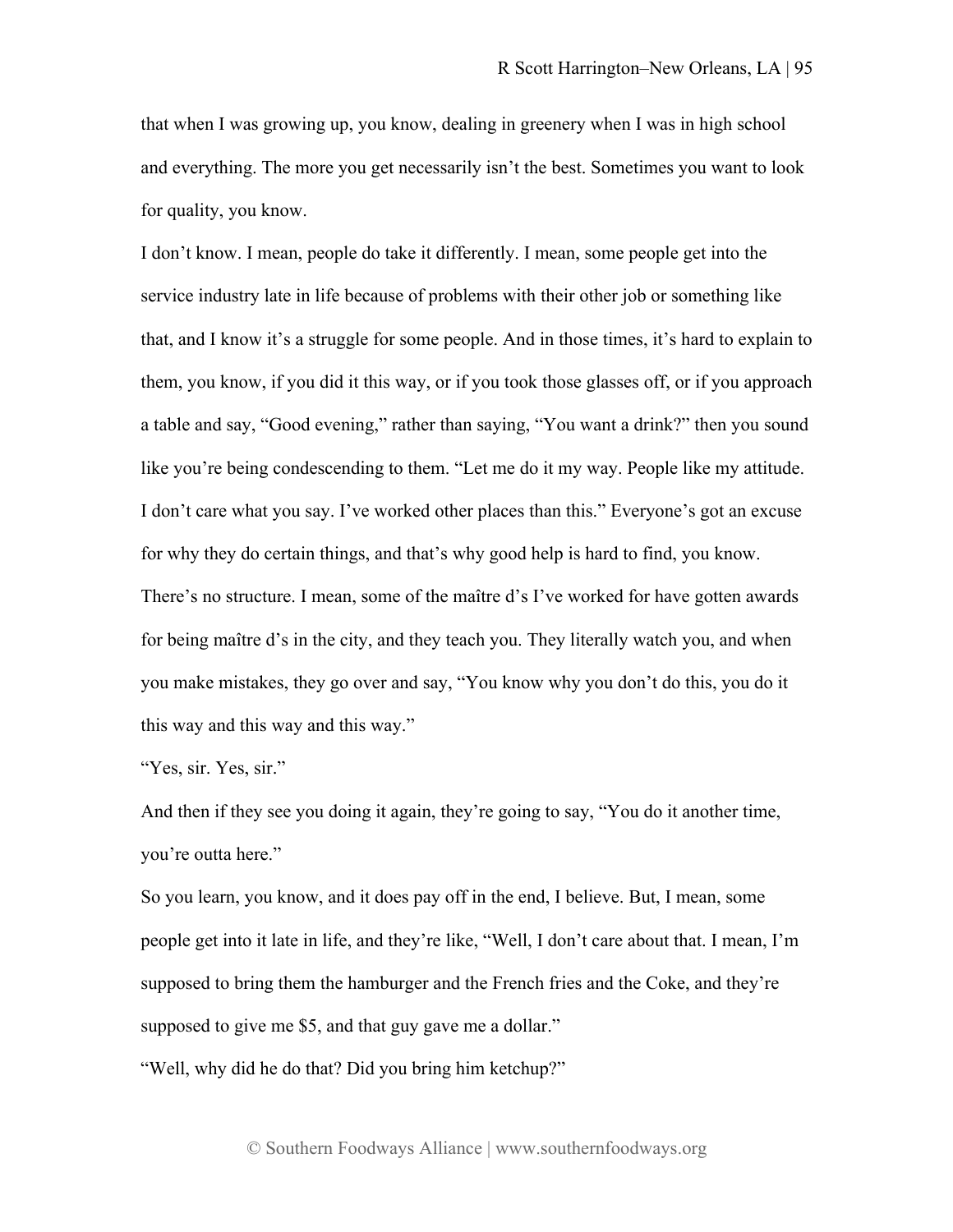that when I was growing up, you know, dealing in greenery when I was in high school and everything. The more you get necessarily isn't the best. Sometimes you want to look for quality, you know.

I don't know. I mean, people do take it differently. I mean, some people get into the service industry late in life because of problems with their other job or something like that, and I know it's a struggle for some people. And in those times, it's hard to explain to them, you know, if you did it this way, or if you took those glasses off, or if you approach a table and say, "Good evening," rather than saying, "You want a drink?" then you sound like you're being condescending to them. "Let me do it my way. People like my attitude. I don't care what you say. I've worked other places than this." Everyone's got an excuse for why they do certain things, and that's why good help is hard to find, you know. There's no structure. I mean, some of the maître d's I've worked for have gotten awards for being maître d's in the city, and they teach you. They literally watch you, and when you make mistakes, they go over and say, "You know why you don't do this, you do it this way and this way and this way."

"Yes, sir. Yes, sir."

And then if they see you doing it again, they're going to say, "You do it another time, you're outta here."

So you learn, you know, and it does pay off in the end, I believe. But, I mean, some people get into it late in life, and they're like, "Well, I don't care about that. I mean, I'm supposed to bring them the hamburger and the French fries and the Coke, and they're supposed to give me $5, and that guy gave me a dollar."

"Well, why did he do that? Did you bring him ketchup?"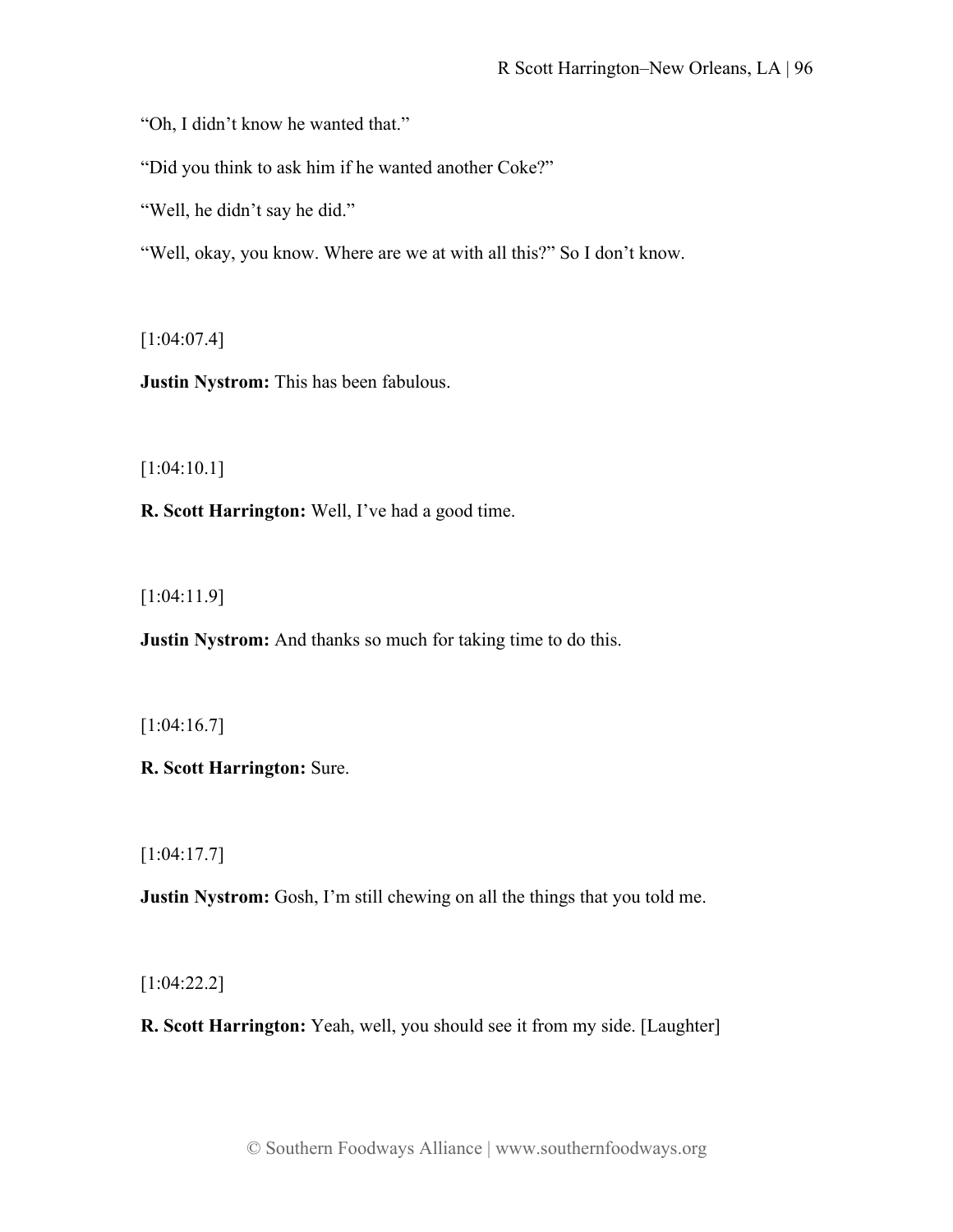"Oh, I didn't know he wanted that."

"Did you think to ask him if he wanted another Coke?"

"Well, he didn't say he did."

"Well, okay, you know. Where are we at with all this?" So I don't know.

[1:04:07.4]

**Justin Nystrom:** This has been fabulous.

[1:04:10.1]

**R. Scott Harrington:** Well, I've had a good time.

[1:04:11.9]

**Justin Nystrom:** And thanks so much for taking time to do this.

[1:04:16.7]

**R. Scott Harrington:** Sure.

[1:04:17.7]

**Justin Nystrom:** Gosh, I'm still chewing on all the things that you told me.

[1:04:22.2]

**R. Scott Harrington:** Yeah, well, you should see it from my side. [Laughter]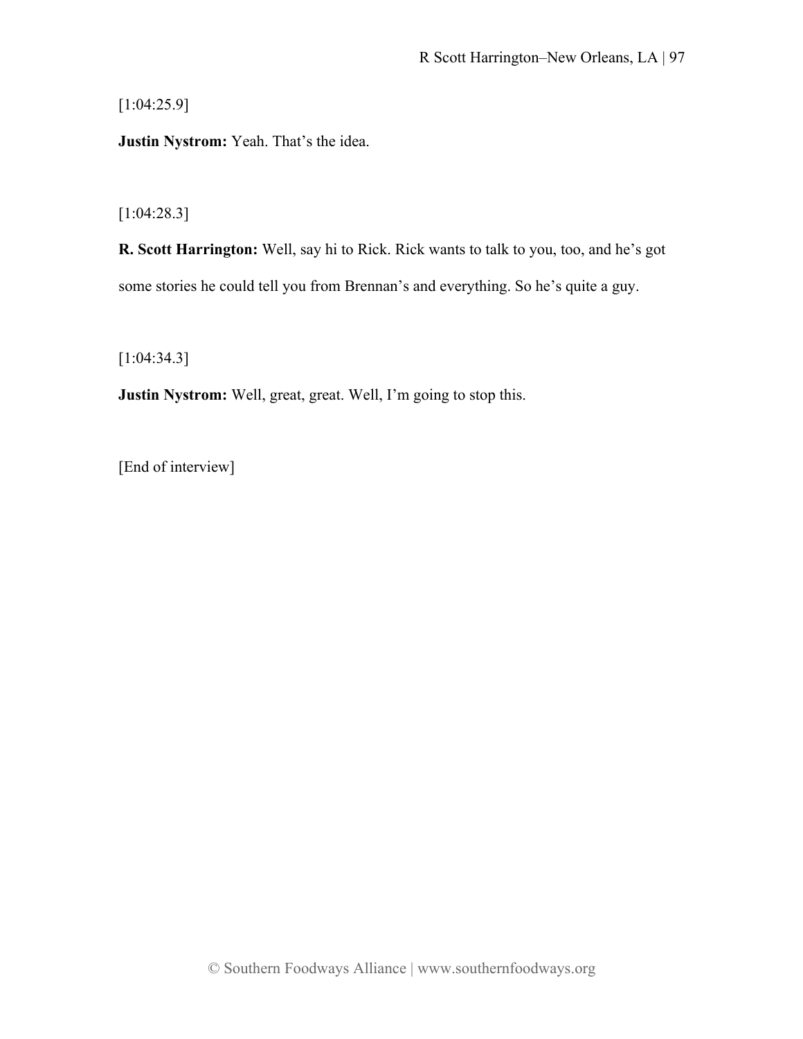[1:04:25.9]

**Justin Nystrom:** Yeah. That's the idea.

[1:04:28.3]

**R. Scott Harrington:** Well, say hi to Rick. Rick wants to talk to you, too, and he's got some stories he could tell you from Brennan's and everything. So he's quite a guy.

[1:04:34.3]

**Justin Nystrom:** Well, great, great. Well, I'm going to stop this.

[End of interview]